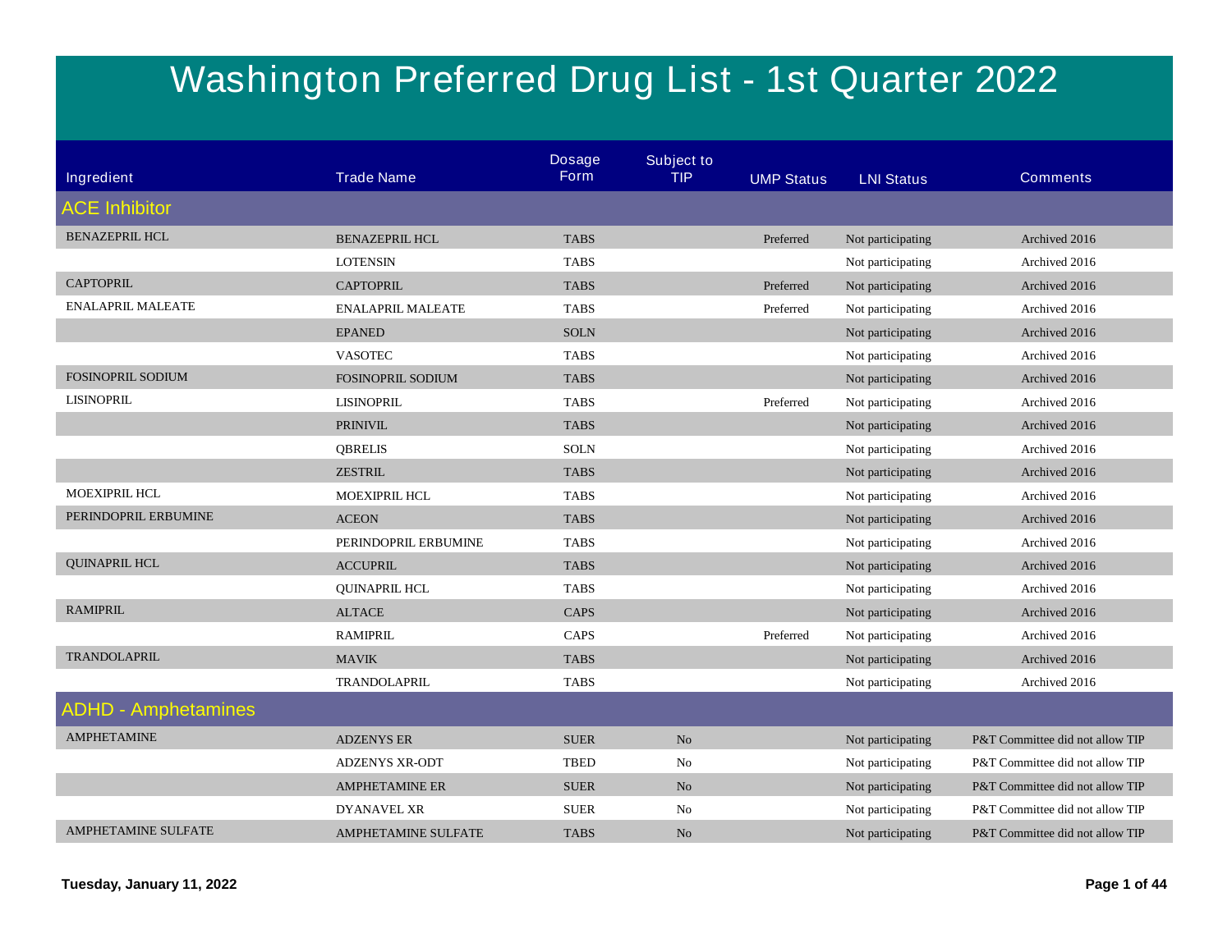# Washington Preferred Drug List - 1st Quarter 2022

| Ingredient | Trade Name | Dosage Form | Subject to TIP | UMP Status | LNI Status | Comments |
|---|---|---|---|---|---|---|
| **ACE Inhibitor** | | | | | | |
| BENAZEPRIL HCL | BENAZEPRIL HCL | TABS | | Preferred | Not participating | Archived 2016 |
| | LOTENSIN | TABS | | | Not participating | Archived 2016 |
| CAPTOPRIL | CAPTOPRIL | TABS | | Preferred | Not participating | Archived 2016 |
| ENALAPRIL MALEATE | ENALAPRIL MALEATE | TABS | | Preferred | Not participating | Archived 2016 |
| | EPANED | SOLN | | | Not participating | Archived 2016 |
| | VASOTEC | TABS | | | Not participating | Archived 2016 |
| FOSINOPRIL SODIUM | FOSINOPRIL SODIUM | TABS | | | Not participating | Archived 2016 |
| LISINOPRIL | LISINOPRIL | TABS | | Preferred | Not participating | Archived 2016 |
| | PRINIVIL | TABS | | | Not participating | Archived 2016 |
| | QBRELIS | SOLN | | | Not participating | Archived 2016 |
| | ZESTRIL | TABS | | | Not participating | Archived 2016 |
| MOEXIPRIL HCL | MOEXIPRIL HCL | TABS | | | Not participating | Archived 2016 |
| PERINDOPRIL ERBUMINE | ACEON | TABS | | | Not participating | Archived 2016 |
| | PERINDOPRIL ERBUMINE | TABS | | | Not participating | Archived 2016 |
| QUINAPRIL HCL | ACCUPRIL | TABS | | | Not participating | Archived 2016 |
| | QUINAPRIL HCL | TABS | | | Not participating | Archived 2016 |
| RAMIPRIL | ALTACE | CAPS | | | Not participating | Archived 2016 |
| | RAMIPRIL | CAPS | | Preferred | Not participating | Archived 2016 |
| TRANDOLAPRIL | MAVIK | TABS | | | Not participating | Archived 2016 |
| | TRANDOLAPRIL | TABS | | | Not participating | Archived 2016 |
| **ADHD - Amphetamines** | | | | | | |
| AMPHETAMINE | ADZENYS ER | SUER | No | | Not participating | P&T Committee did not allow TIP |
| | ADZENYS XR-ODT | TBED | No | | Not participating | P&T Committee did not allow TIP |
| | AMPHETAMINE ER | SUER | No | | Not participating | P&T Committee did not allow TIP |
| | DYANAVEL XR | SUER | No | | Not participating | P&T Committee did not allow TIP |
| AMPHETAMINE SULFATE | AMPHETAMINE SULFATE | TABS | No | | Not participating | P&T Committee did not allow TIP |

**Tuesday, January 11, 2022**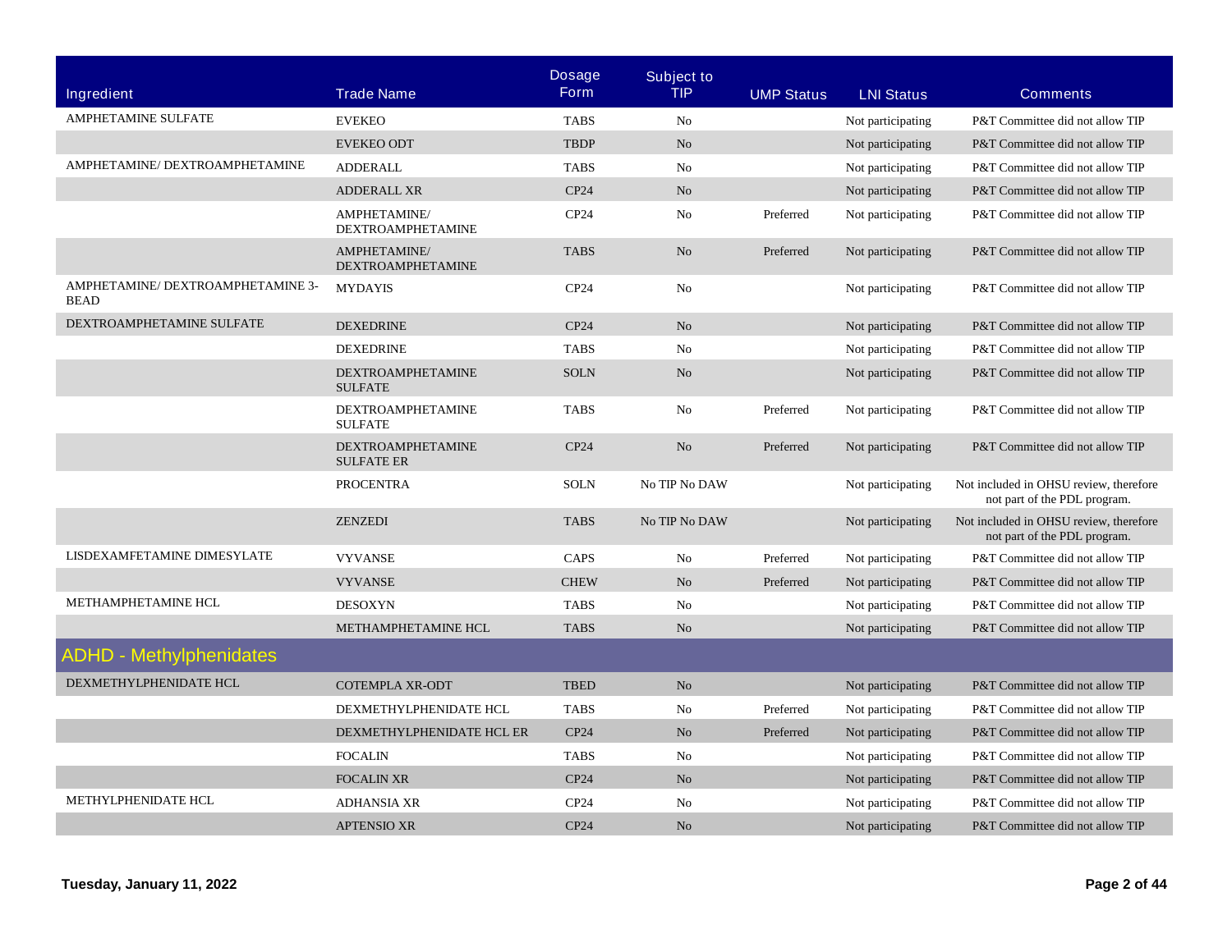| Ingredient | Trade Name | Dosage Form | Subject to TIP | UMP Status | LNI Status | Comments |
|---|---|---|---|---|---|---|
| AMPHETAMINE SULFATE | EVEKEO | TABS | No | | Not participating | P&T Committee did not allow TIP |
| | EVEKEO ODT | TBDP | No | | Not participating | P&T Committee did not allow TIP |
| AMPHETAMINE/ DEXTROAMPHETAMINE | ADDERALL | TABS | No | | Not participating | P&T Committee did not allow TIP |
| | ADDERALL XR | CP24 | No | | Not participating | P&T Committee did not allow TIP |
| | AMPHETAMINE/ DEXTROAMPHETAMINE | CP24 | No | Preferred | Not participating | P&T Committee did not allow TIP |
| | AMPHETAMINE/ DEXTROAMPHETAMINE | TABS | No | Preferred | Not participating | P&T Committee did not allow TIP |
| AMPHETAMINE/ DEXTROAMPHETAMINE 3-BEAD | MYDAYIS | CP24 | No | | Not participating | P&T Committee did not allow TIP |
| DEXTROAMPHETAMINE SULFATE | DEXEDRINE | CP24 | No | | Not participating | P&T Committee did not allow TIP |
| | DEXEDRINE | TABS | No | | Not participating | P&T Committee did not allow TIP |
| | DEXTROAMPHETAMINE SULFATE | SOLN | No | | Not participating | P&T Committee did not allow TIP |
| | DEXTROAMPHETAMINE SULFATE | TABS | No | Preferred | Not participating | P&T Committee did not allow TIP |
| | DEXTROAMPHETAMINE SULFATE ER | CP24 | No | Preferred | Not participating | P&T Committee did not allow TIP |
| | PROCENTRA | SOLN | No TIP No DAW | | Not participating | Not included in OHSU review, therefore not part of the PDL program. |
| | ZENZEDI | TABS | No TIP No DAW | | Not participating | Not included in OHSU review, therefore not part of the PDL program. |
| LISDEXAMFETAMINE DIMESYLATE | VYVANSE | CAPS | No | Preferred | Not participating | P&T Committee did not allow TIP |
| | VYVANSE | CHEW | No | Preferred | Not participating | P&T Committee did not allow TIP |
| METHAMPHETAMINE HCL | DESOXYN | TABS | No | | Not participating | P&T Committee did not allow TIP |
| | METHAMPHETAMINE HCL | TABS | No | | Not participating | P&T Committee did not allow TIP |
| **ADHD - Methylphenidates** | | | | | | |
| DEXMETHYLPHENIDATE HCL | COTEMPLA XR-ODT | TBED | No | | Not participating | P&T Committee did not allow TIP |
| | DEXMETHYLPHENIDATE HCL | TABS | No | Preferred | Not participating | P&T Committee did not allow TIP |
| | DEXMETHYLPHENIDATE HCL ER | CP24 | No | Preferred | Not participating | P&T Committee did not allow TIP |
| | FOCALIN | TABS | No | | Not participating | P&T Committee did not allow TIP |
| | FOCALIN XR | CP24 | No | | Not participating | P&T Committee did not allow TIP |
| METHYLPHENIDATE HCL | ADHANSIA XR | CP24 | No | | Not participating | P&T Committee did not allow TIP |
| | APTENSIO XR | CP24 | No | | Not participating | P&T Committee did not allow TIP |

**Tuesday, January 11, 2022**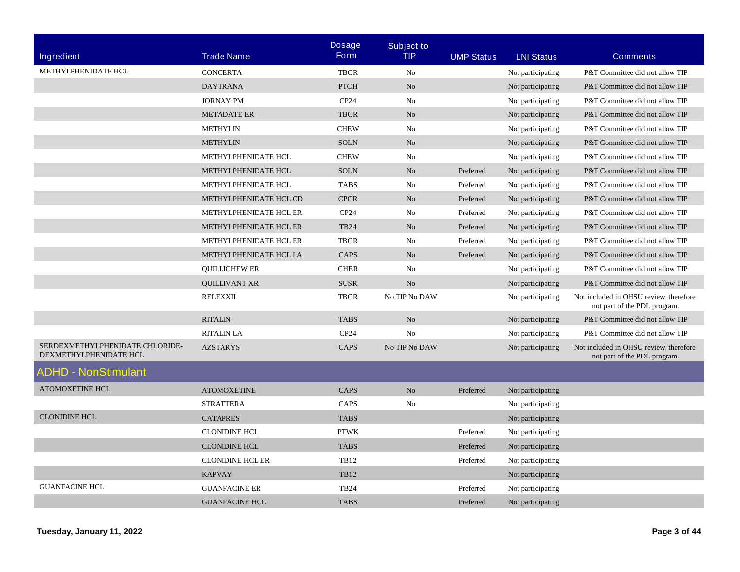| Ingredient | Trade Name | Dosage Form | Subject to TIP | UMP Status | LNI Status | Comments |
|---|---|---|---|---|---|---|
| METHYLPHENIDATE HCL | CONCERTA | TBCR | No | | Not participating | P&T Committee did not allow TIP |
| | DAYTRANA | PTCH | No | | Not participating | P&T Committee did not allow TIP |
| | JORNAY PM | CP24 | No | | Not participating | P&T Committee did not allow TIP |
| | METADATE ER | TBCR | No | | Not participating | P&T Committee did not allow TIP |
| | METHYLIN | CHEW | No | | Not participating | P&T Committee did not allow TIP |
| | METHYLIN | SOLN | No | | Not participating | P&T Committee did not allow TIP |
| | METHYLPHENIDATE HCL | CHEW | No | | Not participating | P&T Committee did not allow TIP |
| | METHYLPHENIDATE HCL | SOLN | No | Preferred | Not participating | P&T Committee did not allow TIP |
| | METHYLPHENIDATE HCL | TABS | No | Preferred | Not participating | P&T Committee did not allow TIP |
| | METHYLPHENIDATE HCL CD | CPCR | No | Preferred | Not participating | P&T Committee did not allow TIP |
| | METHYLPHENIDATE HCL ER | CP24 | No | Preferred | Not participating | P&T Committee did not allow TIP |
| | METHYLPHENIDATE HCL ER | TB24 | No | Preferred | Not participating | P&T Committee did not allow TIP |
| | METHYLPHENIDATE HCL ER | TBCR | No | Preferred | Not participating | P&T Committee did not allow TIP |
| | METHYLPHENIDATE HCL LA | CAPS | No | Preferred | Not participating | P&T Committee did not allow TIP |
| | QUILLICHEW ER | CHER | No | | Not participating | P&T Committee did not allow TIP |
| | QUILLIVANT XR | SUSR | No | | Not participating | P&T Committee did not allow TIP |
| | RELEXXII | TBCR | No TIP No DAW | | Not participating | Not included in OHSU review, therefore not part of the PDL program. |
| | RITALIN | TABS | No | | Not participating | P&T Committee did not allow TIP |
| | RITALIN LA | CP24 | No | | Not participating | P&T Committee did not allow TIP |
| SERDEXMETHYLPHENIDATE CHLORIDE-DEXMETHYLPHENIDATE HCL | AZSTARYS | CAPS | No TIP No DAW | | Not participating | Not included in OHSU review, therefore not part of the PDL program. |
| **ADHD - NonStimulant** | | | | | | |
| ATOMOXETINE HCL | ATOMOXETINE | CAPS | No | Preferred | Not participating | |
| | STRATTERA | CAPS | No | | Not participating | |
| CLONIDINE HCL | CATAPRES | TABS | | | Not participating | |
| | CLONIDINE HCL | PTWK | | Preferred | Not participating | |
| | CLONIDINE HCL | TABS | | Preferred | Not participating | |
| | CLONIDINE HCL ER | TB12 | | Preferred | Not participating | |
| | KAPVAY | TB12 | | | Not participating | |
| GUANFACINE HCL | GUANFACINE ER | TB24 | | Preferred | Not participating | |
| | GUANFACINE HCL | TABS | | Preferred | Not participating | |

Tuesday, January 11, 2022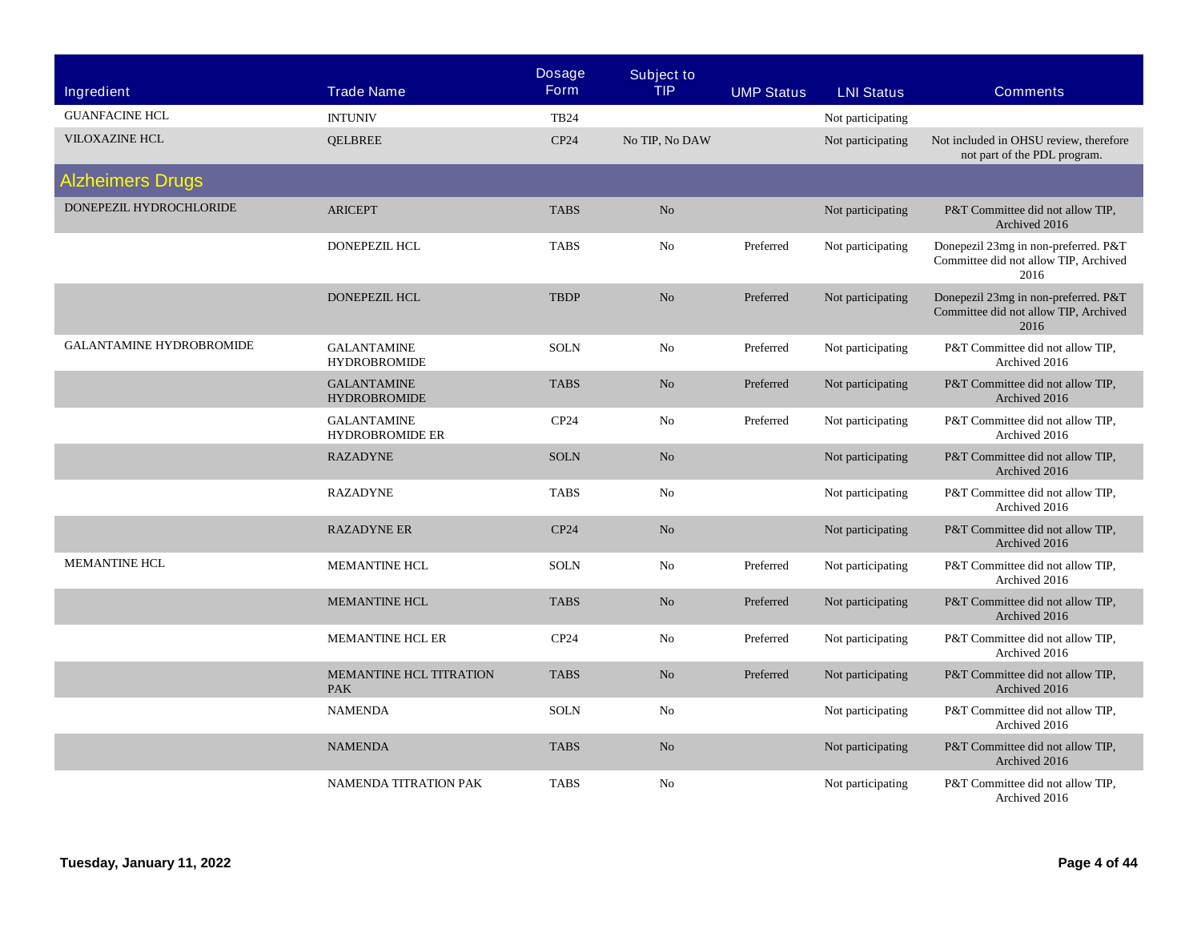| Ingredient | Trade Name | Dosage Form | Subject to TIP | UMP Status | LNI Status | Comments |
| --- | --- | --- | --- | --- | --- | --- |
| GUANFACINE HCL | INTUNIV | TB24 | | | Not participating | |
| VILOXAZINE HCL | QELBREE | CP24 | No TIP, No DAW | | Not participating | Not included in OHSU review, therefore not part of the PDL program. |
| **Alzheimers Drugs** | | | | | | |
| DONEPEZIL HYDROCHLORIDE | ARICEPT | TABS | No | | Not participating | P&T Committee did not allow TIP, Archived 2016 |
| | DONEPEZIL HCL | TABS | No | Preferred | Not participating | Donepezil 23mg in non-preferred. P&T Committee did not allow TIP, Archived 2016 |
| | DONEPEZIL HCL | TBDP | No | Preferred | Not participating | Donepezil 23mg in non-preferred. P&T Committee did not allow TIP, Archived 2016 |
| GALANTAMINE HYDROBROMIDE | GALANTAMINE HYDROBROMIDE | SOLN | No | Preferred | Not participating | P&T Committee did not allow TIP, Archived 2016 |
| | GALANTAMINE HYDROBROMIDE | TABS | No | Preferred | Not participating | P&T Committee did not allow TIP, Archived 2016 |
| | GALANTAMINE HYDROBROMIDE ER | CP24 | No | Preferred | Not participating | P&T Committee did not allow TIP, Archived 2016 |
| | RAZADYNE | SOLN | No | | Not participating | P&T Committee did not allow TIP, Archived 2016 |
| | RAZADYNE | TABS | No | | Not participating | P&T Committee did not allow TIP, Archived 2016 |
| | RAZADYNE ER | CP24 | No | | Not participating | P&T Committee did not allow TIP, Archived 2016 |
| MEMANTINE HCL | MEMANTINE HCL | SOLN | No | Preferred | Not participating | P&T Committee did not allow TIP, Archived 2016 |
| | MEMANTINE HCL | TABS | No | Preferred | Not participating | P&T Committee did not allow TIP, Archived 2016 |
| | MEMANTINE HCL ER | CP24 | No | Preferred | Not participating | P&T Committee did not allow TIP, Archived 2016 |
| | MEMANTINE HCL TITRATION PAK | TABS | No | Preferred | Not participating | P&T Committee did not allow TIP, Archived 2016 |
| | NAMENDA | SOLN | No | | Not participating | P&T Committee did not allow TIP, Archived 2016 |
| | NAMENDA | TABS | No | | Not participating | P&T Committee did not allow TIP, Archived 2016 |
| | NAMENDA TITRATION PAK | TABS | No | | Not participating | P&T Committee did not allow TIP, Archived 2016 |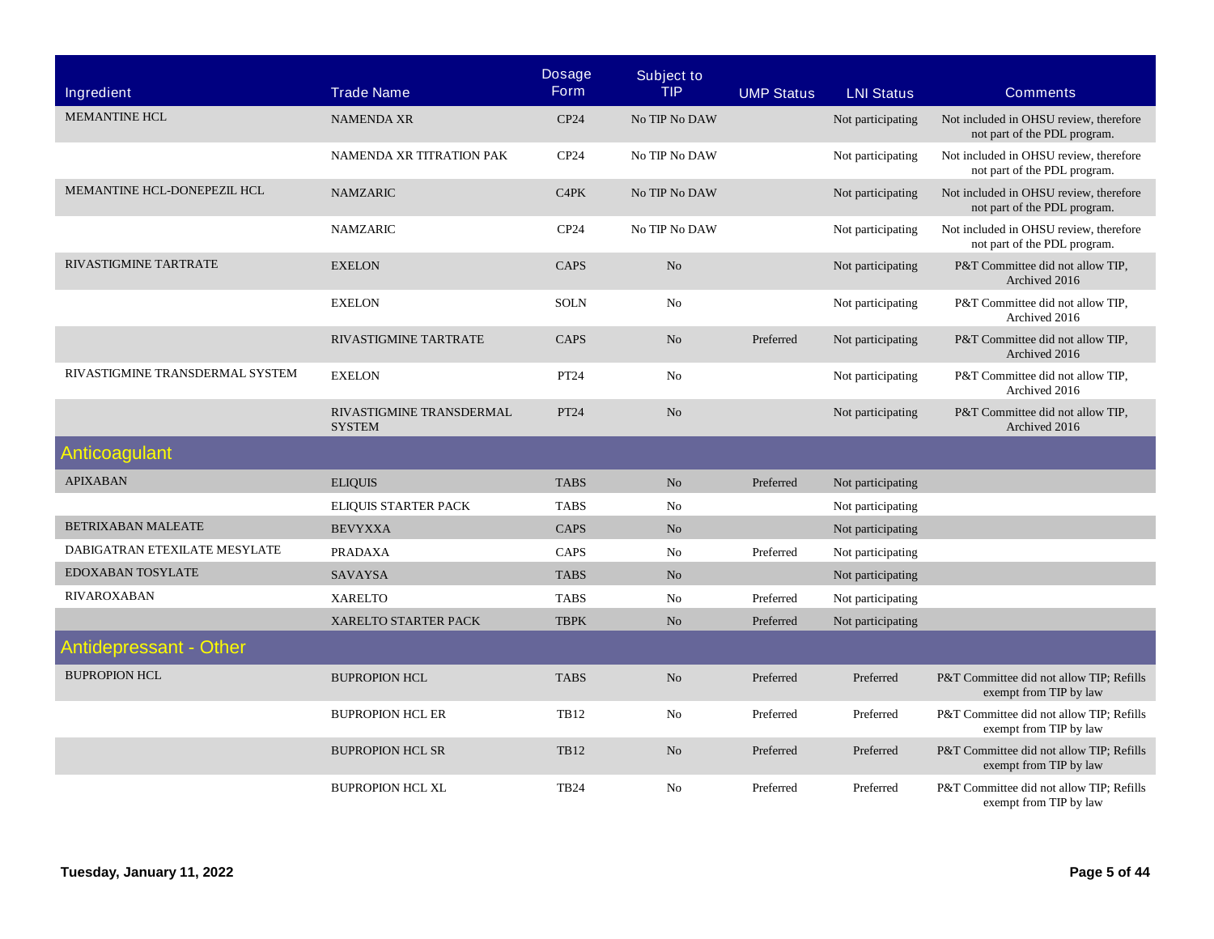| Ingredient | Trade Name | Dosage Form | Subject to TIP | UMP Status | LNI Status | Comments |
|---|---|---|---|---|---|---|
| MEMANTINE HCL | NAMENDA XR | CP24 | No TIP No DAW | | Not participating | Not included in OHSU review, therefore not part of the PDL program. |
| | NAMENDA XR TITRATION PAK | CP24 | No TIP No DAW | | Not participating | Not included in OHSU review, therefore not part of the PDL program. |
| MEMANTINE HCL-DONEPEZIL HCL | NAMZARIC | C4PK | No TIP No DAW | | Not participating | Not included in OHSU review, therefore not part of the PDL program. |
| | NAMZARIC | CP24 | No TIP No DAW | | Not participating | Not included in OHSU review, therefore not part of the PDL program. |
| RIVASTIGMINE TARTRATE | EXELON | CAPS | No | | Not participating | P&T Committee did not allow TIP, Archived 2016 |
| | EXELON | SOLN | No | | Not participating | P&T Committee did not allow TIP, Archived 2016 |
| | RIVASTIGMINE TARTRATE | CAPS | No | Preferred | Not participating | P&T Committee did not allow TIP, Archived 2016 |
| RIVASTIGMINE TRANSDERMAL SYSTEM | EXELON | PT24 | No | | Not participating | P&T Committee did not allow TIP, Archived 2016 |
| | RIVASTIGMINE TRANSDERMAL SYSTEM | PT24 | No | | Not participating | P&T Committee did not allow TIP, Archived 2016 |
| **Anticoagulant** | | | | | | |
| APIXABAN | ELIQUIS | TABS | No | Preferred | Not participating | |
| | ELIQUIS STARTER PACK | TABS | No | | Not participating | |
| BETRIXABAN MALEATE | BEVYXXA | CAPS | No | | Not participating | |
| DABIGATRAN ETEXILATE MESYLATE | PRADAXA | CAPS | No | Preferred | Not participating | |
| EDOXABAN TOSYLATE | SAVAYSA | TABS | No | | Not participating | |
| RIVAROXABAN | XARELTO | TABS | No | Preferred | Not participating | |
| | XARELTO STARTER PACK | TBPK | No | Preferred | Not participating | |
| **Antidepressant - Other** | | | | | | |
| BUPROPION HCL | BUPROPION HCL | TABS | No | Preferred | Preferred | P&T Committee did not allow TIP; Refills exempt from TIP by law |
| | BUPROPION HCL ER | TB12 | No | Preferred | Preferred | P&T Committee did not allow TIP; Refills exempt from TIP by law |
| | BUPROPION HCL SR | TB12 | No | Preferred | Preferred | P&T Committee did not allow TIP; Refills exempt from TIP by law |
| | BUPROPION HCL XL | TB24 | No | Preferred | Preferred | P&T Committee did not allow TIP; Refills exempt from TIP by law |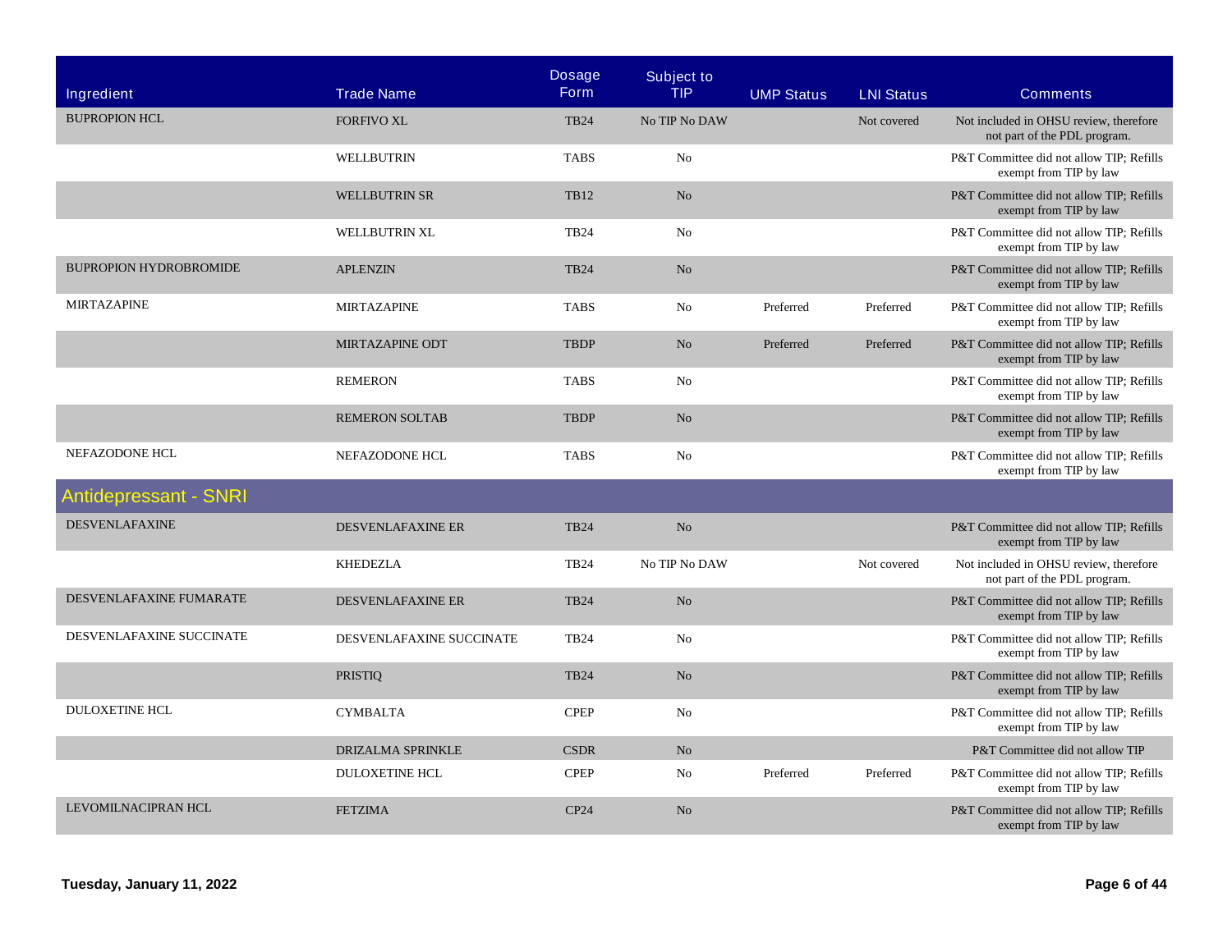| Ingredient | Trade Name | Dosage Form | Subject to TIP | UMP Status | LNI Status | Comments |
|---|---|---|---|---|---|---|
| BUPROPION HCL | FORFIVO XL | TB24 | No TIP No DAW | | Not covered | Not included in OHSU review, therefore not part of the PDL program. |
| | WELLBUTRIN | TABS | No | | | P&T Committee did not allow TIP; Refills exempt from TIP by law |
| | WELLBUTRIN SR | TB12 | No | | | P&T Committee did not allow TIP; Refills exempt from TIP by law |
| | WELLBUTRIN XL | TB24 | No | | | P&T Committee did not allow TIP; Refills exempt from TIP by law |
| BUPROPION HYDROBROMIDE | APLENZIN | TB24 | No | | | P&T Committee did not allow TIP; Refills exempt from TIP by law |
| MIRTAZAPINE | MIRTAZAPINE | TABS | No | Preferred | Preferred | P&T Committee did not allow TIP; Refills exempt from TIP by law |
| | MIRTAZAPINE ODT | TBDP | No | Preferred | Preferred | P&T Committee did not allow TIP; Refills exempt from TIP by law |
| | REMERON | TABS | No | | | P&T Committee did not allow TIP; Refills exempt from TIP by law |
| | REMERON SOLTAB | TBDP | No | | | P&T Committee did not allow TIP; Refills exempt from TIP by law |
| NEFAZODONE HCL | NEFAZODONE HCL | TABS | No | | | P&T Committee did not allow TIP; Refills exempt from TIP by law |
| **Antidepressant - SNRI** | | | | | | |
| DESVENLAFAXINE | DESVENLAFAXINE ER | TB24 | No | | | P&T Committee did not allow TIP; Refills exempt from TIP by law |
| | KHEDEZLA | TB24 | No TIP No DAW | | Not covered | Not included in OHSU review, therefore not part of the PDL program. |
| DESVENLAFAXINE FUMARATE | DESVENLAFAXINE ER | TB24 | No | | | P&T Committee did not allow TIP; Refills exempt from TIP by law |
| DESVENLAFAXINE SUCCINATE | DESVENLAFAXINE SUCCINATE | TB24 | No | | | P&T Committee did not allow TIP; Refills exempt from TIP by law |
| | PRISTIQ | TB24 | No | | | P&T Committee did not allow TIP; Refills exempt from TIP by law |
| DULOXETINE HCL | CYMBALTA | CPEP | No | | | P&T Committee did not allow TIP; Refills exempt from TIP by law |
| | DRIZALMA SPRINKLE | CSDR | No | | | P&T Committee did not allow TIP |
| | DULOXETINE HCL | CPEP | No | Preferred | Preferred | P&T Committee did not allow TIP; Refills exempt from TIP by law |
| LEVOMILNACIPRAN HCL | FETZIMA | CP24 | No | | | P&T Committee did not allow TIP; Refills exempt from TIP by law |

**Tuesday, January 11, 2022**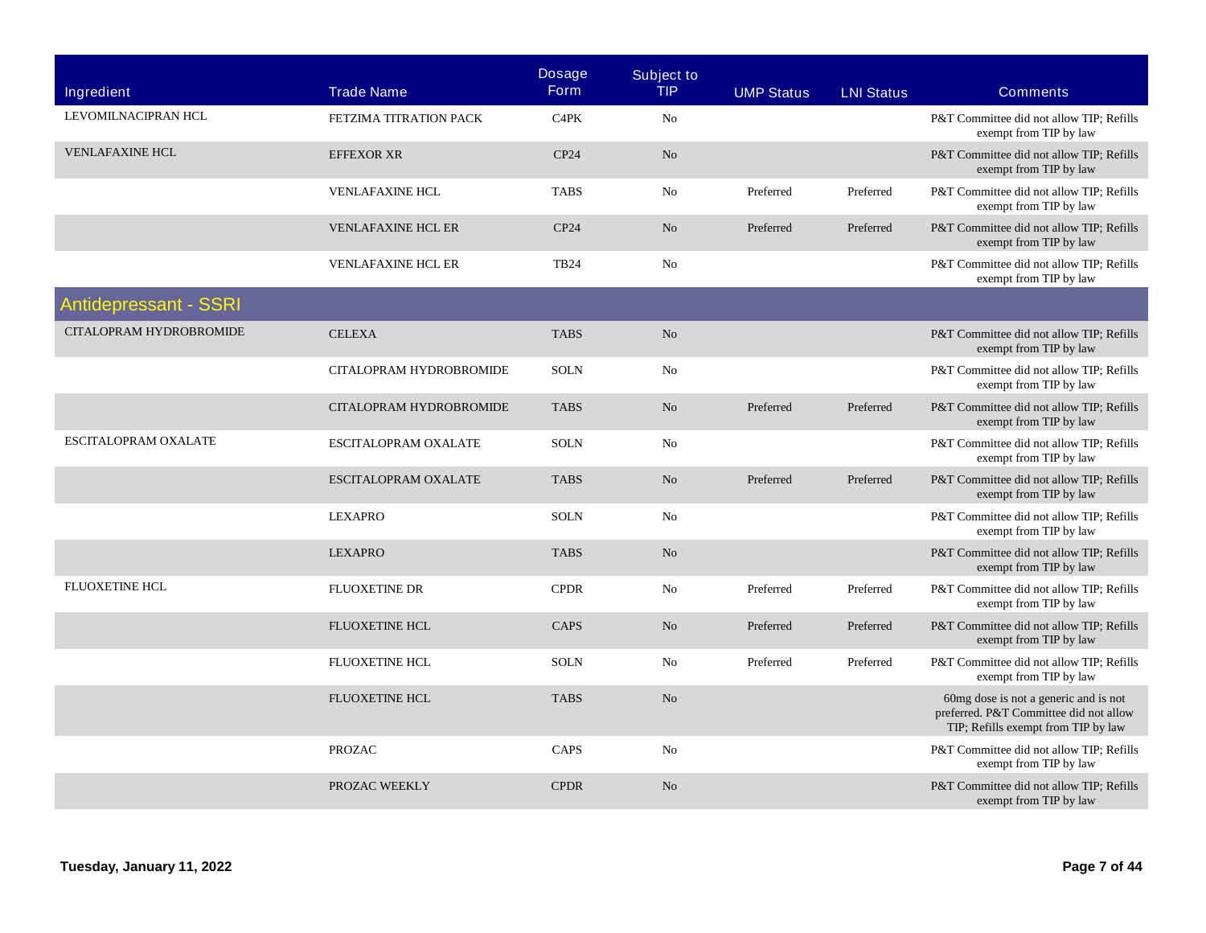| Ingredient | Trade Name | Dosage Form | Subject to TIP | UMP Status | LNI Status | Comments |
|---|---|---|---|---|---|---|
| LEVOMILNACIPRAN HCL | FETZIMA TITRATION PACK | C4PK | No | | | P&T Committee did not allow TIP; Refills exempt from TIP by law |
| VENLAFAXINE HCL | EFFEXOR XR | CP24 | No | | | P&T Committee did not allow TIP; Refills exempt from TIP by law |
| | VENLAFAXINE HCL | TABS | No | Preferred | Preferred | P&T Committee did not allow TIP; Refills exempt from TIP by law |
| | VENLAFAXINE HCL ER | CP24 | No | Preferred | Preferred | P&T Committee did not allow TIP; Refills exempt from TIP by law |
| | VENLAFAXINE HCL ER | TB24 | No | | | P&T Committee did not allow TIP; Refills exempt from TIP by law |
| **Antidepressant - SSRI** | | | | | | |
| CITALOPRAM HYDROBROMIDE | CELEXA | TABS | No | | | P&T Committee did not allow TIP; Refills exempt from TIP by law |
| | CITALOPRAM HYDROBROMIDE | SOLN | No | | | P&T Committee did not allow TIP; Refills exempt from TIP by law |
| | CITALOPRAM HYDROBROMIDE | TABS | No | Preferred | Preferred | P&T Committee did not allow TIP; Refills exempt from TIP by law |
| ESCITALOPRAM OXALATE | ESCITALOPRAM OXALATE | SOLN | No | | | P&T Committee did not allow TIP; Refills exempt from TIP by law |
| | ESCITALOPRAM OXALATE | TABS | No | Preferred | Preferred | P&T Committee did not allow TIP; Refills exempt from TIP by law |
| | LEXAPRO | SOLN | No | | | P&T Committee did not allow TIP; Refills exempt from TIP by law |
| | LEXAPRO | TABS | No | | | P&T Committee did not allow TIP; Refills exempt from TIP by law |
| FLUOXETINE HCL | FLUOXETINE DR | CPDR | No | Preferred | Preferred | P&T Committee did not allow TIP; Refills exempt from TIP by law |
| | FLUOXETINE HCL | CAPS | No | Preferred | Preferred | P&T Committee did not allow TIP; Refills exempt from TIP by law |
| | FLUOXETINE HCL | SOLN | No | Preferred | Preferred | P&T Committee did not allow TIP; Refills exempt from TIP by law |
| | FLUOXETINE HCL | TABS | No | | | 60mg dose is not a generic and is not preferred. P&T Committee did not allow TIP; Refills exempt from TIP by law |
| | PROZAC | CAPS | No | | | P&T Committee did not allow TIP; Refills exempt from TIP by law |
| | PROZAC WEEKLY | CPDR | No | | | P&T Committee did not allow TIP; Refills exempt from TIP by law |

**Tuesday, January 11, 2022**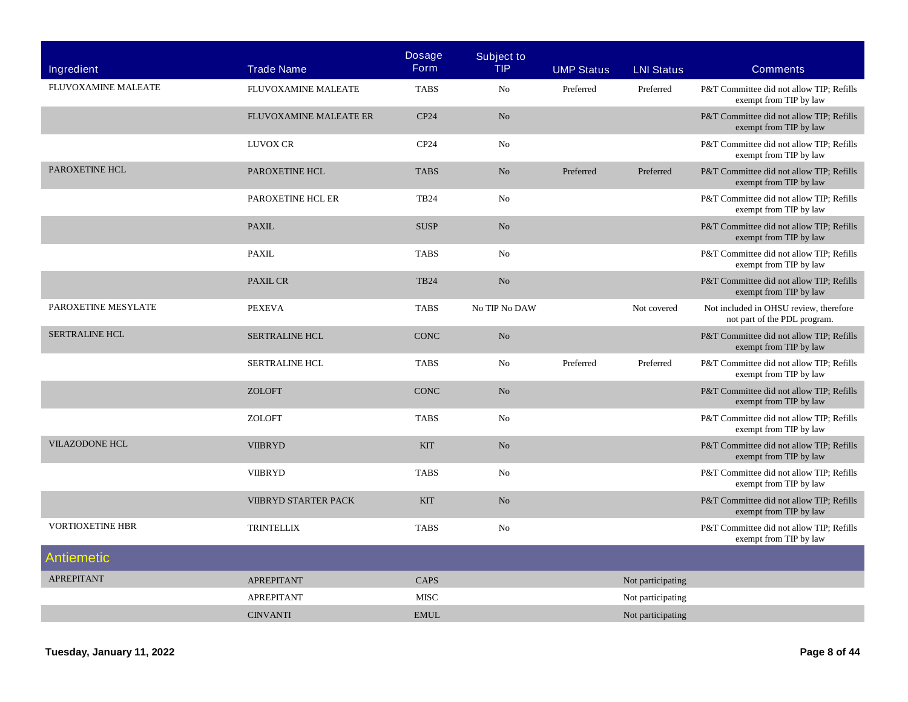| Ingredient | Trade Name | Dosage Form | Subject to TIP | UMP Status | LNI Status | Comments |
|---|---|---|---|---|---|---|
| FLUVOXAMINE MALEATE | FLUVOXAMINE MALEATE | TABS | No | Preferred | Preferred | P&T Committee did not allow TIP; Refills exempt from TIP by law |
| | FLUVOXAMINE MALEATE ER | CP24 | No | | | P&T Committee did not allow TIP; Refills exempt from TIP by law |
| | LUVOX CR | CP24 | No | | | P&T Committee did not allow TIP; Refills exempt from TIP by law |
| PAROXETINE HCL | PAROXETINE HCL | TABS | No | Preferred | Preferred | P&T Committee did not allow TIP; Refills exempt from TIP by law |
| | PAROXETINE HCL ER | TB24 | No | | | P&T Committee did not allow TIP; Refills exempt from TIP by law |
| | PAXIL | SUSP | No | | | P&T Committee did not allow TIP; Refills exempt from TIP by law |
| | PAXIL | TABS | No | | | P&T Committee did not allow TIP; Refills exempt from TIP by law |
| | PAXIL CR | TB24 | No | | | P&T Committee did not allow TIP; Refills exempt from TIP by law |
| PAROXETINE MESYLATE | PEXEVA | TABS | No TIP No DAW | | Not covered | Not included in OHSU review, therefore not part of the PDL program. |
| SERTRALINE HCL | SERTRALINE HCL | CONC | No | | | P&T Committee did not allow TIP; Refills exempt from TIP by law |
| | SERTRALINE HCL | TABS | No | Preferred | Preferred | P&T Committee did not allow TIP; Refills exempt from TIP by law |
| | ZOLOFT | CONC | No | | | P&T Committee did not allow TIP; Refills exempt from TIP by law |
| | ZOLOFT | TABS | No | | | P&T Committee did not allow TIP; Refills exempt from TIP by law |
| VILAZODONE HCL | VIIBRYD | KIT | No | | | P&T Committee did not allow TIP; Refills exempt from TIP by law |
| | VIIBRYD | TABS | No | | | P&T Committee did not allow TIP; Refills exempt from TIP by law |
| | VIIBRYD STARTER PACK | KIT | No | | | P&T Committee did not allow TIP; Refills exempt from TIP by law |
| VORTIOXETINE HBR | TRINTELLIX | TABS | No | | | P&T Committee did not allow TIP; Refills exempt from TIP by law |
| **Antiemetic** | | | | | | |
| APREPITANT | APREPITANT | CAPS | | | Not participating | |
| | APREPITANT | MISC | | | Not participating | |
| | CINVANTI | EMUL | | | Not participating | |

Tuesday, January 11, 2022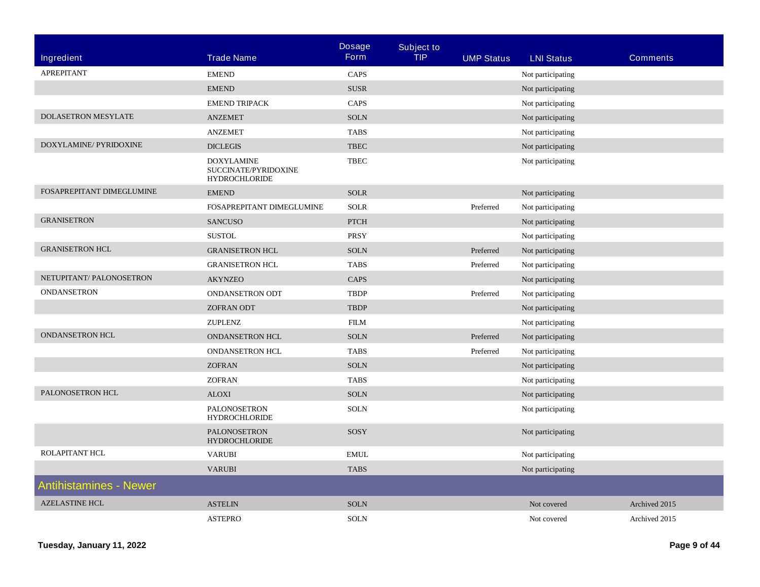| Ingredient | Trade Name | Dosage Form | Subject to TIP | UMP Status | LNI Status | Comments |
|---|---|---|---|---|---|---|
| APREPITANT | EMEND | CAPS | | | Not participating | |
| | EMEND | SUSR | | | Not participating | |
| | EMEND TRIPACK | CAPS | | | Not participating | |
| DOLASETRON MESYLATE | ANZEMET | SOLN | | | Not participating | |
| | ANZEMET | TABS | | | Not participating | |
| DOXYLAMINE/ PYRIDOXINE | DICLEGIS | TBEC | | | Not participating | |
| | DOXYLAMINE SUCCINATE/PYRIDOXINE HYDROCHLORIDE | TBEC | | | Not participating | |
| FOSAPREPITANT DIMEGLUMINE | EMEND | SOLR | | | Not participating | |
| | FOSAPREPITANT DIMEGLUMINE | SOLR | | Preferred | Not participating | |
| GRANISETRON | SANCUSO | PTCH | | | Not participating | |
| | SUSTOL | PRSY | | | Not participating | |
| GRANISETRON HCL | GRANISETRON HCL | SOLN | | Preferred | Not participating | |
| | GRANISETRON HCL | TABS | | Preferred | Not participating | |
| NETUPITANT/ PALONOSETRON | AKYNZEO | CAPS | | | Not participating | |
| ONDANSETRON | ONDANSETRON ODT | TBDP | | Preferred | Not participating | |
| | ZOFRAN ODT | TBDP | | | Not participating | |
| | ZUPLENZ | FILM | | | Not participating | |
| ONDANSETRON HCL | ONDANSETRON HCL | SOLN | | Preferred | Not participating | |
| | ONDANSETRON HCL | TABS | | Preferred | Not participating | |
| | ZOFRAN | SOLN | | | Not participating | |
| | ZOFRAN | TABS | | | Not participating | |
| PALONOSETRON HCL | ALOXI | SOLN | | | Not participating | |
| | PALONOSETRON HYDROCHLORIDE | SOLN | | | Not participating | |
| | PALONOSETRON HYDROCHLORIDE | SOSY | | | Not participating | |
| ROLAPITANT HCL | VARUBI | EMUL | | | Not participating | |
| | VARUBI | TABS | | | Not participating | |
| **Antihistamines - Newer** | | | | | | |
| AZELASTINE HCL | ASTELIN | SOLN | | | Not covered | Archived 2015 |
| | ASTEPRO | SOLN | | | Not covered | Archived 2015 |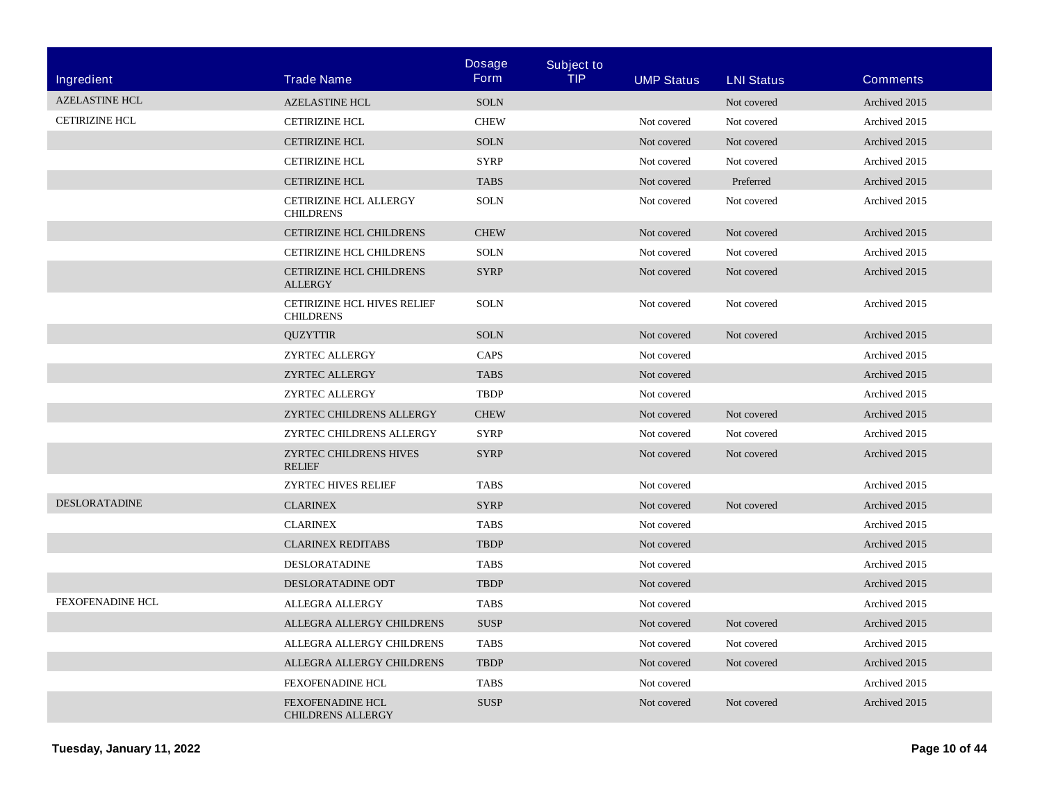| Ingredient | Trade Name | Dosage Form | Subject to TIP | UMP Status | LNI Status | Comments |
|---|---|---|---|---|---|---|
| AZELASTINE HCL | AZELASTINE HCL | SOLN | | | Not covered | Archived 2015 |
| CETIRIZINE HCL | CETIRIZINE HCL | CHEW | | Not covered | Not covered | Archived 2015 |
| | CETIRIZINE HCL | SOLN | | Not covered | Not covered | Archived 2015 |
| | CETIRIZINE HCL | SYRP | | Not covered | Not covered | Archived 2015 |
| | CETIRIZINE HCL | TABS | | Not covered | Preferred | Archived 2015 |
| | CETIRIZINE HCL ALLERGY CHILDRENS | SOLN | | Not covered | Not covered | Archived 2015 |
| | CETIRIZINE HCL CHILDRENS | CHEW | | Not covered | Not covered | Archived 2015 |
| | CETIRIZINE HCL CHILDRENS | SOLN | | Not covered | Not covered | Archived 2015 |
| | CETIRIZINE HCL CHILDRENS ALLERGY | SYRP | | Not covered | Not covered | Archived 2015 |
| | CETIRIZINE HCL HIVES RELIEF CHILDRENS | SOLN | | Not covered | Not covered | Archived 2015 |
| | QUZYTTIR | SOLN | | Not covered | Not covered | Archived 2015 |
| | ZYRTEC ALLERGY | CAPS | | Not covered | | Archived 2015 |
| | ZYRTEC ALLERGY | TABS | | Not covered | | Archived 2015 |
| | ZYRTEC ALLERGY | TBDP | | Not covered | | Archived 2015 |
| | ZYRTEC CHILDRENS ALLERGY | CHEW | | Not covered | Not covered | Archived 2015 |
| | ZYRTEC CHILDRENS ALLERGY | SYRP | | Not covered | Not covered | Archived 2015 |
| | ZYRTEC CHILDRENS HIVES RELIEF | SYRP | | Not covered | Not covered | Archived 2015 |
| | ZYRTEC HIVES RELIEF | TABS | | Not covered | | Archived 2015 |
| DESLORATADINE | CLARINEX | SYRP | | Not covered | Not covered | Archived 2015 |
| | CLARINEX | TABS | | Not covered | | Archived 2015 |
| | CLARINEX REDITABS | TBDP | | Not covered | | Archived 2015 |
| | DESLORATADINE | TABS | | Not covered | | Archived 2015 |
| | DESLORATADINE ODT | TBDP | | Not covered | | Archived 2015 |
| FEXOFENADINE HCL | ALLEGRA ALLERGY | TABS | | Not covered | | Archived 2015 |
| | ALLEGRA ALLERGY CHILDRENS | SUSP | | Not covered | Not covered | Archived 2015 |
| | ALLEGRA ALLERGY CHILDRENS | TABS | | Not covered | Not covered | Archived 2015 |
| | ALLEGRA ALLERGY CHILDRENS | TBDP | | Not covered | Not covered | Archived 2015 |
| | FEXOFENADINE HCL | TABS | | Not covered | | Archived 2015 |
| | FEXOFENADINE HCL CHILDRENS ALLERGY | SUSP | | Not covered | Not covered | Archived 2015 |

**Tuesday, January 11, 2022**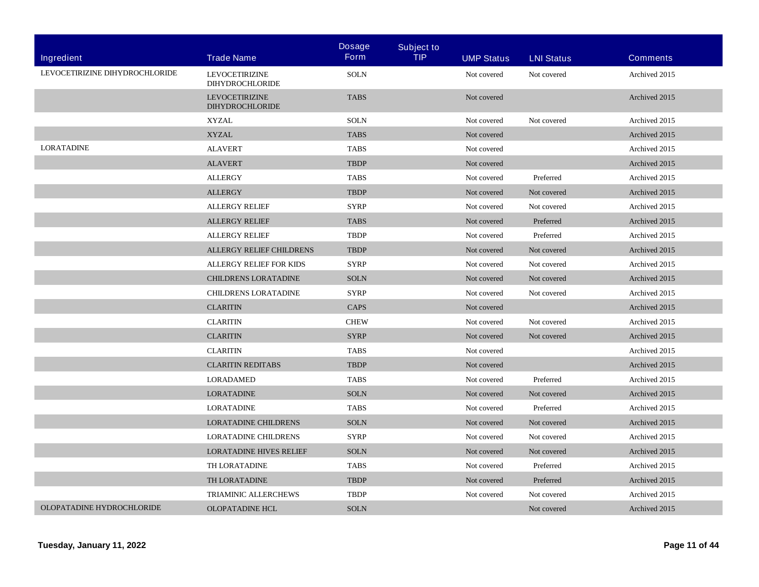| Ingredient | Trade Name | Dosage Form | Subject to TIP | UMP Status | LNI Status | Comments |
|---|---|---|---|---|---|---|
| LEVOCETIRIZINE DIHYDROCHLORIDE | LEVOCETIRIZINE DIHYDROCHLORIDE | SOLN | | Not covered | Not covered | Archived 2015 |
| | LEVOCETIRIZINE DIHYDROCHLORIDE | TABS | | Not covered | | Archived 2015 |
| | XYZAL | SOLN | | Not covered | Not covered | Archived 2015 |
| | XYZAL | TABS | | Not covered | | Archived 2015 |
| LORATADINE | ALAVERT | TABS | | Not covered | | Archived 2015 |
| | ALAVERT | TBDP | | Not covered | | Archived 2015 |
| | ALLERGY | TABS | | Not covered | Preferred | Archived 2015 |
| | ALLERGY | TBDP | | Not covered | Not covered | Archived 2015 |
| | ALLERGY RELIEF | SYRP | | Not covered | Not covered | Archived 2015 |
| | ALLERGY RELIEF | TABS | | Not covered | Preferred | Archived 2015 |
| | ALLERGY RELIEF | TBDP | | Not covered | Preferred | Archived 2015 |
| | ALLERGY RELIEF CHILDRENS | TBDP | | Not covered | Not covered | Archived 2015 |
| | ALLERGY RELIEF FOR KIDS | SYRP | | Not covered | Not covered | Archived 2015 |
| | CHILDRENS LORATADINE | SOLN | | Not covered | Not covered | Archived 2015 |
| | CHILDRENS LORATADINE | SYRP | | Not covered | Not covered | Archived 2015 |
| | CLARITIN | CAPS | | Not covered | | Archived 2015 |
| | CLARITIN | CHEW | | Not covered | Not covered | Archived 2015 |
| | CLARITIN | SYRP | | Not covered | Not covered | Archived 2015 |
| | CLARITIN | TABS | | Not covered | | Archived 2015 |
| | CLARITIN REDITABS | TBDP | | Not covered | | Archived 2015 |
| | LORADAMED | TABS | | Not covered | Preferred | Archived 2015 |
| | LORATADINE | SOLN | | Not covered | Not covered | Archived 2015 |
| | LORATADINE | TABS | | Not covered | Preferred | Archived 2015 |
| | LORATADINE CHILDRENS | SOLN | | Not covered | Not covered | Archived 2015 |
| | LORATADINE CHILDRENS | SYRP | | Not covered | Not covered | Archived 2015 |
| | LORATADINE HIVES RELIEF | SOLN | | Not covered | Not covered | Archived 2015 |
| | TH LORATADINE | TABS | | Not covered | Preferred | Archived 2015 |
| | TH LORATADINE | TBDP | | Not covered | Preferred | Archived 2015 |
| | TRIAMINIC ALLERCHEWS | TBDP | | Not covered | Not covered | Archived 2015 |
| OLOPATADINE HYDROCHLORIDE | OLOPATADINE HCL | SOLN | | | Not covered | Archived 2015 |

**Tuesday, January 11, 2022**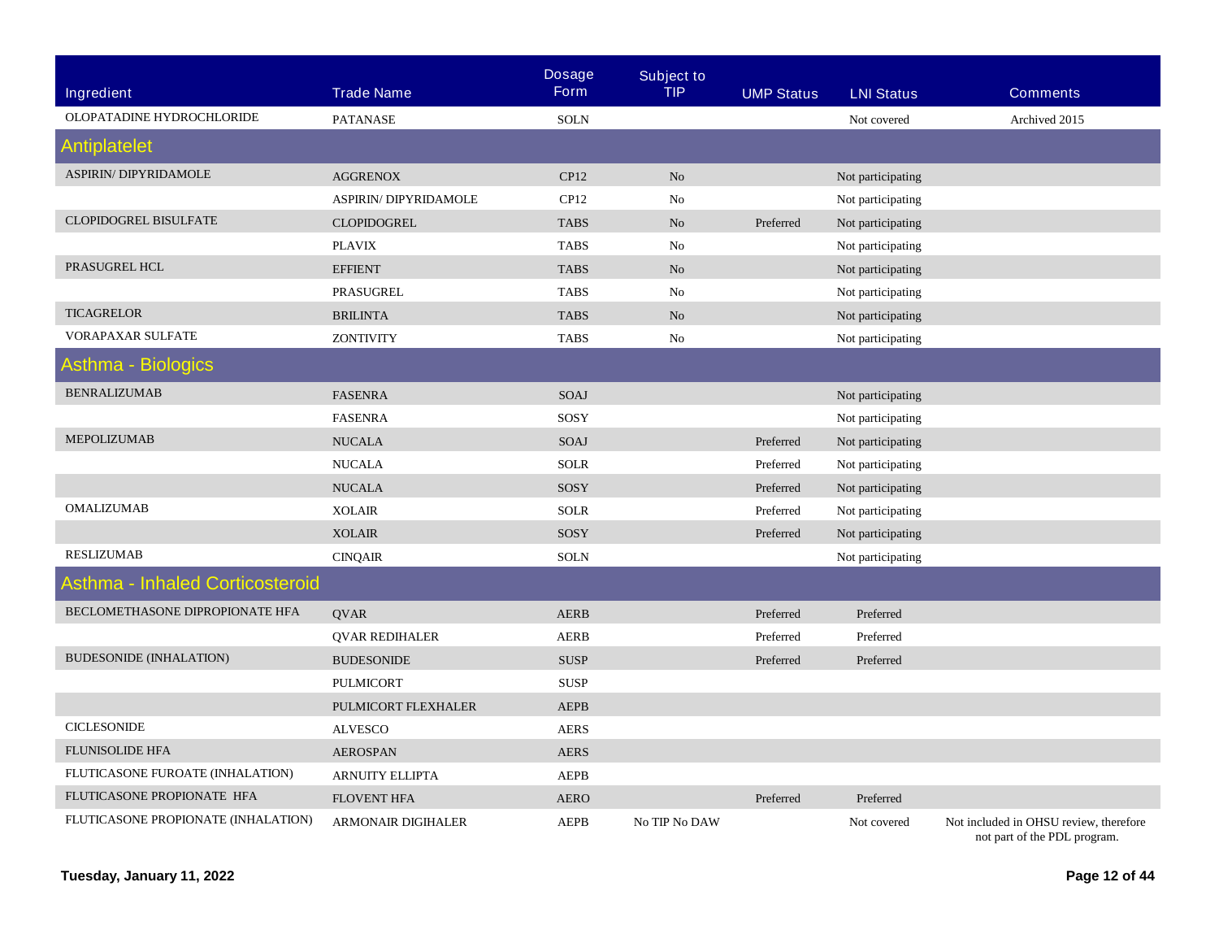| Ingredient | Trade Name | Dosage Form | Subject to TIP | UMP Status | LNI Status | Comments |
|---|---|---|---|---|---|---|
| OLOPATADINE HYDROCHLORIDE | PATANASE | SOLN | | | Not covered | Archived 2015 |
| **Antiplatelet** | | | | | | |
| ASPIRIN/ DIPYRIDAMOLE | AGGRENOX | CP12 | No | | Not participating | |
| | ASPIRIN/ DIPYRIDAMOLE | CP12 | No | | Not participating | |
| CLOPIDOGREL BISULFATE | CLOPIDOGREL | TABS | No | Preferred | Not participating | |
| | PLAVIX | TABS | No | | Not participating | |
| PRASUGREL HCL | EFFIENT | TABS | No | | Not participating | |
| | PRASUGREL | TABS | No | | Not participating | |
| TICAGRELOR | BRILINTA | TABS | No | | Not participating | |
| VORAPAXAR SULFATE | ZONTIVITY | TABS | No | | Not participating | |
| **Asthma - Biologics** | | | | | | |
| BENRALIZUMAB | FASENRA | SOAJ | | | Not participating | |
| | FASENRA | SOSY | | | Not participating | |
| MEPOLIZUMAB | NUCALA | SOAJ | | Preferred | Not participating | |
| | NUCALA | SOLR | | Preferred | Not participating | |
| | NUCALA | SOSY | | Preferred | Not participating | |
| OMALIZUMAB | XOLAIR | SOLR | | Preferred | Not participating | |
| | XOLAIR | SOSY | | Preferred | Not participating | |
| RESLIZUMAB | CINQAIR | SOLN | | | Not participating | |
| **Asthma - Inhaled Corticosteroid** | | | | | | |
| BECLOMETHASONE DIPROPIONATE HFA | QVAR | AERB | | Preferred | Preferred | |
| | QVAR REDIHALER | AERB | | Preferred | Preferred | |
| BUDESONIDE (INHALATION) | BUDESONIDE | SUSP | | Preferred | Preferred | |
| | PULMICORT | SUSP | | | | |
| | PULMICORT FLEXHALER | AEPB | | | | |
| CICLESONIDE | ALVESCO | AERS | | | | |
| FLUNISOLIDE HFA | AEROSPAN | AERS | | | | |
| FLUTICASONE FUROATE (INHALATION) | ARNUITY ELLIPTA | AEPB | | | | |
| FLUTICASONE PROPIONATE HFA | FLOVENT HFA | AERO | | Preferred | Preferred | |
| FLUTICASONE PROPIONATE (INHALATION) | ARMONAIR DIGIHALER | AEPB | No TIP No DAW | | Not covered | Not included in OHSU review, therefore not part of the PDL program. |

**Tuesday, January 11, 2022**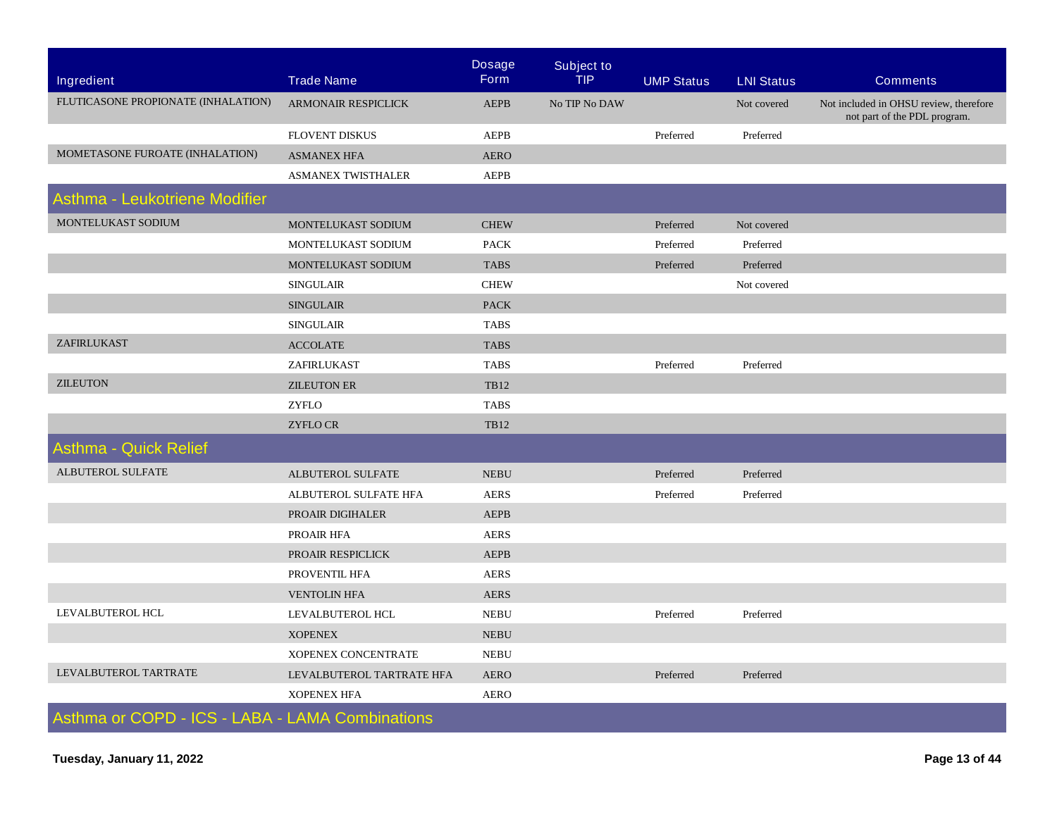| Ingredient | Trade Name | Dosage Form | Subject to TIP | UMP Status | LNI Status | Comments |
|---|---|---|---|---|---|---|
| FLUTICASONE PROPIONATE (INHALATION) | ARMONAIR RESPICLICK | AEPB | No TIP No DAW | | Not covered | Not included in OHSU review, therefore not part of the PDL program. |
| | FLOVENT DISKUS | AEPB | | Preferred | Preferred | |
| MOMETASONE FUROATE (INHALATION) | ASMANEX HFA | AERO | | | | |
| | ASMANEX TWISTHALER | AEPB | | | | |

## Asthma - Leukotriene Modifier

| Ingredient | Trade Name | Dosage Form | Subject to TIP | UMP Status | LNI Status | Comments |
|---|---|---|---|---|---|---|
| MONTELUKAST SODIUM | MONTELUKAST SODIUM | CHEW | | Preferred | Not covered | |
| | MONTELUKAST SODIUM | PACK | | Preferred | Preferred | |
| | MONTELUKAST SODIUM | TABS | | Preferred | Preferred | |
| | SINGULAIR | CHEW | | | Not covered | |
| | SINGULAIR | PACK | | | | |
| | SINGULAIR | TABS | | | | |
| ZAFIRLUKAST | ACCOLATE | TABS | | | | |
| | ZAFIRLUKAST | TABS | | Preferred | Preferred | |
| ZILEUTON | ZILEUTON ER | TB12 | | | | |
| | ZYFLO | TABS | | | | |
| | ZYFLO CR | TB12 | | | | |

## Asthma - Quick Relief

| Ingredient | Trade Name | Dosage Form | Subject to TIP | UMP Status | LNI Status | Comments |
|---|---|---|---|---|---|---|
| ALBUTEROL SULFATE | ALBUTEROL SULFATE | NEBU | | Preferred | Preferred | |
| | ALBUTEROL SULFATE HFA | AERS | | Preferred | Preferred | |
| | PROAIR DIGIHALER | AEPB | | | | |
| | PROAIR HFA | AERS | | | | |
| | PROAIR RESPICLICK | AEPB | | | | |
| | PROVENTIL HFA | AERS | | | | |
| | VENTOLIN HFA | AERS | | | | |
| LEVALBUTEROL HCL | LEVALBUTEROL HCL | NEBU | | Preferred | Preferred | |
| | XOPENEX | NEBU | | | | |
| | XOPENEX CONCENTRATE | NEBU | | | | |
| LEVALBUTEROL TARTRATE | LEVALBUTEROL TARTRATE HFA | AERO | | Preferred | Preferred | |
| | XOPENEX HFA | AERO | | | | |

## Asthma or COPD - ICS - LABA - LAMA Combinations

Tuesday, January 11, 2022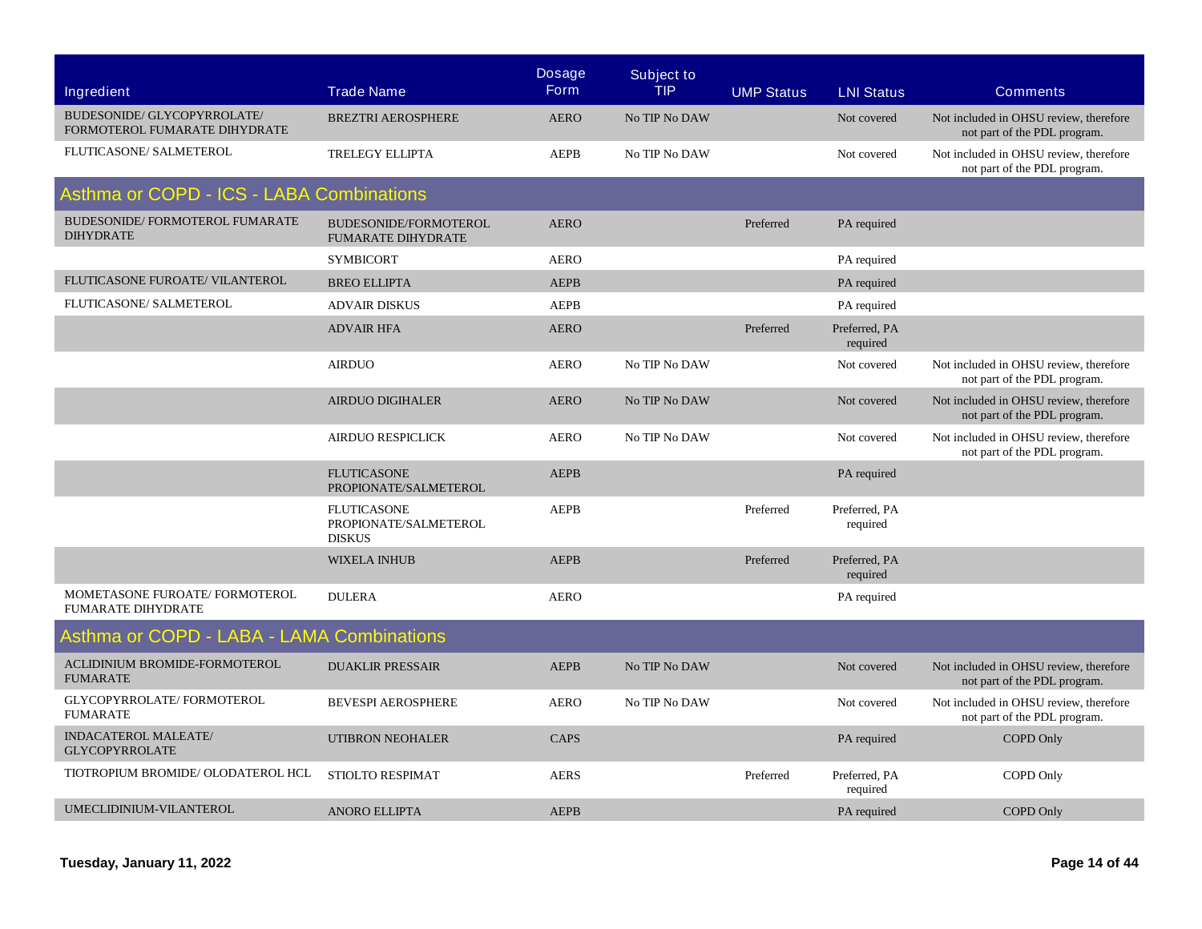| Ingredient | Trade Name | Dosage Form | Subject to TIP | UMP Status | LNI Status | Comments |
| --- | --- | --- | --- | --- | --- | --- |
| BUDESONIDE/ GLYCOPYRROLATE/ FORMOTEROL FUMARATE DIHYDRATE | BREZTRI AEROSPHERE | AERO | No TIP No DAW | | Not covered | Not included in OHSU review, therefore not part of the PDL program. |
| FLUTICASONE/ SALMETEROL | TRELEGY ELLIPTA | AEPB | No TIP No DAW | | Not covered | Not included in OHSU review, therefore not part of the PDL program. |

## Asthma or COPD - ICS - LABA Combinations

| Ingredient | Trade Name | Dosage Form | Subject to TIP | UMP Status | LNI Status | Comments |
| --- | --- | --- | --- | --- | --- | --- |
| BUDESONIDE/ FORMOTEROL FUMARATE DIHYDRATE | BUDESONIDE/FORMOTEROL FUMARATE DIHYDRATE | AERO | | Preferred | PA required | |
| | SYMBICORT | AERO | | | PA required | |
| FLUTICASONE FUROATE/ VILANTEROL | BREO ELLIPTA | AEPB | | | PA required | |
| FLUTICASONE/ SALMETEROL | ADVAIR DISKUS | AEPB | | | PA required | |
| | ADVAIR HFA | AERO | | Preferred | Preferred, PA required | |
| | AIRDUO | AERO | No TIP No DAW | | Not covered | Not included in OHSU review, therefore not part of the PDL program. |
| | AIRDUO DIGIHALER | AERO | No TIP No DAW | | Not covered | Not included in OHSU review, therefore not part of the PDL program. |
| | AIRDUO RESPICLICK | AERO | No TIP No DAW | | Not covered | Not included in OHSU review, therefore not part of the PDL program. |
| | FLUTICASONE PROPIONATE/SALMETEROL | AEPB | | | PA required | |
| | FLUTICASONE PROPIONATE/SALMETEROL DISKUS | AEPB | | Preferred | Preferred, PA required | |
| | WIXELA INHUB | AEPB | | Preferred | Preferred, PA required | |
| MOMETASONE FUROATE/ FORMOTEROL FUMARATE DIHYDRATE | DULERA | AERO | | | PA required | |

## Asthma or COPD - LABA - LAMA Combinations

| Ingredient | Trade Name | Dosage Form | Subject to TIP | UMP Status | LNI Status | Comments |
| --- | --- | --- | --- | --- | --- | --- |
| ACLIDINIUM BROMIDE-FORMOTEROL FUMARATE | DUAKLIR PRESSAIR | AEPB | No TIP No DAW | | Not covered | Not included in OHSU review, therefore not part of the PDL program. |
| GLYCOPYRROLATE/ FORMOTEROL FUMARATE | BEVESPI AEROSPHERE | AERO | No TIP No DAW | | Not covered | Not included in OHSU review, therefore not part of the PDL program. |
| INDACATEROL MALEATE/ GLYCOPYRROLATE | UTIBRON NEOHALER | CAPS | | | PA required | COPD Only |
| TIOTROPIUM BROMIDE/ OLODATEROL HCL | STIOLTO RESPIMAT | AERS | | Preferred | Preferred, PA required | COPD Only |
| UMECLIDINIUM-VILANTEROL | ANORO ELLIPTA | AEPB | | | PA required | COPD Only |

**Tuesday, January 11, 2022**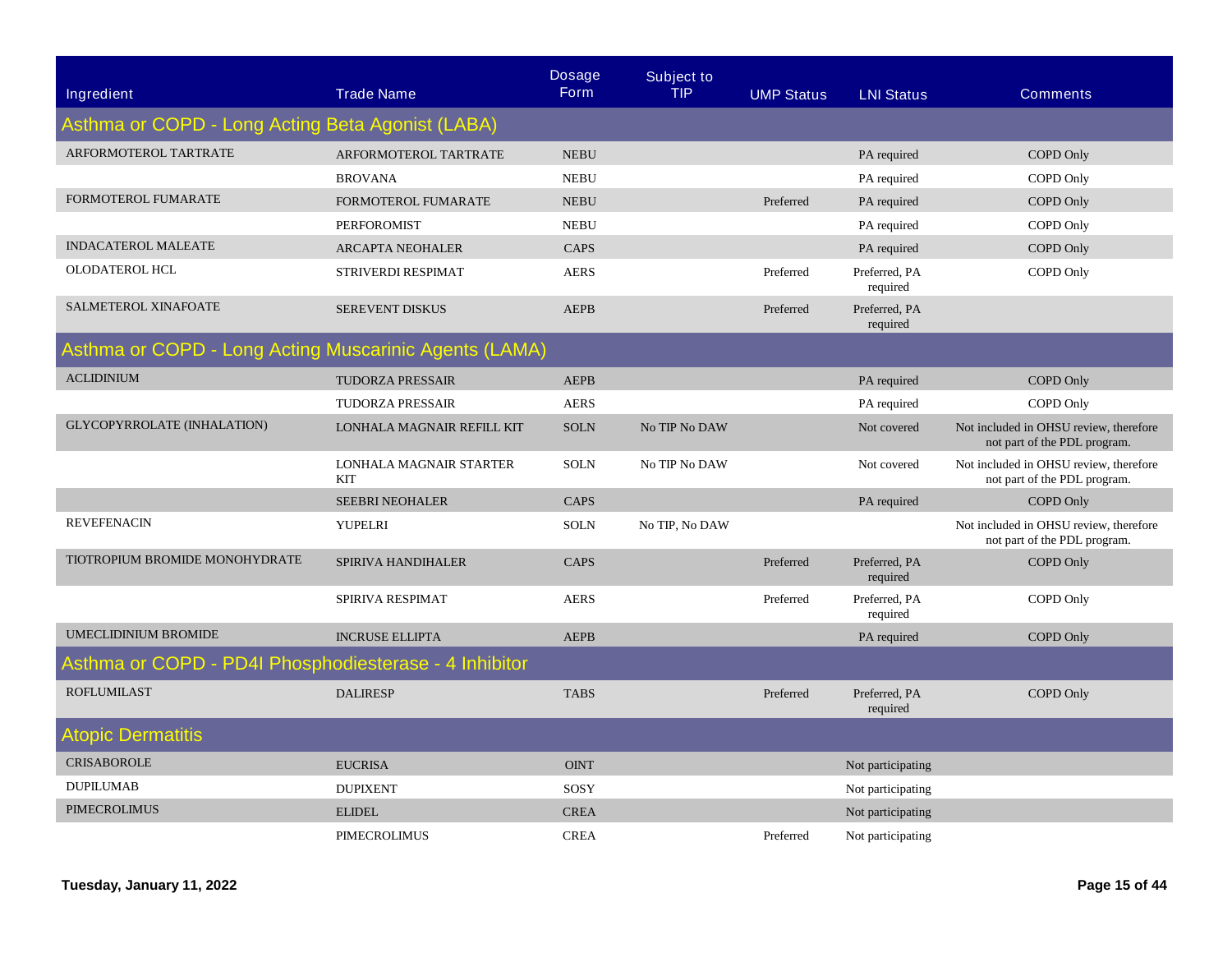| Ingredient | Trade Name | Dosage Form | Subject to TIP | UMP Status | LNI Status | Comments |
|---|---|---|---|---|---|---|
| **Asthma or COPD - Long Acting Beta Agonist (LABA)** | | | | | | |
| ARFORMOTEROL TARTRATE | ARFORMOTEROL TARTRATE | NEBU | | | PA required | COPD Only |
| | BROVANA | NEBU | | | PA required | COPD Only |
| FORMOTEROL FUMARATE | FORMOTEROL FUMARATE | NEBU | | Preferred | PA required | COPD Only |
| | PERFOROMIST | NEBU | | | PA required | COPD Only |
| INDACATEROL MALEATE | ARCAPTA NEOHALER | CAPS | | | PA required | COPD Only |
| OLODATEROL HCL | STRIVERDI RESPIMAT | AERS | | Preferred | Preferred, PA required | COPD Only |
| SALMETEROL XINAFOATE | SEREVENT DISKUS | AEPB | | Preferred | Preferred, PA required | |
| **Asthma or COPD - Long Acting Muscarinic Agents (LAMA)** | | | | | | |
| ACLIDINIUM | TUDORZA PRESSAIR | AEPB | | | PA required | COPD Only |
| | TUDORZA PRESSAIR | AERS | | | PA required | COPD Only |
| GLYCOPYRROLATE (INHALATION) | LONHALA MAGNAIR REFILL KIT | SOLN | No TIP No DAW | | Not covered | Not included in OHSU review, therefore not part of the PDL program. |
| | LONHALA MAGNAIR STARTER KIT | SOLN | No TIP No DAW | | Not covered | Not included in OHSU review, therefore not part of the PDL program. |
| | SEEBRI NEOHALER | CAPS | | | PA required | COPD Only |
| REVEFENACIN | YUPELRI | SOLN | No TIP, No DAW | | | Not included in OHSU review, therefore not part of the PDL program. |
| TIOTROPIUM BROMIDE MONOHYDRATE | SPIRIVA HANDIHALER | CAPS | | Preferred | Preferred, PA required | COPD Only |
| | SPIRIVA RESPIMAT | AERS | | Preferred | Preferred, PA required | COPD Only |
| UMECLIDINIUM BROMIDE | INCRUSE ELLIPTA | AEPB | | | PA required | COPD Only |
| **Asthma or COPD - PD4I Phosphodiesterase - 4 Inhibitor** | | | | | | |
| ROFLUMILAST | DALIRESP | TABS | | Preferred | Preferred, PA required | COPD Only |
| **Atopic Dermatitis** | | | | | | |
| CRISABOROLE | EUCRISA | OINT | | | Not participating | |
| DUPILUMAB | DUPIXENT | SOSY | | | Not participating | |
| PIMECROLIMUS | ELIDEL | CREA | | | Not participating | |
| | PIMECROLIMUS | CREA | | Preferred | Not participating | |

**Tuesday, January 11, 2022**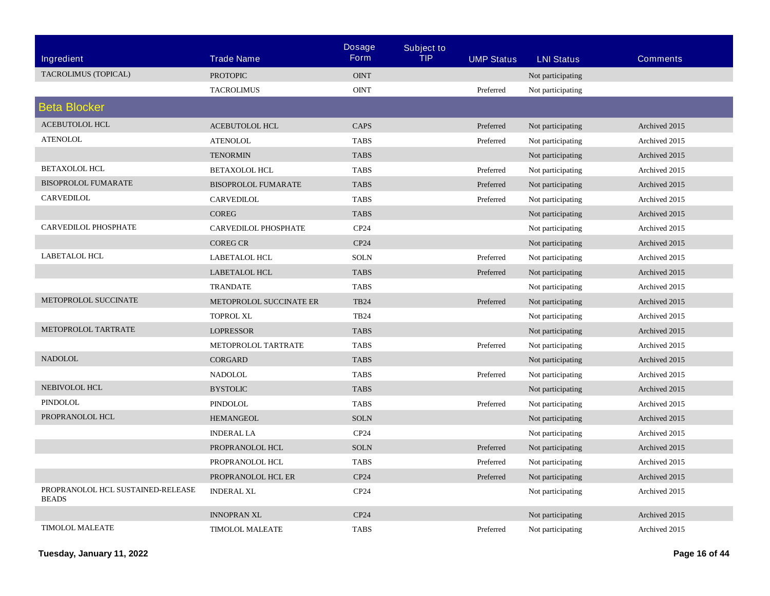| Ingredient | Trade Name | Dosage Form | Subject to TIP | UMP Status | LNI Status | Comments |
|---|---|---|---|---|---|---|
| TACROLIMUS (TOPICAL) | PROTOPIC | OINT | | | Not participating | |
| | TACROLIMUS | OINT | | Preferred | Not participating | |
| **Beta Blocker** | | | | | | |
| ACEBUTOLOL HCL | ACEBUTOLOL HCL | CAPS | | Preferred | Not participating | Archived 2015 |
| ATENOLOL | ATENOLOL | TABS | | Preferred | Not participating | Archived 2015 |
| | TENORMIN | TABS | | | Not participating | Archived 2015 |
| BETAXOLOL HCL | BETAXOLOL HCL | TABS | | Preferred | Not participating | Archived 2015 |
| BISOPROLOL FUMARATE | BISOPROLOL FUMARATE | TABS | | Preferred | Not participating | Archived 2015 |
| CARVEDILOL | CARVEDILOL | TABS | | Preferred | Not participating | Archived 2015 |
| | COREG | TABS | | | Not participating | Archived 2015 |
| CARVEDILOL PHOSPHATE | CARVEDILOL PHOSPHATE | CP24 | | | Not participating | Archived 2015 |
| | COREG CR | CP24 | | | Not participating | Archived 2015 |
| LABETALOL HCL | LABETALOL HCL | SOLN | | Preferred | Not participating | Archived 2015 |
| | LABETALOL HCL | TABS | | Preferred | Not participating | Archived 2015 |
| | TRANDATE | TABS | | | Not participating | Archived 2015 |
| METOPROLOL SUCCINATE | METOPROLOL SUCCINATE ER | TB24 | | Preferred | Not participating | Archived 2015 |
| | TOPROL XL | TB24 | | | Not participating | Archived 2015 |
| METOPROLOL TARTRATE | LOPRESSOR | TABS | | | Not participating | Archived 2015 |
| | METOPROLOL TARTRATE | TABS | | Preferred | Not participating | Archived 2015 |
| NADOLOL | CORGARD | TABS | | | Not participating | Archived 2015 |
| | NADOLOL | TABS | | Preferred | Not participating | Archived 2015 |
| NEBIVOLOL HCL | BYSTOLIC | TABS | | | Not participating | Archived 2015 |
| PINDOLOL | PINDOLOL | TABS | | Preferred | Not participating | Archived 2015 |
| PROPRANOLOL HCL | HEMANGEOL | SOLN | | | Not participating | Archived 2015 |
| | INDERAL LA | CP24 | | | Not participating | Archived 2015 |
| | PROPRANOLOL HCL | SOLN | | Preferred | Not participating | Archived 2015 |
| | PROPRANOLOL HCL | TABS | | Preferred | Not participating | Archived 2015 |
| | PROPRANOLOL HCL ER | CP24 | | Preferred | Not participating | Archived 2015 |
| PROPRANOLOL HCL SUSTAINED-RELEASE BEADS | INDERAL XL | CP24 | | | Not participating | Archived 2015 |
| | INNOPRAN XL | CP24 | | | Not participating | Archived 2015 |
| TIMOLOL MALEATE | TIMOLOL MALEATE | TABS | | Preferred | Not participating | Archived 2015 |

**Tuesday, January 11, 2022**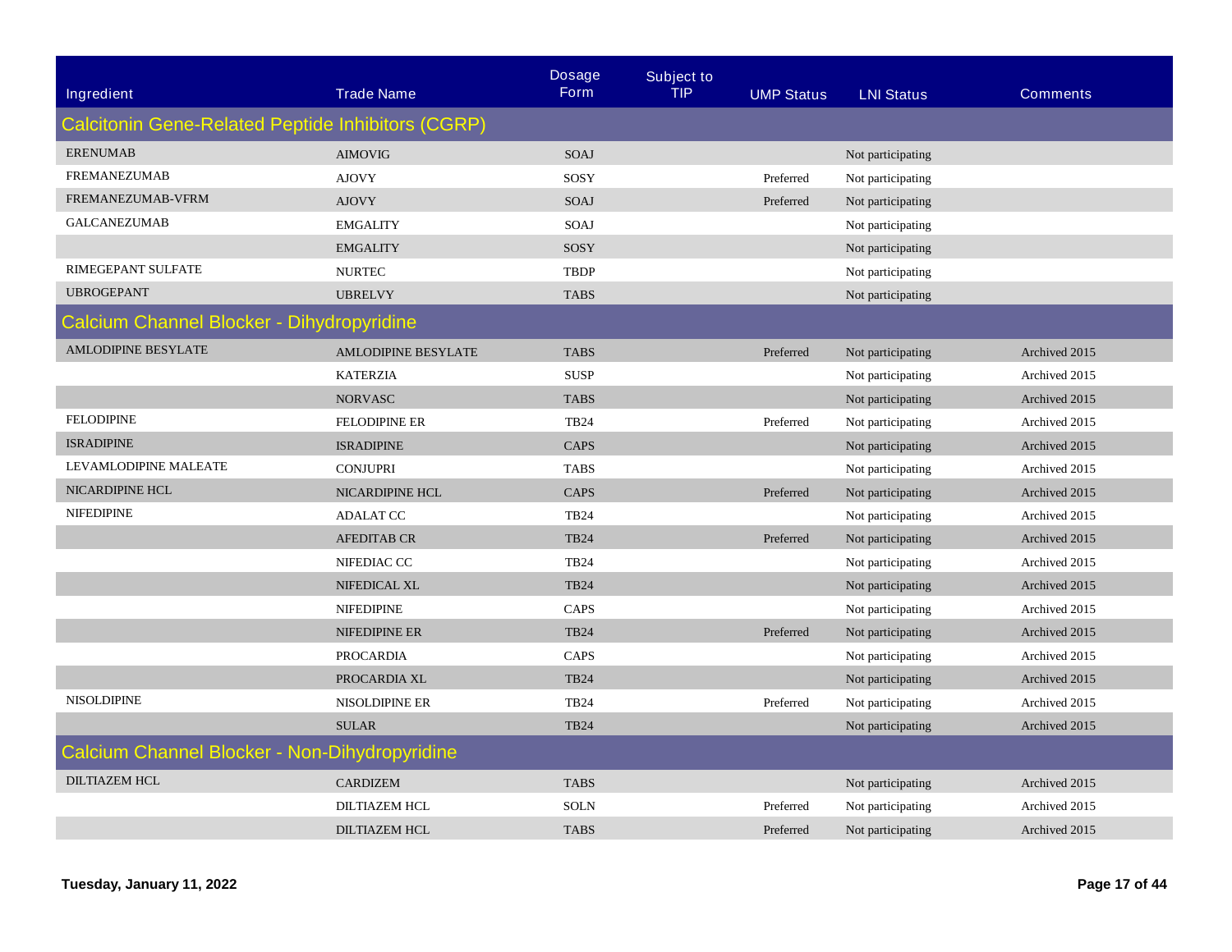| Ingredient | Trade Name | Dosage Form | Subject to TIP | UMP Status | LNI Status | Comments |
| --- | --- | --- | --- | --- | --- | --- |
| **Calcitonin Gene-Related Peptide Inhibitors (CGRP)** | | | | | | |
| ERENUMAB | AIMOVIG | SOAJ | | | Not participating | |
| FREMANEZUMAB | AJOVY | SOSY | | Preferred | Not participating | |
| FREMANEZUMAB-VFRM | AJOVY | SOAJ | | Preferred | Not participating | |
| GALCANEZUMAB | EMGALITY | SOAJ | | | Not participating | |
| | EMGALITY | SOSY | | | Not participating | |
| RIMEGEPANT SULFATE | NURTEC | TBDP | | | Not participating | |
| UBROGEPANT | UBRELVY | TABS | | | Not participating | |
| **Calcium Channel Blocker - Dihydropyridine** | | | | | | |
| AMLODIPINE BESYLATE | AMLODIPINE BESYLATE | TABS | | Preferred | Not participating | Archived 2015 |
| | KATERZIA | SUSP | | | Not participating | Archived 2015 |
| | NORVASC | TABS | | | Not participating | Archived 2015 |
| FELODIPINE | FELODIPINE ER | TB24 | | Preferred | Not participating | Archived 2015 |
| ISRADIPINE | ISRADIPINE | CAPS | | | Not participating | Archived 2015 |
| LEVAMLODIPINE MALEATE | CONJUPRI | TABS | | | Not participating | Archived 2015 |
| NICARDIPINE HCL | NICARDIPINE HCL | CAPS | | Preferred | Not participating | Archived 2015 |
| NIFEDIPINE | ADALAT CC | TB24 | | | Not participating | Archived 2015 |
| | AFEDITAB CR | TB24 | | Preferred | Not participating | Archived 2015 |
| | NIFEDIAC CC | TB24 | | | Not participating | Archived 2015 |
| | NIFEDICAL XL | TB24 | | | Not participating | Archived 2015 |
| | NIFEDIPINE | CAPS | | | Not participating | Archived 2015 |
| | NIFEDIPINE ER | TB24 | | Preferred | Not participating | Archived 2015 |
| | PROCARDIA | CAPS | | | Not participating | Archived 2015 |
| | PROCARDIA XL | TB24 | | | Not participating | Archived 2015 |
| NISOLDIPINE | NISOLDIPINE ER | TB24 | | Preferred | Not participating | Archived 2015 |
| | SULAR | TB24 | | | Not participating | Archived 2015 |
| **Calcium Channel Blocker - Non-Dihydropyridine** | | | | | | |
| DILTIAZEM HCL | CARDIZEM | TABS | | | Not participating | Archived 2015 |
| | DILTIAZEM HCL | SOLN | | Preferred | Not participating | Archived 2015 |
| | DILTIAZEM HCL | TABS | | Preferred | Not participating | Archived 2015 |

Tuesday, January 11, 2022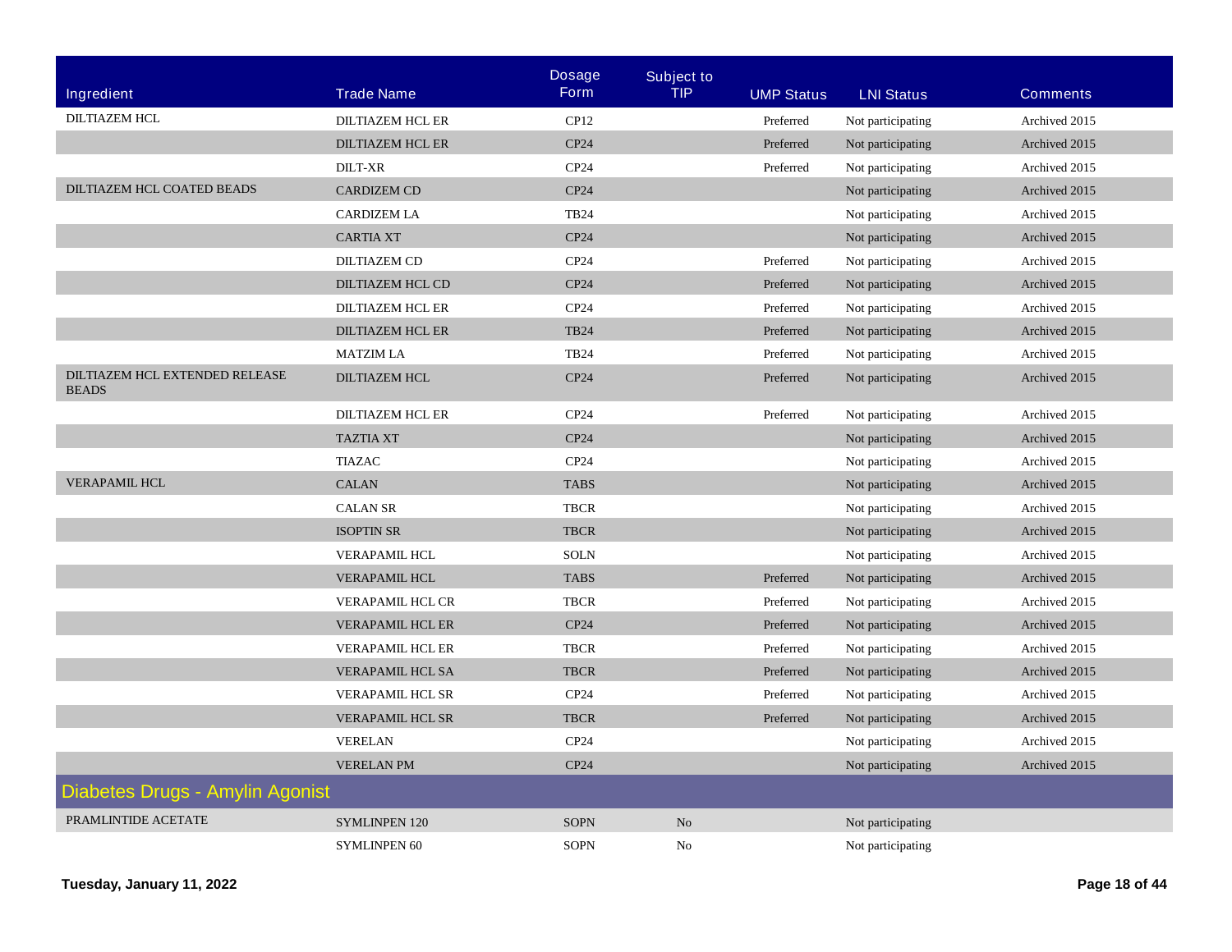| Ingredient | Trade Name | Dosage Form | Subject to TIP | UMP Status | LNI Status | Comments |
|---|---|---|---|---|---|---|
| DILTIAZEM HCL | DILTIAZEM HCL ER | CP12 | | Preferred | Not participating | Archived 2015 |
| | DILTIAZEM HCL ER | CP24 | | Preferred | Not participating | Archived 2015 |
| | DILT-XR | CP24 | | Preferred | Not participating | Archived 2015 |
| DILTIAZEM HCL COATED BEADS | CARDIZEM CD | CP24 | | | Not participating | Archived 2015 |
| | CARDIZEM LA | TB24 | | | Not participating | Archived 2015 |
| | CARTIA XT | CP24 | | | Not participating | Archived 2015 |
| | DILTIAZEM CD | CP24 | | Preferred | Not participating | Archived 2015 |
| | DILTIAZEM HCL CD | CP24 | | Preferred | Not participating | Archived 2015 |
| | DILTIAZEM HCL ER | CP24 | | Preferred | Not participating | Archived 2015 |
| | DILTIAZEM HCL ER | TB24 | | Preferred | Not participating | Archived 2015 |
| | MATZIM LA | TB24 | | Preferred | Not participating | Archived 2015 |
| DILTIAZEM HCL EXTENDED RELEASE BEADS | DILTIAZEM HCL | CP24 | | Preferred | Not participating | Archived 2015 |
| | DILTIAZEM HCL ER | CP24 | | Preferred | Not participating | Archived 2015 |
| | TAZTIA XT | CP24 | | | Not participating | Archived 2015 |
| | TIAZAC | CP24 | | | Not participating | Archived 2015 |
| VERAPAMIL HCL | CALAN | TABS | | | Not participating | Archived 2015 |
| | CALAN SR | TBCR | | | Not participating | Archived 2015 |
| | ISOPTIN SR | TBCR | | | Not participating | Archived 2015 |
| | VERAPAMIL HCL | SOLN | | | Not participating | Archived 2015 |
| | VERAPAMIL HCL | TABS | | Preferred | Not participating | Archived 2015 |
| | VERAPAMIL HCL CR | TBCR | | Preferred | Not participating | Archived 2015 |
| | VERAPAMIL HCL ER | CP24 | | Preferred | Not participating | Archived 2015 |
| | VERAPAMIL HCL ER | TBCR | | Preferred | Not participating | Archived 2015 |
| | VERAPAMIL HCL SA | TBCR | | Preferred | Not participating | Archived 2015 |
| | VERAPAMIL HCL SR | CP24 | | Preferred | Not participating | Archived 2015 |
| | VERAPAMIL HCL SR | TBCR | | Preferred | Not participating | Archived 2015 |
| | VERELAN | CP24 | | | Not participating | Archived 2015 |
| | VERELAN PM | CP24 | | | Not participating | Archived 2015 |

## Diabetes Drugs - Amylin Agonist

| Ingredient | Trade Name | Dosage Form | Subject to TIP | UMP Status | LNI Status | Comments |
|---|---|---|---|---|---|---|
| PRAMLINTIDE ACETATE | SYMLINPEN 120 | SOPN | No | | Not participating | |
| | SYMLINPEN 60 | SOPN | No | | Not participating | |

**Tuesday, January 11, 2022**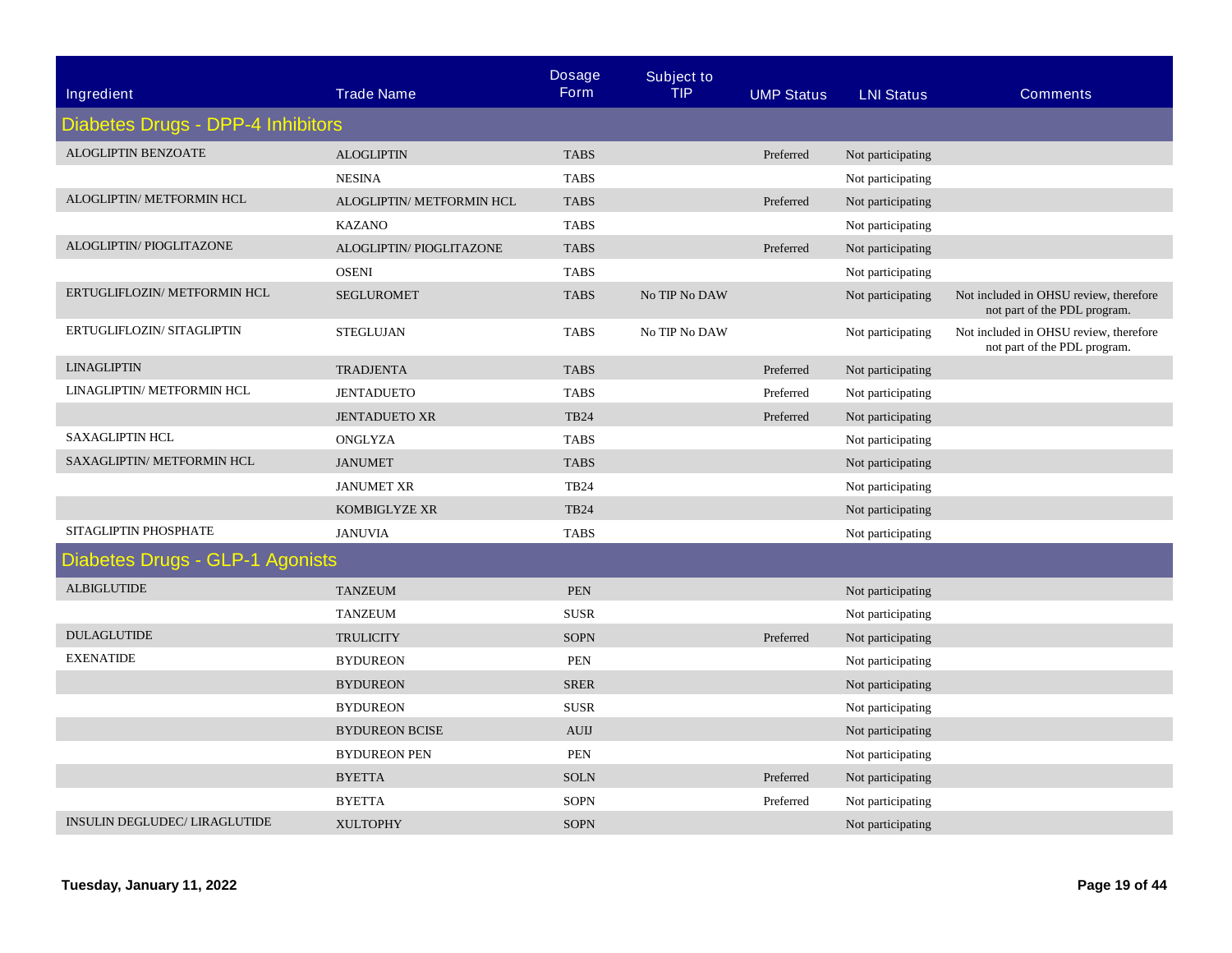| Ingredient | Trade Name | Dosage Form | Subject to TIP | UMP Status | LNI Status | Comments |
|---|---|---|---|---|---|---|
| **Diabetes Drugs - DPP-4 Inhibitors** | | | | | | |
| ALOGLIPTIN BENZOATE | ALOGLIPTIN | TABS | | Preferred | Not participating | |
| | NESINA | TABS | | | Not participating | |
| ALOGLIPTIN/ METFORMIN HCL | ALOGLIPTIN/ METFORMIN HCL | TABS | | Preferred | Not participating | |
| | KAZANO | TABS | | | Not participating | |
| ALOGLIPTIN/ PIOGLITAZONE | ALOGLIPTIN/ PIOGLITAZONE | TABS | | Preferred | Not participating | |
| | OSENI | TABS | | | Not participating | |
| ERTUGLIFLOZIN/ METFORMIN HCL | SEGLUROMET | TABS | No TIP No DAW | | Not participating | Not included in OHSU review, therefore not part of the PDL program. |
| ERTUGLIFLOZIN/ SITAGLIPTIN | STEGLUJAN | TABS | No TIP No DAW | | Not participating | Not included in OHSU review, therefore not part of the PDL program. |
| LINAGLIPTIN | TRADJENTA | TABS | | Preferred | Not participating | |
| LINAGLIPTIN/ METFORMIN HCL | JENTADUETO | TABS | | Preferred | Not participating | |
| | JENTADUETO XR | TB24 | | Preferred | Not participating | |
| SAXAGLIPTIN HCL | ONGLYZA | TABS | | | Not participating | |
| SAXAGLIPTIN/ METFORMIN HCL | JANUMET | TABS | | | Not participating | |
| | JANUMET XR | TB24 | | | Not participating | |
| | KOMBIGLYZE XR | TB24 | | | Not participating | |
| SITAGLIPTIN PHOSPHATE | JANUVIA | TABS | | | Not participating | |
| **Diabetes Drugs - GLP-1 Agonists** | | | | | | |
| ALBIGLUTIDE | TANZEUM | PEN | | | Not participating | |
| | TANZEUM | SUSR | | | Not participating | |
| DULAGLUTIDE | TRULICITY | SOPN | | Preferred | Not participating | |
| EXENATIDE | BYDUREON | PEN | | | Not participating | |
| | BYDUREON | SRER | | | Not participating | |
| | BYDUREON | SUSR | | | Not participating | |
| | BYDUREON BCISE | AUIJ | | | Not participating | |
| | BYDUREON PEN | PEN | | | Not participating | |
| | BYETTA | SOLN | | Preferred | Not participating | |
| | BYETTA | SOPN | | Preferred | Not participating | |
| INSULIN DEGLUDEC/ LIRAGLUTIDE | XULTOPHY | SOPN | | | Not participating | |

**Tuesday, January 11, 2022**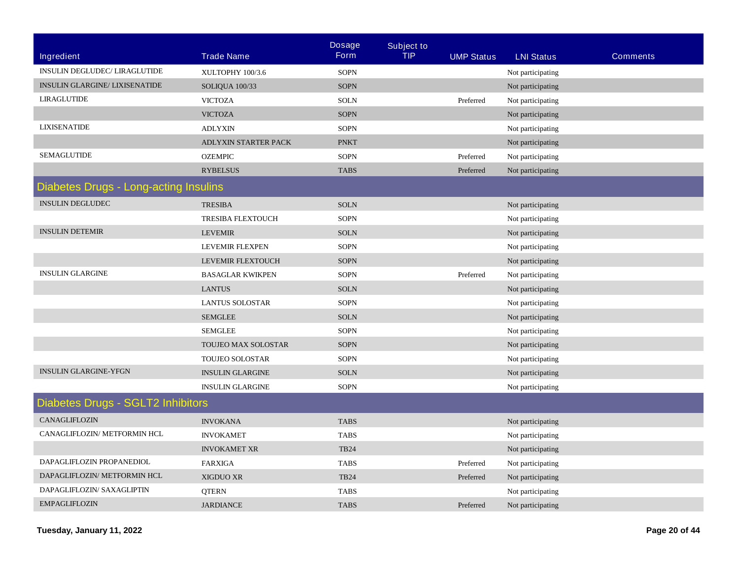| Ingredient | Trade Name | Dosage Form | Subject to TIP | UMP Status | LNI Status | Comments |
|---|---|---|---|---|---|---|
| INSULIN DEGLUDEC/ LIRAGLUTIDE | XULTOPHY 100/3.6 | SOPN | | | Not participating | |
| INSULIN GLARGINE/ LIXISENATIDE | SOLIQUA 100/33 | SOPN | | | Not participating | |
| LIRAGLUTIDE | VICTOZA | SOLN | | Preferred | Not participating | |
| | VICTOZA | SOPN | | | Not participating | |
| LIXISENATIDE | ADLYXIN | SOPN | | | Not participating | |
| | ADLYXIN STARTER PACK | PNKT | | | Not participating | |
| SEMAGLUTIDE | OZEMPIC | SOPN | | Preferred | Not participating | |
| | RYBELSUS | TABS | | Preferred | Not participating | |

## Diabetes Drugs - Long-acting Insulins

| Ingredient | Trade Name | Dosage Form | Subject to TIP | UMP Status | LNI Status | Comments |
|---|---|---|---|---|---|---|
| INSULIN DEGLUDEC | TRESIBA | SOLN | | | Not participating | |
| | TRESIBA FLEXTOUCH | SOPN | | | Not participating | |
| INSULIN DETEMIR | LEVEMIR | SOLN | | | Not participating | |
| | LEVEMIR FLEXPEN | SOPN | | | Not participating | |
| | LEVEMIR FLEXTOUCH | SOPN | | | Not participating | |
| INSULIN GLARGINE | BASAGLAR KWIKPEN | SOPN | | Preferred | Not participating | |
| | LANTUS | SOLN | | | Not participating | |
| | LANTUS SOLOSTAR | SOPN | | | Not participating | |
| | SEMGLEE | SOLN | | | Not participating | |
| | SEMGLEE | SOPN | | | Not participating | |
| | TOUJEO MAX SOLOSTAR | SOPN | | | Not participating | |
| | TOUJEO SOLOSTAR | SOPN | | | Not participating | |
| INSULIN GLARGINE-YFGN | INSULIN GLARGINE | SOLN | | | Not participating | |
| | INSULIN GLARGINE | SOPN | | | Not participating | |

## Diabetes Drugs - SGLT2 Inhibitors

| Ingredient | Trade Name | Dosage Form | Subject to TIP | UMP Status | LNI Status | Comments |
|---|---|---|---|---|---|---|
| CANAGLIFLOZIN | INVOKANA | TABS | | | Not participating | |
| CANAGLIFLOZIN/ METFORMIN HCL | INVOKAMET | TABS | | | Not participating | |
| | INVOKAMET XR | TB24 | | | Not participating | |
| DAPAGLIFLOZIN PROPANEDIOL | FARXIGA | TABS | | Preferred | Not participating | |
| DAPAGLIFLOZIN/ METFORMIN HCL | XIGDUO XR | TB24 | | Preferred | Not participating | |
| DAPAGLIFLOZIN/ SAXAGLIPTIN | QTERN | TABS | | | Not participating | |
| EMPAGLIFLOZIN | JARDIANCE | TABS | | Preferred | Not participating | |

**Tuesday, January 11, 2022**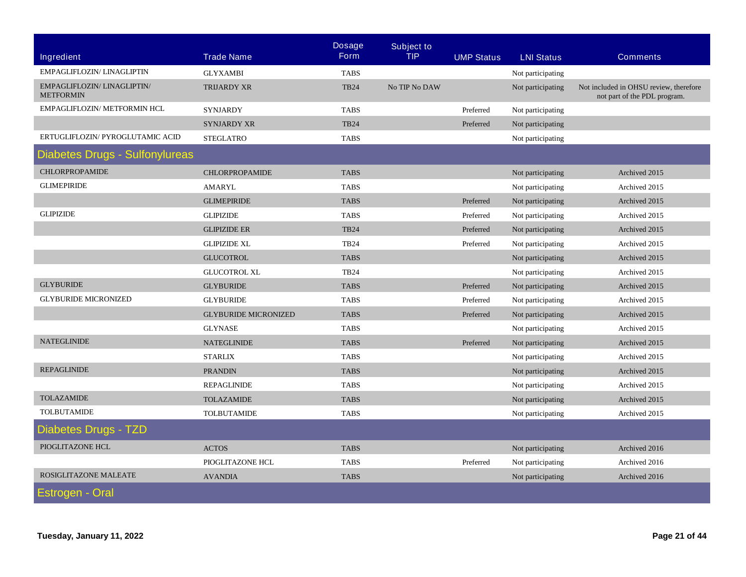| Ingredient | Trade Name | Dosage Form | Subject to TIP | UMP Status | LNI Status | Comments |
|---|---|---|---|---|---|---|
| EMPAGLIFLOZIN/ LINAGLIPTIN | GLYXAMBI | TABS | | | Not participating | |
| EMPAGLIFLOZIN/ LINAGLIPTIN/ METFORMIN | TRIJARDY XR | TB24 | No TIP No DAW | | Not participating | Not included in OHSU review, therefore not part of the PDL program. |
| EMPAGLIFLOZIN/ METFORMIN HCL | SYNJARDY | TABS | | Preferred | Not participating | |
| | SYNJARDY XR | TB24 | | Preferred | Not participating | |
| ERTUGLIFLOZIN/ PYROGLUTAMIC ACID | STEGLATRO | TABS | | | Not participating | |
| **Diabetes Drugs - Sulfonylureas** | | | | | | |
| CHLORPROPAMIDE | CHLORPROPAMIDE | TABS | | | Not participating | Archived 2015 |
| GLIMEPIRIDE | AMARYL | TABS | | | Not participating | Archived 2015 |
| | GLIMEPIRIDE | TABS | | Preferred | Not participating | Archived 2015 |
| GLIPIZIDE | GLIPIZIDE | TABS | | Preferred | Not participating | Archived 2015 |
| | GLIPIZIDE ER | TB24 | | Preferred | Not participating | Archived 2015 |
| | GLIPIZIDE XL | TB24 | | Preferred | Not participating | Archived 2015 |
| | GLUCOTROL | TABS | | | Not participating | Archived 2015 |
| | GLUCOTROL XL | TB24 | | | Not participating | Archived 2015 |
| GLYBURIDE | GLYBURIDE | TABS | | Preferred | Not participating | Archived 2015 |
| GLYBURIDE MICRONIZED | GLYBURIDE | TABS | | Preferred | Not participating | Archived 2015 |
| | GLYBURIDE MICRONIZED | TABS | | Preferred | Not participating | Archived 2015 |
| | GLYNASE | TABS | | | Not participating | Archived 2015 |
| NATEGLINIDE | NATEGLINIDE | TABS | | Preferred | Not participating | Archived 2015 |
| | STARLIX | TABS | | | Not participating | Archived 2015 |
| REPAGLINIDE | PRANDIN | TABS | | | Not participating | Archived 2015 |
| | REPAGLINIDE | TABS | | | Not participating | Archived 2015 |
| TOLAZAMIDE | TOLAZAMIDE | TABS | | | Not participating | Archived 2015 |
| TOLBUTAMIDE | TOLBUTAMIDE | TABS | | | Not participating | Archived 2015 |
| **Diabetes Drugs - TZD** | | | | | | |
| PIOGLITAZONE HCL | ACTOS | TABS | | | Not participating | Archived 2016 |
| | PIOGLITAZONE HCL | TABS | | Preferred | Not participating | Archived 2016 |
| ROSIGLITAZONE MALEATE | AVANDIA | TABS | | | Not participating | Archived 2016 |
| **Estrogen - Oral** | | | | | | |

Tuesday, January 11, 2022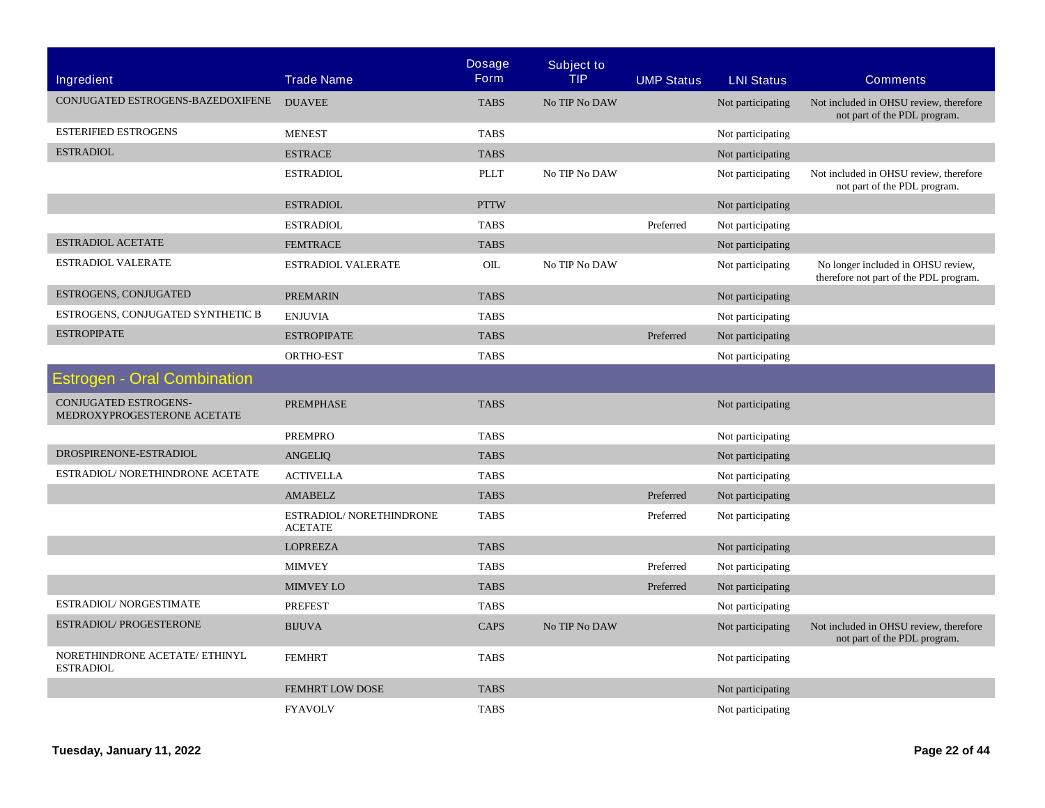| Ingredient | Trade Name | Dosage Form | Subject to TIP | UMP Status | LNI Status | Comments |
|---|---|---|---|---|---|---|
| CONJUGATED ESTROGENS-BAZEDOXIFENE | DUAVEE | TABS | No TIP No DAW | | Not participating | Not included in OHSU review, therefore not part of the PDL program. |
| ESTERIFIED ESTROGENS | MENEST | TABS | | | Not participating | |
| ESTRADIOL | ESTRACE | TABS | | | Not participating | |
| | ESTRADIOL | PLLT | No TIP No DAW | | Not participating | Not included in OHSU review, therefore not part of the PDL program. |
| | ESTRADIOL | PTTW | | | Not participating | |
| | ESTRADIOL | TABS | | Preferred | Not participating | |
| ESTRADIOL ACETATE | FEMTRACE | TABS | | | Not participating | |
| ESTRADIOL VALERATE | ESTRADIOL VALERATE | OIL | No TIP No DAW | | Not participating | No longer included in OHSU review, therefore not part of the PDL program. |
| ESTROGENS, CONJUGATED | PREMARIN | TABS | | | Not participating | |
| ESTROGENS, CONJUGATED SYNTHETIC B | ENJUVIA | TABS | | | Not participating | |
| ESTROPIPATE | ESTROPIPATE | TABS | | Preferred | Not participating | |
| | ORTHO-EST | TABS | | | Not participating | |
| **Estrogen - Oral Combination** | | | | | | |
| CONJUGATED ESTROGENS-MEDROXYPROGESTERONE ACETATE | PREMPHASE | TABS | | | Not participating | |
| | PREMPRO | TABS | | | Not participating | |
| DROSPIRENONE-ESTRADIOL | ANGELIQ | TABS | | | Not participating | |
| ESTRADIOL/ NORETHINDRONE ACETATE | ACTIVELLA | TABS | | | Not participating | |
| | AMABELZ | TABS | | Preferred | Not participating | |
| | ESTRADIOL/ NORETHINDRONE ACETATE | TABS | | Preferred | Not participating | |
| | LOPREEZA | TABS | | | Not participating | |
| | MIMVEY | TABS | | Preferred | Not participating | |
| | MIMVEY LO | TABS | | Preferred | Not participating | |
| ESTRADIOL/ NORGESTIMATE | PREFEST | TABS | | | Not participating | |
| ESTRADIOL/ PROGESTERONE | BIJUVA | CAPS | No TIP No DAW | | Not participating | Not included in OHSU review, therefore not part of the PDL program. |
| NORETHINDRONE ACETATE/ ETHINYL ESTRADIOL | FEMHRT | TABS | | | Not participating | |
| | FEMHRT LOW DOSE | TABS | | | Not participating | |
| | FYAVOLV | TABS | | | Not participating | |

**Tuesday, January 11, 2022**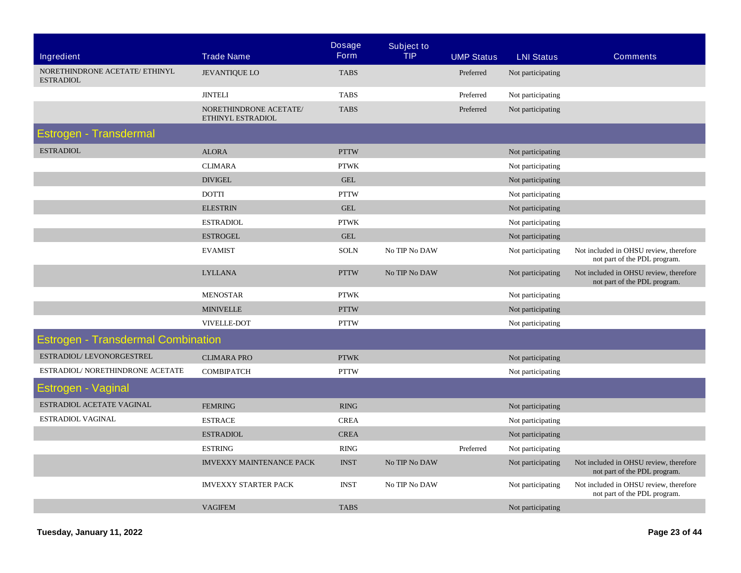| Ingredient | Trade Name | Dosage Form | Subject to TIP | UMP Status | LNI Status | Comments |
|---|---|---|---|---|---|---|
| NORETHINDRONE ACETATE/ ETHINYL ESTRADIOL | JEVANTIQUE LO | TABS | | Preferred | Not participating | |
| | JINTELI | TABS | | Preferred | Not participating | |
| | NORETHINDRONE ACETATE/ ETHINYL ESTRADIOL | TABS | | Preferred | Not participating | |
| **Estrogen - Transdermal** | | | | | | |
| ESTRADIOL | ALORA | PTTW | | | Not participating | |
| | CLIMARA | PTWK | | | Not participating | |
| | DIVIGEL | GEL | | | Not participating | |
| | DOTTI | PTTW | | | Not participating | |
| | ELESTRIN | GEL | | | Not participating | |
| | ESTRADIOL | PTWK | | | Not participating | |
| | ESTROGEL | GEL | | | Not participating | |
| | EVAMIST | SOLN | No TIP No DAW | | Not participating | Not included in OHSU review, therefore not part of the PDL program. |
| | LYLLANA | PTTW | No TIP No DAW | | Not participating | Not included in OHSU review, therefore not part of the PDL program. |
| | MENOSTAR | PTWK | | | Not participating | |
| | MINIVELLE | PTTW | | | Not participating | |
| | VIVELLE-DOT | PTTW | | | Not participating | |
| **Estrogen - Transdermal Combination** | | | | | | |
| ESTRADIOL/ LEVONORGESTREL | CLIMARA PRO | PTWK | | | Not participating | |
| ESTRADIOL/ NORETHINDRONE ACETATE | COMBIPATCH | PTTW | | | Not participating | |
| **Estrogen - Vaginal** | | | | | | |
| ESTRADIOL ACETATE VAGINAL | FEMRING | RING | | | Not participating | |
| ESTRADIOL VAGINAL | ESTRACE | CREA | | | Not participating | |
| | ESTRADIOL | CREA | | | Not participating | |
| | ESTRING | RING | | Preferred | Not participating | |
| | IMVEXXY MAINTENANCE PACK | INST | No TIP No DAW | | Not participating | Not included in OHSU review, therefore not part of the PDL program. |
| | IMVEXXY STARTER PACK | INST | No TIP No DAW | | Not participating | Not included in OHSU review, therefore not part of the PDL program. |
| | VAGIFEM | TABS | | | Not participating | |

**Tuesday, January 11, 2022**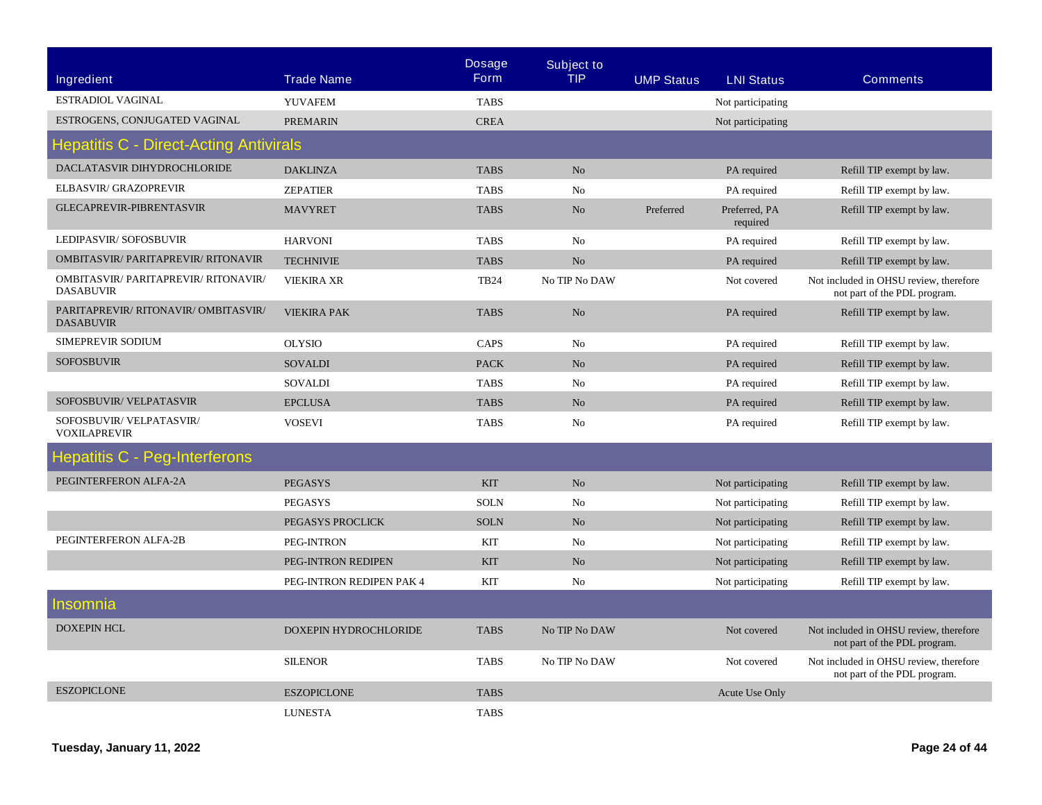| Ingredient | Trade Name | Dosage Form | Subject to TIP | UMP Status | LNI Status | Comments |
|---|---|---|---|---|---|---|
| ESTRADIOL VAGINAL | YUVAFEM | TABS | | | Not participating | |
| ESTROGENS, CONJUGATED VAGINAL | PREMARIN | CREA | | | Not participating | |
| **Hepatitis C - Direct-Acting Antivirals** | | | | | | |
| DACLATASVIR DIHYDROCHLORIDE | DAKLINZA | TABS | No | | PA required | Refill TIP exempt by law. |
| ELBASVIR/ GRAZOPREVIR | ZEPATIER | TABS | No | | PA required | Refill TIP exempt by law. |
| GLECAPREVIR-PIBRENTASVIR | MAVYRET | TABS | No | Preferred | Preferred, PA required | Refill TIP exempt by law. |
| LEDIPASVIR/ SOFOSBUVIR | HARVONI | TABS | No | | PA required | Refill TIP exempt by law. |
| OMBITASVIR/ PARITAPREVIR/ RITONAVIR | TECHNIVIE | TABS | No | | PA required | Refill TIP exempt by law. |
| OMBITASVIR/ PARITAPREVIR/ RITONAVIR/ DASABUVIR | VIEKIRA XR | TB24 | No TIP No DAW | | Not covered | Not included in OHSU review, therefore not part of the PDL program. |
| PARITAPREVIR/ RITONAVIR/ OMBITASVIR/ DASABUVIR | VIEKIRA PAK | TABS | No | | PA required | Refill TIP exempt by law. |
| SIMEPREVIR SODIUM | OLYSIO | CAPS | No | | PA required | Refill TIP exempt by law. |
| SOFOSBUVIR | SOVALDI | PACK | No | | PA required | Refill TIP exempt by law. |
| | SOVALDI | TABS | No | | PA required | Refill TIP exempt by law. |
| SOFOSBUVIR/ VELPATASVIR | EPCLUSA | TABS | No | | PA required | Refill TIP exempt by law. |
| SOFOSBUVIR/ VELPATASVIR/ VOXILAPREVIR | VOSEVI | TABS | No | | PA required | Refill TIP exempt by law. |
| **Hepatitis C - Peg-Interferons** | | | | | | |
| PEGINTERFERON ALFA-2A | PEGASYS | KIT | No | | Not participating | Refill TIP exempt by law. |
| | PEGASYS | SOLN | No | | Not participating | Refill TIP exempt by law. |
| | PEGASYS PROCLICK | SOLN | No | | Not participating | Refill TIP exempt by law. |
| PEGINTERFERON ALFA-2B | PEG-INTRON | KIT | No | | Not participating | Refill TIP exempt by law. |
| | PEG-INTRON REDIPEN | KIT | No | | Not participating | Refill TIP exempt by law. |
| | PEG-INTRON REDIPEN PAK 4 | KIT | No | | Not participating | Refill TIP exempt by law. |
| **Insomnia** | | | | | | |
| DOXEPIN HCL | DOXEPIN HYDROCHLORIDE | TABS | No TIP No DAW | | Not covered | Not included in OHSU review, therefore not part of the PDL program. |
| | SILENOR | TABS | No TIP No DAW | | Not covered | Not included in OHSU review, therefore not part of the PDL program. |
| ESZOPICLONE | ESZOPICLONE | TABS | | | Acute Use Only | |
| | LUNESTA | TABS | | | | |

Tuesday, January 11, 2022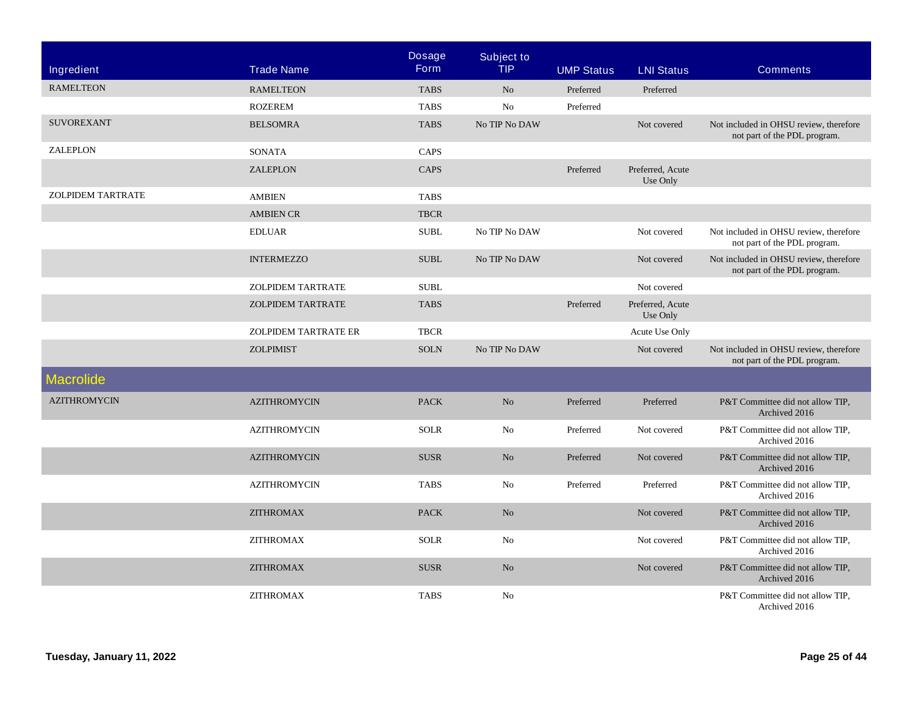| Ingredient | Trade Name | Dosage Form | Subject to TIP | UMP Status | LNI Status | Comments |
|---|---|---|---|---|---|---|
| RAMELTEON | RAMELTEON | TABS | No | Preferred | Preferred | |
| | ROZEREM | TABS | No | Preferred | | |
| SUVOREXANT | BELSOMRA | TABS | No TIP No DAW | | Not covered | Not included in OHSU review, therefore not part of the PDL program. |
| ZALEPLON | SONATA | CAPS | | | | |
| | ZALEPLON | CAPS | | Preferred | Preferred, Acute Use Only | |
| ZOLPIDEM TARTRATE | AMBIEN | TABS | | | | |
| | AMBIEN CR | TBCR | | | | |
| | EDLUAR | SUBL | No TIP No DAW | | Not covered | Not included in OHSU review, therefore not part of the PDL program. |
| | INTERMEZZO | SUBL | No TIP No DAW | | Not covered | Not included in OHSU review, therefore not part of the PDL program. |
| | ZOLPIDEM TARTRATE | SUBL | | | Not covered | |
| | ZOLPIDEM TARTRATE | TABS | | Preferred | Preferred, Acute Use Only | |
| | ZOLPIDEM TARTRATE ER | TBCR | | | Acute Use Only | |
| | ZOLPIMIST | SOLN | No TIP No DAW | | Not covered | Not included in OHSU review, therefore not part of the PDL program. |
| **Macrolide** | | | | | | |
| AZITHROMYCIN | AZITHROMYCIN | PACK | No | Preferred | Preferred | P&T Committee did not allow TIP, Archived 2016 |
| | AZITHROMYCIN | SOLR | No | Preferred | Not covered | P&T Committee did not allow TIP, Archived 2016 |
| | AZITHROMYCIN | SUSR | No | Preferred | Not covered | P&T Committee did not allow TIP, Archived 2016 |
| | AZITHROMYCIN | TABS | No | Preferred | Preferred | P&T Committee did not allow TIP, Archived 2016 |
| | ZITHROMAX | PACK | No | | Not covered | P&T Committee did not allow TIP, Archived 2016 |
| | ZITHROMAX | SOLR | No | | Not covered | P&T Committee did not allow TIP, Archived 2016 |
| | ZITHROMAX | SUSR | No | | Not covered | P&T Committee did not allow TIP, Archived 2016 |
| | ZITHROMAX | TABS | No | | | P&T Committee did not allow TIP, Archived 2016 |

**Tuesday, January 11, 2022**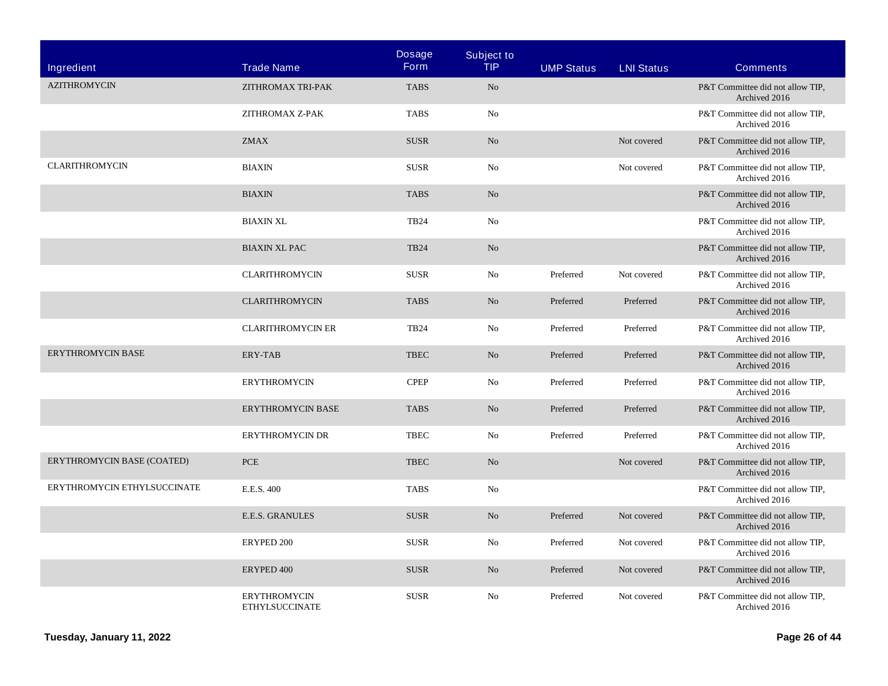| Ingredient | Trade Name | Dosage Form | Subject to TIP | UMP Status | LNI Status | Comments |
|---|---|---|---|---|---|---|
| AZITHROMYCIN | ZITHROMAX TRI-PAK | TABS | No | | | P&T Committee did not allow TIP, Archived 2016 |
| | ZITHROMAX Z-PAK | TABS | No | | | P&T Committee did not allow TIP, Archived 2016 |
| | ZMAX | SUSR | No | | Not covered | P&T Committee did not allow TIP, Archived 2016 |
| CLARITHROMYCIN | BIAXIN | SUSR | No | | Not covered | P&T Committee did not allow TIP, Archived 2016 |
| | BIAXIN | TABS | No | | | P&T Committee did not allow TIP, Archived 2016 |
| | BIAXIN XL | TB24 | No | | | P&T Committee did not allow TIP, Archived 2016 |
| | BIAXIN XL PAC | TB24 | No | | | P&T Committee did not allow TIP, Archived 2016 |
| | CLARITHROMYCIN | SUSR | No | Preferred | Not covered | P&T Committee did not allow TIP, Archived 2016 |
| | CLARITHROMYCIN | TABS | No | Preferred | Preferred | P&T Committee did not allow TIP, Archived 2016 |
| | CLARITHROMYCIN ER | TB24 | No | Preferred | Preferred | P&T Committee did not allow TIP, Archived 2016 |
| ERYTHROMYCIN BASE | ERY-TAB | TBEC | No | Preferred | Preferred | P&T Committee did not allow TIP, Archived 2016 |
| | ERYTHROMYCIN | CPEP | No | Preferred | Preferred | P&T Committee did not allow TIP, Archived 2016 |
| | ERYTHROMYCIN BASE | TABS | No | Preferred | Preferred | P&T Committee did not allow TIP, Archived 2016 |
| | ERYTHROMYCIN DR | TBEC | No | Preferred | Preferred | P&T Committee did not allow TIP, Archived 2016 |
| ERYTHROMYCIN BASE (COATED) | PCE | TBEC | No | | Not covered | P&T Committee did not allow TIP, Archived 2016 |
| ERYTHROMYCIN ETHYLSUCCINATE | E.E.S. 400 | TABS | No | | | P&T Committee did not allow TIP, Archived 2016 |
| | E.E.S. GRANULES | SUSR | No | Preferred | Not covered | P&T Committee did not allow TIP, Archived 2016 |
| | ERYPED 200 | SUSR | No | Preferred | Not covered | P&T Committee did not allow TIP, Archived 2016 |
| | ERYPED 400 | SUSR | No | Preferred | Not covered | P&T Committee did not allow TIP, Archived 2016 |
| | ERYTHROMYCIN ETHYLSUCCINATE | SUSR | No | Preferred | Not covered | P&T Committee did not allow TIP, Archived 2016 |

**Tuesday, January 11, 2022**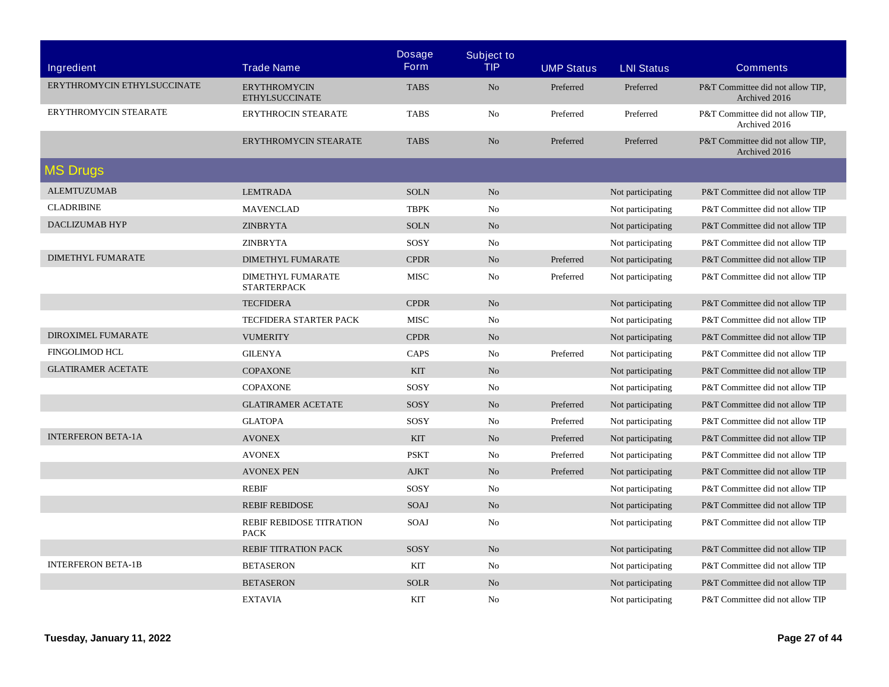| Ingredient | Trade Name | Dosage Form | Subject to TIP | UMP Status | LNI Status | Comments |
|---|---|---|---|---|---|---|
| ERYTHROMYCIN ETHYLSUCCINATE | ERYTHROMYCIN ETHYLSUCCINATE | TABS | No | Preferred | Preferred | P&T Committee did not allow TIP, Archived 2016 |
| ERYTHROMYCIN STEARATE | ERYTHROCIN STEARATE | TABS | No | Preferred | Preferred | P&T Committee did not allow TIP, Archived 2016 |
| | ERYTHROMYCIN STEARATE | TABS | No | Preferred | Preferred | P&T Committee did not allow TIP, Archived 2016 |

## MS Drugs

| Ingredient | Trade Name | Dosage Form | Subject to TIP | UMP Status | LNI Status | Comments |
|---|---|---|---|---|---|---|
| ALEMTUZUMAB | LEMTRADA | SOLN | No | | Not participating | P&T Committee did not allow TIP |
| CLADRIBINE | MAVENCLAD | TBPK | No | | Not participating | P&T Committee did not allow TIP |
| DACLIZUMAB HYP | ZINBRYTA | SOLN | No | | Not participating | P&T Committee did not allow TIP |
| | ZINBRYTA | SOSY | No | | Not participating | P&T Committee did not allow TIP |
| DIMETHYL FUMARATE | DIMETHYL FUMARATE | CPDR | No | Preferred | Not participating | P&T Committee did not allow TIP |
| | DIMETHYL FUMARATE STARTERPACK | MISC | No | Preferred | Not participating | P&T Committee did not allow TIP |
| | TECFIDERA | CPDR | No | | Not participating | P&T Committee did not allow TIP |
| | TECFIDERA STARTER PACK | MISC | No | | Not participating | P&T Committee did not allow TIP |
| DIROXIMEL FUMARATE | VUMERITY | CPDR | No | | Not participating | P&T Committee did not allow TIP |
| FINGOLIMOD HCL | GILENYA | CAPS | No | Preferred | Not participating | P&T Committee did not allow TIP |
| GLATIRAMER ACETATE | COPAXONE | KIT | No | | Not participating | P&T Committee did not allow TIP |
| | COPAXONE | SOSY | No | | Not participating | P&T Committee did not allow TIP |
| | GLATIRAMER ACETATE | SOSY | No | Preferred | Not participating | P&T Committee did not allow TIP |
| | GLATOPA | SOSY | No | Preferred | Not participating | P&T Committee did not allow TIP |
| INTERFERON BETA-1A | AVONEX | KIT | No | Preferred | Not participating | P&T Committee did not allow TIP |
| | AVONEX | PSKT | No | Preferred | Not participating | P&T Committee did not allow TIP |
| | AVONEX PEN | AJKT | No | Preferred | Not participating | P&T Committee did not allow TIP |
| | REBIF | SOSY | No | | Not participating | P&T Committee did not allow TIP |
| | REBIF REBIDOSE | SOAJ | No | | Not participating | P&T Committee did not allow TIP |
| | REBIF REBIDOSE TITRATION PACK | SOAJ | No | | Not participating | P&T Committee did not allow TIP |
| | REBIF TITRATION PACK | SOSY | No | | Not participating | P&T Committee did not allow TIP |
| INTERFERON BETA-1B | BETASERON | KIT | No | | Not participating | P&T Committee did not allow TIP |
| | BETASERON | SOLR | No | | Not participating | P&T Committee did not allow TIP |
| | EXTAVIA | KIT | No | | Not participating | P&T Committee did not allow TIP |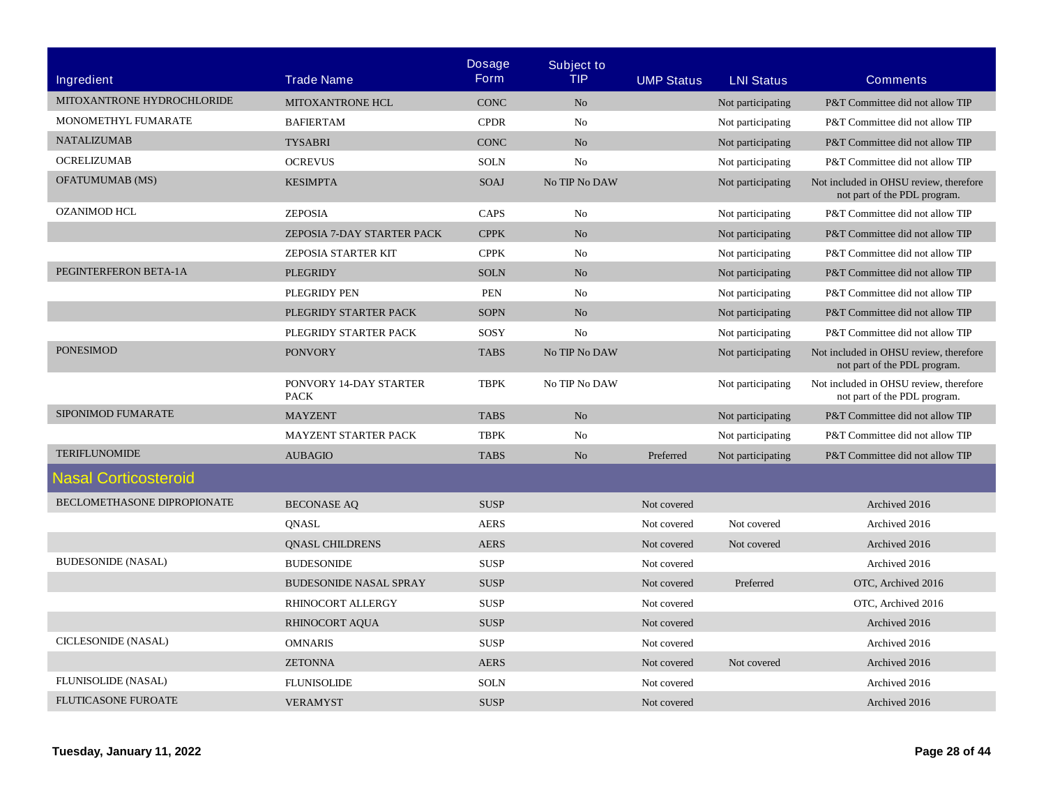| Ingredient | Trade Name | Dosage Form | Subject to TIP | UMP Status | LNI Status | Comments |
|---|---|---|---|---|---|---|
| MITOXANTRONE HYDROCHLORIDE | MITOXANTRONE HCL | CONC | No | | Not participating | P&T Committee did not allow TIP |
| MONOMETHYL FUMARATE | BAFIERTAM | CPDR | No | | Not participating | P&T Committee did not allow TIP |
| NATALIZUMAB | TYSABRI | CONC | No | | Not participating | P&T Committee did not allow TIP |
| OCRELIZUMAB | OCREVUS | SOLN | No | | Not participating | P&T Committee did not allow TIP |
| OFATUMUMAB (MS) | KESIMPTA | SOAJ | No TIP No DAW | | Not participating | Not included in OHSU review, therefore not part of the PDL program. |
| OZANIMOD HCL | ZEPOSIA | CAPS | No | | Not participating | P&T Committee did not allow TIP |
| | ZEPOSIA 7-DAY STARTER PACK | CPPK | No | | Not participating | P&T Committee did not allow TIP |
| | ZEPOSIA STARTER KIT | CPPK | No | | Not participating | P&T Committee did not allow TIP |
| PEGINTERFERON BETA-1A | PLEGRIDY | SOLN | No | | Not participating | P&T Committee did not allow TIP |
| | PLEGRIDY PEN | PEN | No | | Not participating | P&T Committee did not allow TIP |
| | PLEGRIDY STARTER PACK | SOPN | No | | Not participating | P&T Committee did not allow TIP |
| | PLEGRIDY STARTER PACK | SOSY | No | | Not participating | P&T Committee did not allow TIP |
| PONESIMOD | PONVORY | TABS | No TIP No DAW | | Not participating | Not included in OHSU review, therefore not part of the PDL program. |
| | PONVORY 14-DAY STARTER PACK | TBPK | No TIP No DAW | | Not participating | Not included in OHSU review, therefore not part of the PDL program. |
| SIPONIMOD FUMARATE | MAYZENT | TABS | No | | Not participating | P&T Committee did not allow TIP |
| | MAYZENT STARTER PACK | TBPK | No | | Not participating | P&T Committee did not allow TIP |
| TERIFLUNOMIDE | AUBAGIO | TABS | No | Preferred | Not participating | P&T Committee did not allow TIP |
| **Nasal Corticosteroid** | | | | | | |
| BECLOMETHASONE DIPROPIONATE | BECONASE AQ | SUSP | | Not covered | | Archived 2016 |
| | QNASL | AERS | | Not covered | Not covered | Archived 2016 |
| | QNASL CHILDRENS | AERS | | Not covered | Not covered | Archived 2016 |
| BUDESONIDE (NASAL) | BUDESONIDE | SUSP | | Not covered | | Archived 2016 |
| | BUDESONIDE NASAL SPRAY | SUSP | | Not covered | Preferred | OTC, Archived 2016 |
| | RHINOCORT ALLERGY | SUSP | | Not covered | | OTC, Archived 2016 |
| | RHINOCORT AQUA | SUSP | | Not covered | | Archived 2016 |
| CICLESONIDE (NASAL) | OMNARIS | SUSP | | Not covered | | Archived 2016 |
| | ZETONNA | AERS | | Not covered | Not covered | Archived 2016 |
| FLUNISOLIDE (NASAL) | FLUNISOLIDE | SOLN | | Not covered | | Archived 2016 |
| FLUTICASONE FUROATE | VERAMYST | SUSP | | Not covered | | Archived 2016 |

Tuesday, January 11, 2022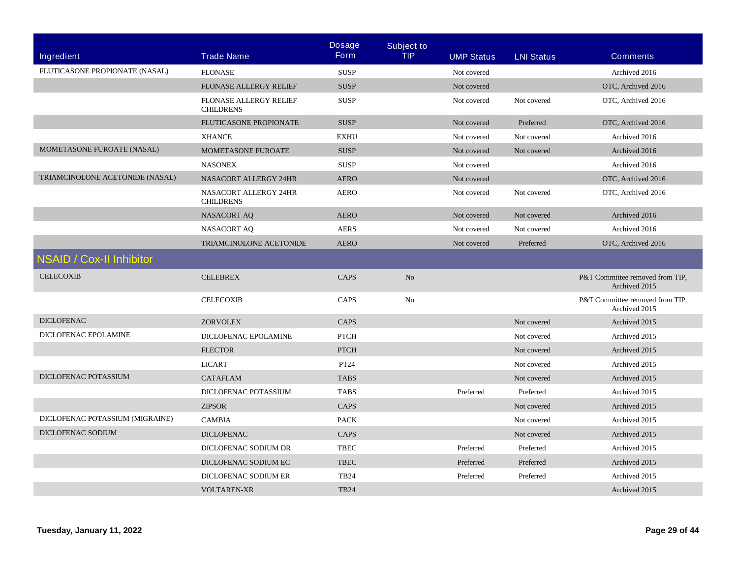| Ingredient | Trade Name | Dosage Form | Subject to TIP | UMP Status | LNI Status | Comments |
| --- | --- | --- | --- | --- | --- | --- |
| FLUTICASONE PROPIONATE (NASAL) | FLONASE | SUSP | | Not covered | | Archived 2016 |
| | FLONASE ALLERGY RELIEF | SUSP | | Not covered | | OTC, Archived 2016 |
| | FLONASE ALLERGY RELIEF CHILDRENS | SUSP | | Not covered | Not covered | OTC, Archived 2016 |
| | FLUTICASONE PROPIONATE | SUSP | | Not covered | Preferred | OTC, Archived 2016 |
| | XHANCE | EXHU | | Not covered | Not covered | Archived 2016 |
| MOMETASONE FUROATE (NASAL) | MOMETASONE FUROATE | SUSP | | Not covered | Not covered | Archived 2016 |
| | NASONEX | SUSP | | Not covered | | Archived 2016 |
| TRIAMCINOLONE ACETONIDE (NASAL) | NASACORT ALLERGY 24HR | AERO | | Not covered | | OTC, Archived 2016 |
| | NASACORT ALLERGY 24HR CHILDRENS | AERO | | Not covered | Not covered | OTC, Archived 2016 |
| | NASACORT AQ | AERO | | Not covered | Not covered | Archived 2016 |
| | NASACORT AQ | AERS | | Not covered | Not covered | Archived 2016 |
| | TRIAMCINOLONE ACETONIDE | AERO | | Not covered | Preferred | OTC, Archived 2016 |
| **NSAID / Cox-II Inhibitor** | | | | | | |
| CELECOXIB | CELEBREX | CAPS | No | | | P&T Committee removed from TIP, Archived 2015 |
| | CELECOXIB | CAPS | No | | | P&T Committee removed from TIP, Archived 2015 |
| DICLOFENAC | ZORVOLEX | CAPS | | | Not covered | Archived 2015 |
| DICLOFENAC EPOLAMINE | DICLOFENAC EPOLAMINE | PTCH | | | Not covered | Archived 2015 |
| | FLECTOR | PTCH | | | Not covered | Archived 2015 |
| | LICART | PT24 | | | Not covered | Archived 2015 |
| DICLOFENAC POTASSIUM | CATAFLAM | TABS | | | Not covered | Archived 2015 |
| | DICLOFENAC POTASSIUM | TABS | | Preferred | Preferred | Archived 2015 |
| | ZIPSOR | CAPS | | | Not covered | Archived 2015 |
| DICLOFENAC POTASSIUM (MIGRAINE) | CAMBIA | PACK | | | Not covered | Archived 2015 |
| DICLOFENAC SODIUM | DICLOFENAC | CAPS | | | Not covered | Archived 2015 |
| | DICLOFENAC SODIUM DR | TBEC | | Preferred | Preferred | Archived 2015 |
| | DICLOFENAC SODIUM EC | TBEC | | Preferred | Preferred | Archived 2015 |
| | DICLOFENAC SODIUM ER | TB24 | | Preferred | Preferred | Archived 2015 |
| | VOLTAREN-XR | TB24 | | | | Archived 2015 |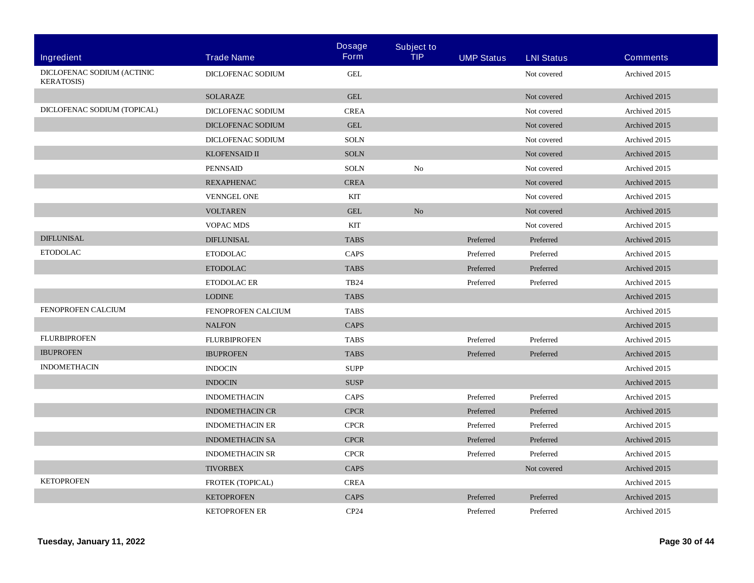| Ingredient | Trade Name | Dosage Form | Subject to TIP | UMP Status | LNI Status | Comments |
|---|---|---|---|---|---|---|
| DICLOFENAC SODIUM (ACTINIC KERATOSIS) | DICLOFENAC SODIUM | GEL | | | Not covered | Archived 2015 |
| | SOLARAZE | GEL | | | Not covered | Archived 2015 |
| DICLOFENAC SODIUM (TOPICAL) | DICLOFENAC SODIUM | CREA | | | Not covered | Archived 2015 |
| | DICLOFENAC SODIUM | GEL | | | Not covered | Archived 2015 |
| | DICLOFENAC SODIUM | SOLN | | | Not covered | Archived 2015 |
| | KLOFENSAID II | SOLN | | | Not covered | Archived 2015 |
| | PENNSAID | SOLN | No | | Not covered | Archived 2015 |
| | REXAPHENAC | CREA | | | Not covered | Archived 2015 |
| | VENNGEL ONE | KIT | | | Not covered | Archived 2015 |
| | VOLTAREN | GEL | No | | Not covered | Archived 2015 |
| | VOPAC MDS | KIT | | | Not covered | Archived 2015 |
| DIFLUNISAL | DIFLUNISAL | TABS | | Preferred | Preferred | Archived 2015 |
| ETODOLAC | ETODOLAC | CAPS | | Preferred | Preferred | Archived 2015 |
| | ETODOLAC | TABS | | Preferred | Preferred | Archived 2015 |
| | ETODOLAC ER | TB24 | | Preferred | Preferred | Archived 2015 |
| | LODINE | TABS | | | | Archived 2015 |
| FENOPROFEN CALCIUM | FENOPROFEN CALCIUM | TABS | | | | Archived 2015 |
| | NALFON | CAPS | | | | Archived 2015 |
| FLURBIPROFEN | FLURBIPROFEN | TABS | | Preferred | Preferred | Archived 2015 |
| IBUPROFEN | IBUPROFEN | TABS | | Preferred | Preferred | Archived 2015 |
| INDOMETHACIN | INDOCIN | SUPP | | | | Archived 2015 |
| | INDOCIN | SUSP | | | | Archived 2015 |
| | INDOMETHACIN | CAPS | | Preferred | Preferred | Archived 2015 |
| | INDOMETHACIN CR | CPCR | | Preferred | Preferred | Archived 2015 |
| | INDOMETHACIN ER | CPCR | | Preferred | Preferred | Archived 2015 |
| | INDOMETHACIN SA | CPCR | | Preferred | Preferred | Archived 2015 |
| | INDOMETHACIN SR | CPCR | | Preferred | Preferred | Archived 2015 |
| | TIVORBEX | CAPS | | | Not covered | Archived 2015 |
| KETOPROFEN | FROTEK (TOPICAL) | CREA | | | | Archived 2015 |
| | KETOPROFEN | CAPS | | Preferred | Preferred | Archived 2015 |
| | KETOPROFEN ER | CP24 | | Preferred | Preferred | Archived 2015 |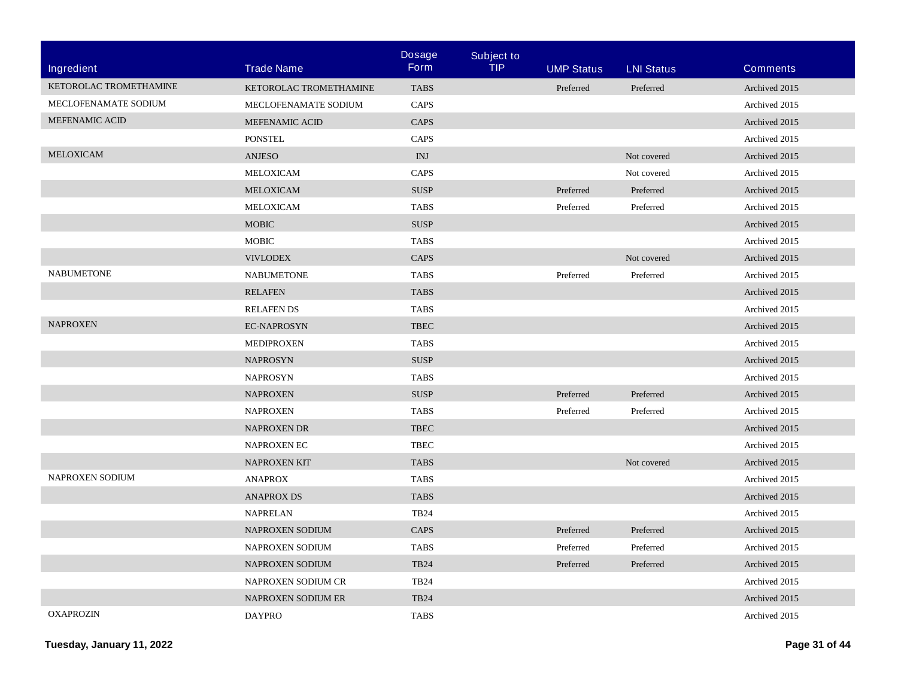| Ingredient | Trade Name | Dosage Form | Subject to TIP | UMP Status | LNI Status | Comments |
|---|---|---|---|---|---|---|
| KETOROLAC TROMETHAMINE | KETOROLAC TROMETHAMINE | TABS | | Preferred | Preferred | Archived 2015 |
| MECLOFENAMATE SODIUM | MECLOFENAMATE SODIUM | CAPS | | | | Archived 2015 |
| MEFENAMIC ACID | MEFENAMIC ACID | CAPS | | | | Archived 2015 |
| | PONSTEL | CAPS | | | | Archived 2015 |
| MELOXICAM | ANJESO | INJ | | | Not covered | Archived 2015 |
| | MELOXICAM | CAPS | | | Not covered | Archived 2015 |
| | MELOXICAM | SUSP | | Preferred | Preferred | Archived 2015 |
| | MELOXICAM | TABS | | Preferred | Preferred | Archived 2015 |
| | MOBIC | SUSP | | | | Archived 2015 |
| | MOBIC | TABS | | | | Archived 2015 |
| | VIVLODEX | CAPS | | | Not covered | Archived 2015 |
| NABUMETONE | NABUMETONE | TABS | | Preferred | Preferred | Archived 2015 |
| | RELAFEN | TABS | | | | Archived 2015 |
| | RELAFEN DS | TABS | | | | Archived 2015 |
| NAPROXEN | EC-NAPROSYN | TBEC | | | | Archived 2015 |
| | MEDIPROXEN | TABS | | | | Archived 2015 |
| | NAPROSYN | SUSP | | | | Archived 2015 |
| | NAPROSYN | TABS | | | | Archived 2015 |
| | NAPROXEN | SUSP | | Preferred | Preferred | Archived 2015 |
| | NAPROXEN | TABS | | Preferred | Preferred | Archived 2015 |
| | NAPROXEN DR | TBEC | | | | Archived 2015 |
| | NAPROXEN EC | TBEC | | | | Archived 2015 |
| | NAPROXEN KIT | TABS | | | Not covered | Archived 2015 |
| NAPROXEN SODIUM | ANAPROX | TABS | | | | Archived 2015 |
| | ANAPROX DS | TABS | | | | Archived 2015 |
| | NAPRELAN | TB24 | | | | Archived 2015 |
| | NAPROXEN SODIUM | CAPS | | Preferred | Preferred | Archived 2015 |
| | NAPROXEN SODIUM | TABS | | Preferred | Preferred | Archived 2015 |
| | NAPROXEN SODIUM | TB24 | | Preferred | Preferred | Archived 2015 |
| | NAPROXEN SODIUM CR | TB24 | | | | Archived 2015 |
| | NAPROXEN SODIUM ER | TB24 | | | | Archived 2015 |
| OXAPROZIN | DAYPRO | TABS | | | | Archived 2015 |

**Tuesday, January 11, 2022**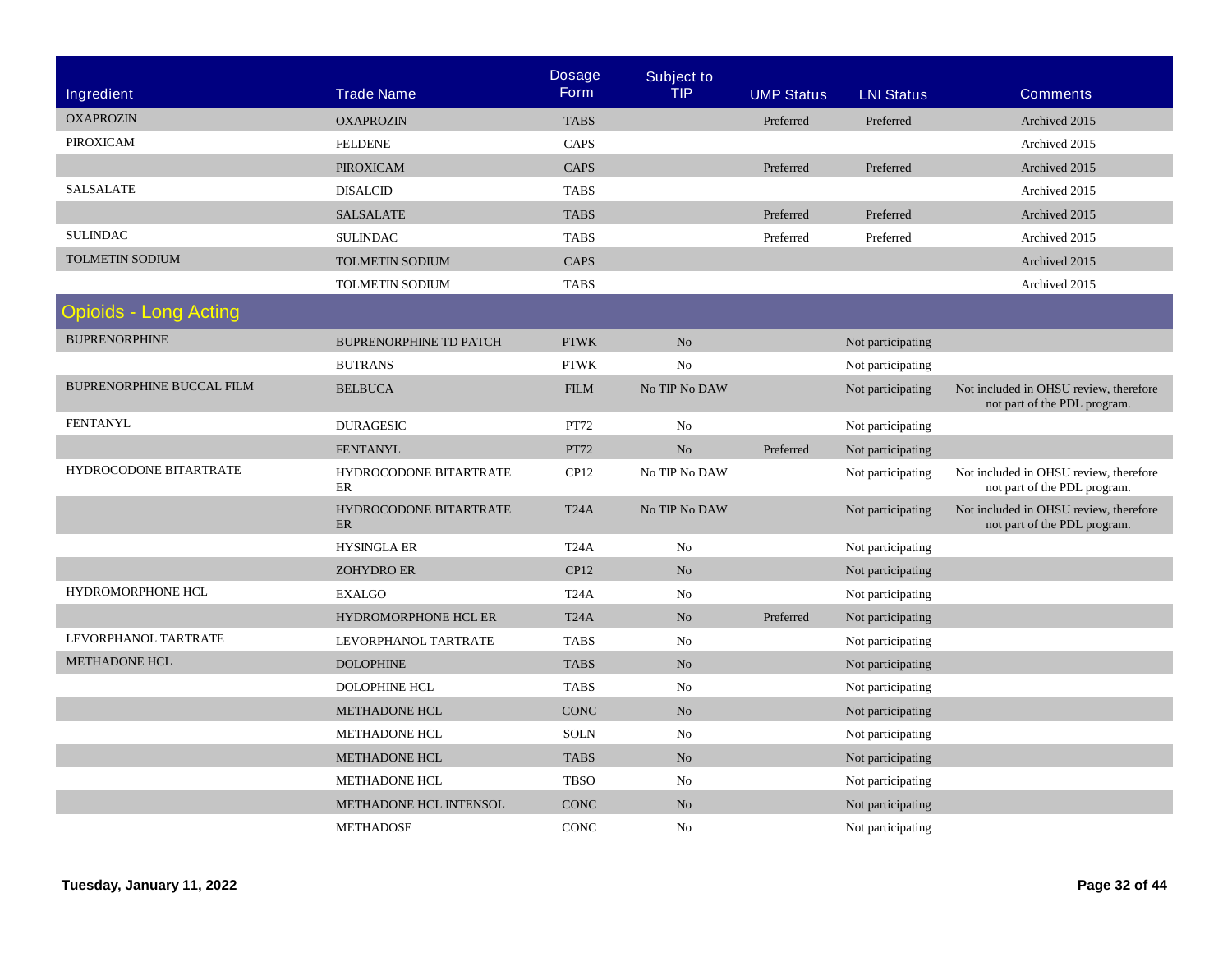| Ingredient | Trade Name | Dosage Form | Subject to TIP | UMP Status | LNI Status | Comments |
| --- | --- | --- | --- | --- | --- | --- |
| OXAPROZIN | OXAPROZIN | TABS | | Preferred | Preferred | Archived 2015 |
| PIROXICAM | FELDENE | CAPS | | | | Archived 2015 |
| | PIROXICAM | CAPS | | Preferred | Preferred | Archived 2015 |
| SALSALATE | DISALCID | TABS | | | | Archived 2015 |
| | SALSALATE | TABS | | Preferred | Preferred | Archived 2015 |
| SULINDAC | SULINDAC | TABS | | Preferred | Preferred | Archived 2015 |
| TOLMETIN SODIUM | TOLMETIN SODIUM | CAPS | | | | Archived 2015 |
| | TOLMETIN SODIUM | TABS | | | | Archived 2015 |
| **Opioids - Long Acting** | | | | | | |
| BUPRENORPHINE | BUPRENORPHINE TD PATCH | PTWK | No | | Not participating | |
| | BUTRANS | PTWK | No | | Not participating | |
| BUPRENORPHINE BUCCAL FILM | BELBUCA | FILM | No TIP No DAW | | Not participating | Not included in OHSU review, therefore not part of the PDL program. |
| FENTANYL | DURAGESIC | PT72 | No | | Not participating | |
| | FENTANYL | PT72 | No | Preferred | Not participating | |
| HYDROCODONE BITARTRATE | HYDROCODONE BITARTRATE ER | CP12 | No TIP No DAW | | Not participating | Not included in OHSU review, therefore not part of the PDL program. |
| | HYDROCODONE BITARTRATE ER | T24A | No TIP No DAW | | Not participating | Not included in OHSU review, therefore not part of the PDL program. |
| | HYSINGLA ER | T24A | No | | Not participating | |
| | ZOHYDRO ER | CP12 | No | | Not participating | |
| HYDROMORPHONE HCL | EXALGO | T24A | No | | Not participating | |
| | HYDROMORPHONE HCL ER | T24A | No | Preferred | Not participating | |
| LEVORPHANOL TARTRATE | LEVORPHANOL TARTRATE | TABS | No | | Not participating | |
| METHADONE HCL | DOLOPHINE | TABS | No | | Not participating | |
| | DOLOPHINE HCL | TABS | No | | Not participating | |
| | METHADONE HCL | CONC | No | | Not participating | |
| | METHADONE HCL | SOLN | No | | Not participating | |
| | METHADONE HCL | TABS | No | | Not participating | |
| | METHADONE HCL | TBSO | No | | Not participating | |
| | METHADONE HCL INTENSOL | CONC | No | | Not participating | |
| | METHADOSE | CONC | No | | Not participating | |

**Tuesday, January 11, 2022**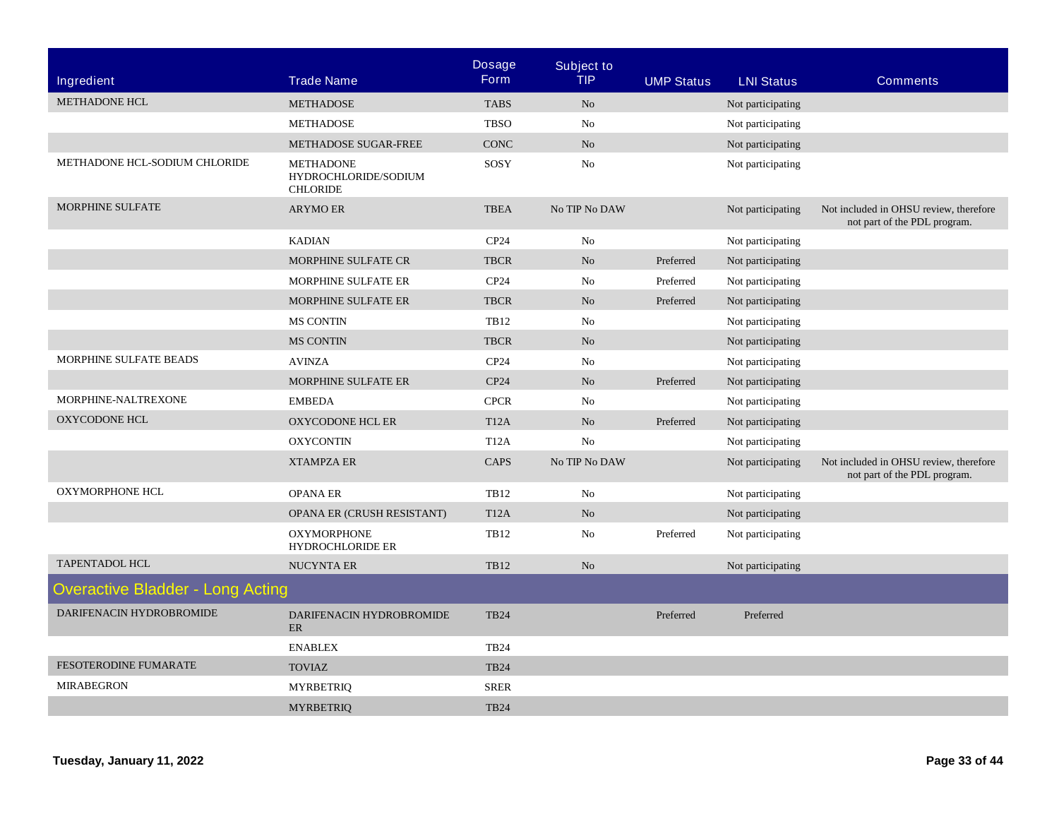| Ingredient | Trade Name | Dosage Form | Subject to TIP | UMP Status | LNI Status | Comments |
|---|---|---|---|---|---|---|
| METHADONE HCL | METHADOSE | TABS | No | | Not participating | |
| | METHADOSE | TBSO | No | | Not participating | |
| | METHADOSE SUGAR-FREE | CONC | No | | Not participating | |
| METHADONE HCL-SODIUM CHLORIDE | METHADONE HYDROCHLORIDE/SODIUM CHLORIDE | SOSY | No | | Not participating | |
| MORPHINE SULFATE | ARYMO ER | TBEA | No TIP No DAW | | Not participating | Not included in OHSU review, therefore not part of the PDL program. |
| | KADIAN | CP24 | No | | Not participating | |
| | MORPHINE SULFATE CR | TBCR | No | Preferred | Not participating | |
| | MORPHINE SULFATE ER | CP24 | No | Preferred | Not participating | |
| | MORPHINE SULFATE ER | TBCR | No | Preferred | Not participating | |
| | MS CONTIN | TB12 | No | | Not participating | |
| | MS CONTIN | TBCR | No | | Not participating | |
| MORPHINE SULFATE BEADS | AVINZA | CP24 | No | | Not participating | |
| | MORPHINE SULFATE ER | CP24 | No | Preferred | Not participating | |
| MORPHINE-NALTREXONE | EMBEDA | CPCR | No | | Not participating | |
| OXYCODONE HCL | OXYCODONE HCL ER | T12A | No | Preferred | Not participating | |
| | OXYCONTIN | T12A | No | | Not participating | |
| | XTAMPZA ER | CAPS | No TIP No DAW | | Not participating | Not included in OHSU review, therefore not part of the PDL program. |
| OXYMORPHONE HCL | OPANA ER | TB12 | No | | Not participating | |
| | OPANA ER (CRUSH RESISTANT) | T12A | No | | Not participating | |
| | OXYMORPHONE HYDROCHLORIDE ER | TB12 | No | Preferred | Not participating | |
| TAPENTADOL HCL | NUCYNTA ER | TB12 | No | | Not participating | |
| **Overactive Bladder - Long Acting** | | | | | | |
| DARIFENACIN HYDROBROMIDE | DARIFENACIN HYDROBROMIDE ER | TB24 | | Preferred | Preferred | |
| | ENABLEX | TB24 | | | | |
| FESOTERODINE FUMARATE | TOVIAZ | TB24 | | | | |
| MIRABEGRON | MYRBETRIQ | SRER | | | | |
| | MYRBETRIQ | TB24 | | | | |

**Tuesday, January 11, 2022**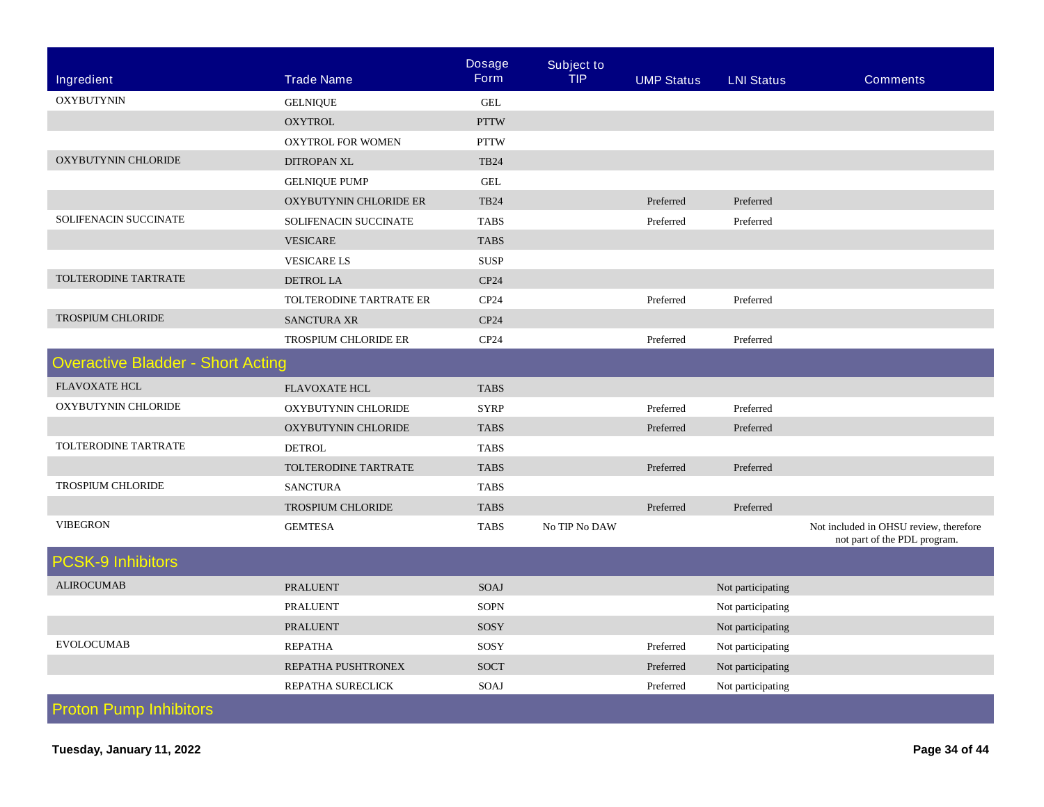| Ingredient | Trade Name | Dosage Form | Subject to TIP | UMP Status | LNI Status | Comments |
|---|---|---|---|---|---|---|
| OXYBUTYNIN | GELNIQUE | GEL | | | | |
| | OXYTROL | PTTW | | | | |
| | OXYTROL FOR WOMEN | PTTW | | | | |
| OXYBUTYNIN CHLORIDE | DITROPAN XL | TB24 | | | | |
| | GELNIQUE PUMP | GEL | | | | |
| | OXYBUTYNIN CHLORIDE ER | TB24 | | Preferred | Preferred | |
| SOLIFENACIN SUCCINATE | SOLIFENACIN SUCCINATE | TABS | | Preferred | Preferred | |
| | VESICARE | TABS | | | | |
| | VESICARE LS | SUSP | | | | |
| TOLTERODINE TARTRATE | DETROL LA | CP24 | | | | |
| | TOLTERODINE TARTRATE ER | CP24 | | Preferred | Preferred | |
| TROSPIUM CHLORIDE | SANCTURA XR | CP24 | | | | |
| | TROSPIUM CHLORIDE ER | CP24 | | Preferred | Preferred | |
| **Overactive Bladder - Short Acting** | | | | | | |
| FLAVOXATE HCL | FLAVOXATE HCL | TABS | | | | |
| OXYBUTYNIN CHLORIDE | OXYBUTYNIN CHLORIDE | SYRP | | Preferred | Preferred | |
| | OXYBUTYNIN CHLORIDE | TABS | | Preferred | Preferred | |
| TOLTERODINE TARTRATE | DETROL | TABS | | | | |
| | TOLTERODINE TARTRATE | TABS | | Preferred | Preferred | |
| TROSPIUM CHLORIDE | SANCTURA | TABS | | | | |
| | TROSPIUM CHLORIDE | TABS | | Preferred | Preferred | |
| VIBEGRON | GEMTESA | TABS | No TIP No DAW | | | Not included in OHSU review, therefore not part of the PDL program. |
| **PCSK-9 Inhibitors** | | | | | | |
| ALIROCUMAB | PRALUENT | SOAJ | | | Not participating | |
| | PRALUENT | SOPN | | | Not participating | |
| | PRALUENT | SOSY | | | Not participating | |
| EVOLOCUMAB | REPATHA | SOSY | | Preferred | Not participating | |
| | REPATHA PUSHTRONEX | SOCT | | Preferred | Not participating | |
| | REPATHA SURECLICK | SOAJ | | Preferred | Not participating | |
| **Proton Pump Inhibitors** | | | | | | |

Tuesday, January 11, 2022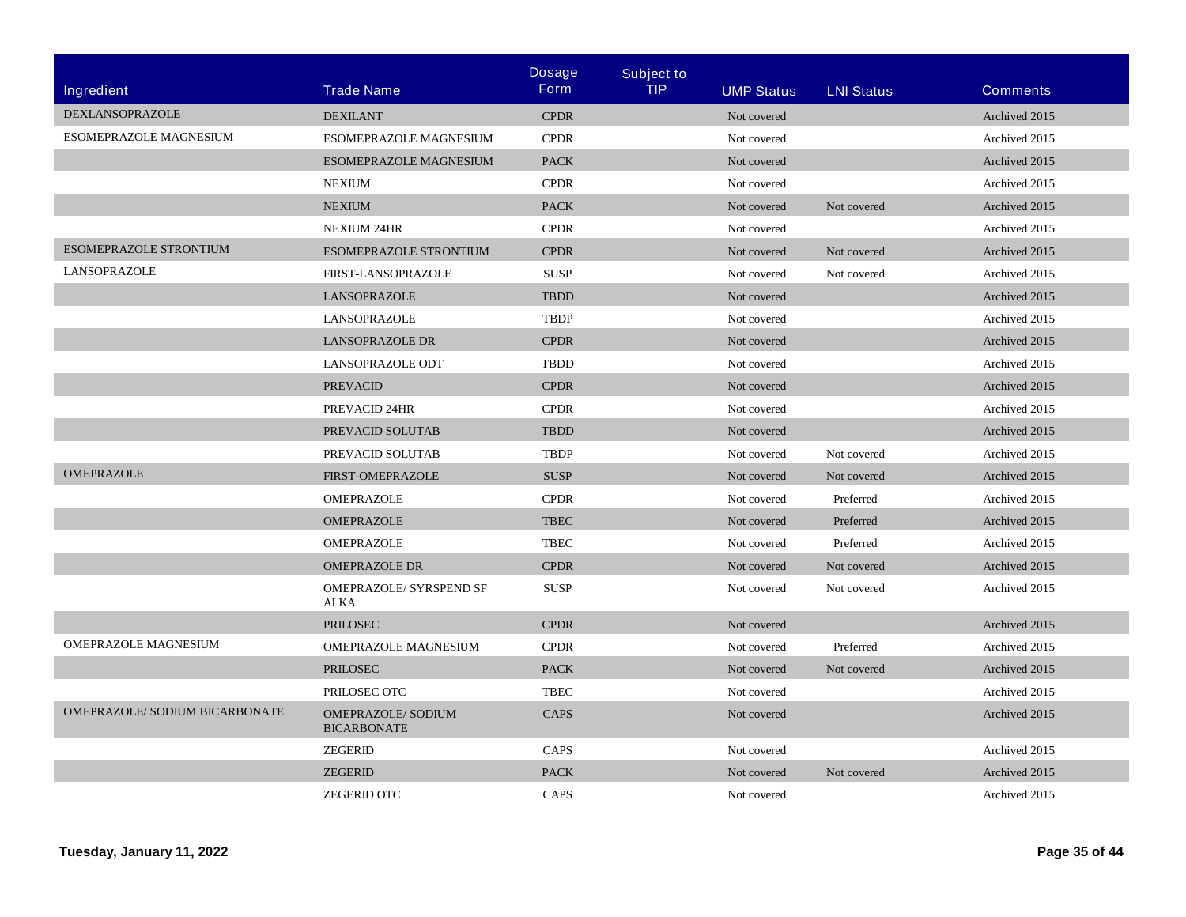| Ingredient | Trade Name | Dosage Form | Subject to TIP | UMP Status | LNI Status | Comments |
|---|---|---|---|---|---|---|
| DEXLANSOPRAZOLE | DEXILANT | CPDR | | Not covered | | Archived 2015 |
| ESOMEPRAZOLE MAGNESIUM | ESOMEPRAZOLE MAGNESIUM | CPDR | | Not covered | | Archived 2015 |
| | ESOMEPRAZOLE MAGNESIUM | PACK | | Not covered | | Archived 2015 |
| | NEXIUM | CPDR | | Not covered | | Archived 2015 |
| | NEXIUM | PACK | | Not covered | Not covered | Archived 2015 |
| | NEXIUM 24HR | CPDR | | Not covered | | Archived 2015 |
| ESOMEPRAZOLE STRONTIUM | ESOMEPRAZOLE STRONTIUM | CPDR | | Not covered | Not covered | Archived 2015 |
| LANSOPRAZOLE | FIRST-LANSOPRAZOLE | SUSP | | Not covered | Not covered | Archived 2015 |
| | LANSOPRAZOLE | TBDD | | Not covered | | Archived 2015 |
| | LANSOPRAZOLE | TBDP | | Not covered | | Archived 2015 |
| | LANSOPRAZOLE DR | CPDR | | Not covered | | Archived 2015 |
| | LANSOPRAZOLE ODT | TBDD | | Not covered | | Archived 2015 |
| | PREVACID | CPDR | | Not covered | | Archived 2015 |
| | PREVACID 24HR | CPDR | | Not covered | | Archived 2015 |
| | PREVACID SOLUTAB | TBDD | | Not covered | | Archived 2015 |
| | PREVACID SOLUTAB | TBDP | | Not covered | Not covered | Archived 2015 |
| OMEPRAZOLE | FIRST-OMEPRAZOLE | SUSP | | Not covered | Not covered | Archived 2015 |
| | OMEPRAZOLE | CPDR | | Not covered | Preferred | Archived 2015 |
| | OMEPRAZOLE | TBEC | | Not covered | Preferred | Archived 2015 |
| | OMEPRAZOLE | TBEC | | Not covered | Preferred | Archived 2015 |
| | OMEPRAZOLE DR | CPDR | | Not covered | Not covered | Archived 2015 |
| | OMEPRAZOLE/ SYRSPEND SF ALKA | SUSP | | Not covered | Not covered | Archived 2015 |
| | PRILOSEC | CPDR | | Not covered | | Archived 2015 |
| OMEPRAZOLE MAGNESIUM | OMEPRAZOLE MAGNESIUM | CPDR | | Not covered | Preferred | Archived 2015 |
| | PRILOSEC | PACK | | Not covered | Not covered | Archived 2015 |
| | PRILOSEC OTC | TBEC | | Not covered | | Archived 2015 |
| OMEPRAZOLE/ SODIUM BICARBONATE | OMEPRAZOLE/ SODIUM BICARBONATE | CAPS | | Not covered | | Archived 2015 |
| | ZEGERID | CAPS | | Not covered | | Archived 2015 |
| | ZEGERID | PACK | | Not covered | Not covered | Archived 2015 |
| | ZEGERID OTC | CAPS | | Not covered | | Archived 2015 |

**Tuesday, January 11, 2022**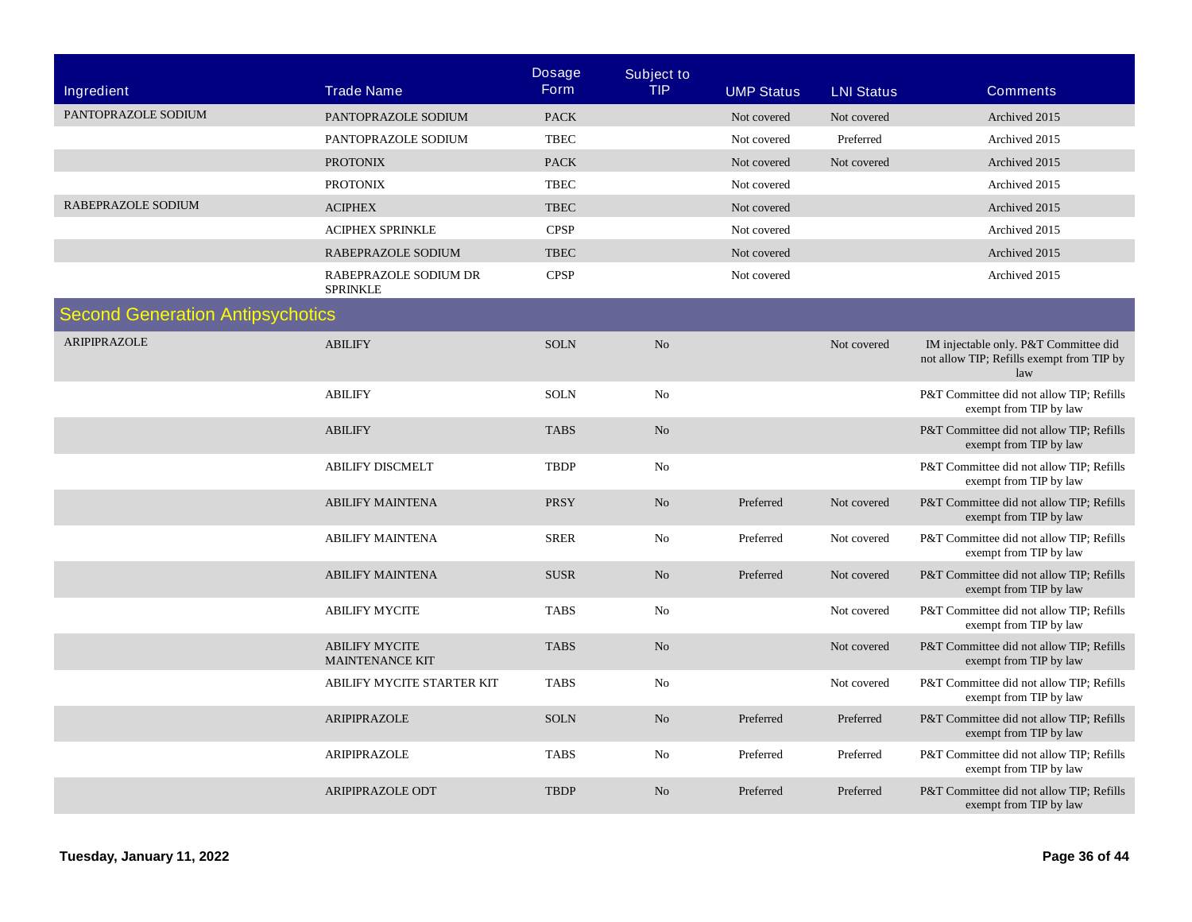| Ingredient | Trade Name | Dosage Form | Subject to TIP | UMP Status | LNI Status | Comments |
|---|---|---|---|---|---|---|
| PANTOPRAZOLE SODIUM | PANTOPRAZOLE SODIUM | PACK | | Not covered | Not covered | Archived 2015 |
| | PANTOPRAZOLE SODIUM | TBEC | | Not covered | Preferred | Archived 2015 |
| | PROTONIX | PACK | | Not covered | Not covered | Archived 2015 |
| | PROTONIX | TBEC | | Not covered | | Archived 2015 |
| RABEPRAZOLE SODIUM | ACIPHEX | TBEC | | Not covered | | Archived 2015 |
| | ACIPHEX SPRINKLE | CPSP | | Not covered | | Archived 2015 |
| | RABEPRAZOLE SODIUM | TBEC | | Not covered | | Archived 2015 |
| | RABEPRAZOLE SODIUM DR SPRINKLE | CPSP | | Not covered | | Archived 2015 |
| **Second Generation Antipsychotics** | | | | | | |
| ARIPIPRAZOLE | ABILIFY | SOLN | No | | Not covered | IM injectable only. P&T Committee did not allow TIP; Refills exempt from TIP by law |
| | ABILIFY | SOLN | No | | | P&T Committee did not allow TIP; Refills exempt from TIP by law |
| | ABILIFY | TABS | No | | | P&T Committee did not allow TIP; Refills exempt from TIP by law |
| | ABILIFY DISCMELT | TBDP | No | | | P&T Committee did not allow TIP; Refills exempt from TIP by law |
| | ABILIFY MAINTENA | PRSY | No | Preferred | Not covered | P&T Committee did not allow TIP; Refills exempt from TIP by law |
| | ABILIFY MAINTENA | SRER | No | Preferred | Not covered | P&T Committee did not allow TIP; Refills exempt from TIP by law |
| | ABILIFY MAINTENA | SUSR | No | Preferred | Not covered | P&T Committee did not allow TIP; Refills exempt from TIP by law |
| | ABILIFY MYCITE | TABS | No | | Not covered | P&T Committee did not allow TIP; Refills exempt from TIP by law |
| | ABILIFY MYCITE MAINTENANCE KIT | TABS | No | | Not covered | P&T Committee did not allow TIP; Refills exempt from TIP by law |
| | ABILIFY MYCITE STARTER KIT | TABS | No | | Not covered | P&T Committee did not allow TIP; Refills exempt from TIP by law |
| | ARIPIPRAZOLE | SOLN | No | Preferred | Preferred | P&T Committee did not allow TIP; Refills exempt from TIP by law |
| | ARIPIPRAZOLE | TABS | No | Preferred | Preferred | P&T Committee did not allow TIP; Refills exempt from TIP by law |
| | ARIPIPRAZOLE ODT | TBDP | No | Preferred | Preferred | P&T Committee did not allow TIP; Refills exempt from TIP by law |

**Tuesday, January 11, 2022**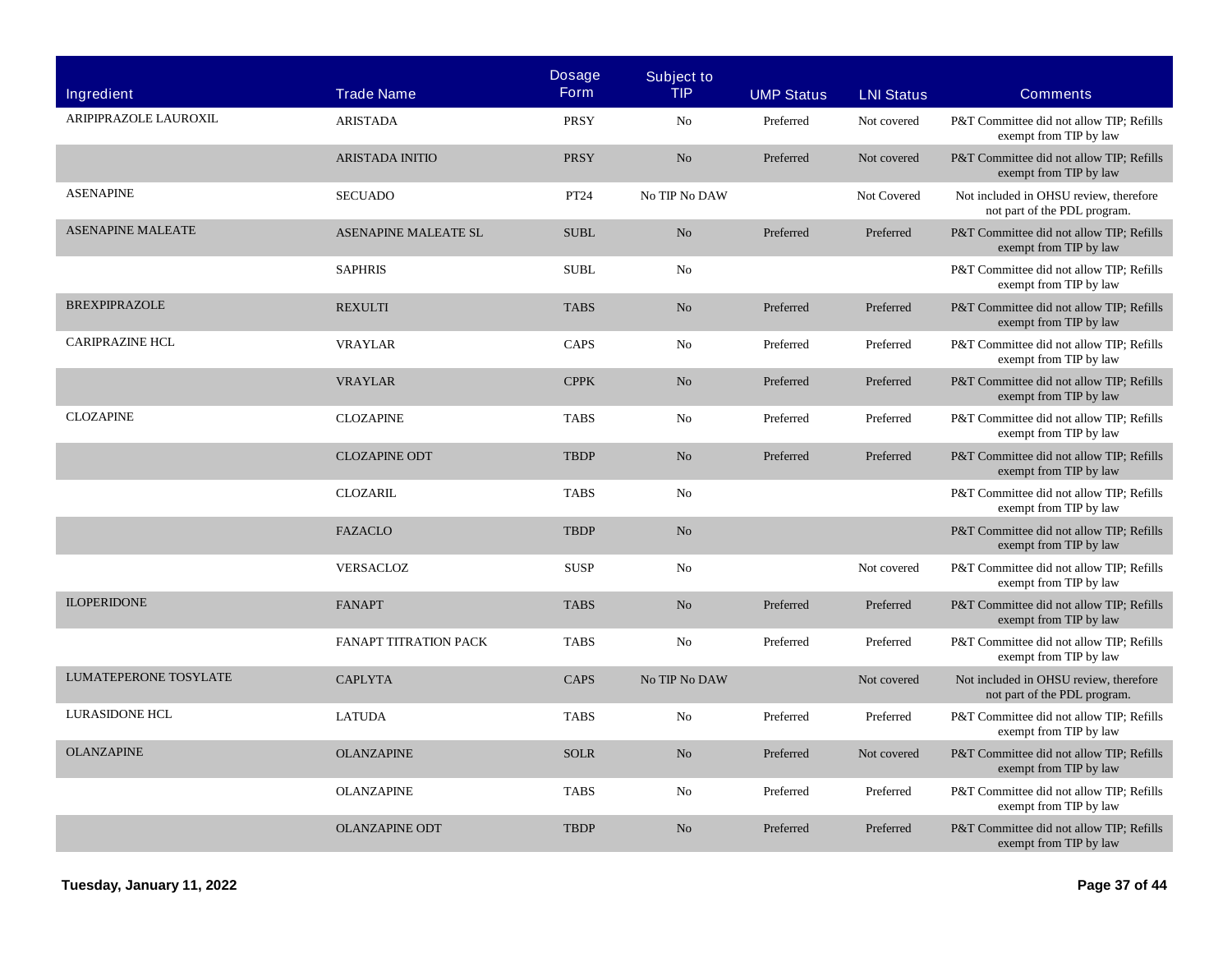| Ingredient | Trade Name | Dosage Form | Subject to TIP | UMP Status | LNI Status | Comments |
|---|---|---|---|---|---|---|
| ARIPIPRAZOLE LAUROXIL | ARISTADA | PRSY | No | Preferred | Not covered | P&T Committee did not allow TIP; Refills exempt from TIP by law |
| | ARISTADA INITIO | PRSY | No | Preferred | Not covered | P&T Committee did not allow TIP; Refills exempt from TIP by law |
| ASENAPINE | SECUADO | PT24 | No TIP No DAW | | Not Covered | Not included in OHSU review, therefore not part of the PDL program. |
| ASENAPINE MALEATE | ASENAPINE MALEATE SL | SUBL | No | Preferred | Preferred | P&T Committee did not allow TIP; Refills exempt from TIP by law |
| | SAPHRIS | SUBL | No | | | P&T Committee did not allow TIP; Refills exempt from TIP by law |
| BREXPIPRAZOLE | REXULTI | TABS | No | Preferred | Preferred | P&T Committee did not allow TIP; Refills exempt from TIP by law |
| CARIPRAZINE HCL | VRAYLAR | CAPS | No | Preferred | Preferred | P&T Committee did not allow TIP; Refills exempt from TIP by law |
| | VRAYLAR | CPPK | No | Preferred | Preferred | P&T Committee did not allow TIP; Refills exempt from TIP by law |
| CLOZAPINE | CLOZAPINE | TABS | No | Preferred | Preferred | P&T Committee did not allow TIP; Refills exempt from TIP by law |
| | CLOZAPINE ODT | TBDP | No | Preferred | Preferred | P&T Committee did not allow TIP; Refills exempt from TIP by law |
| | CLOZARIL | TABS | No | | | P&T Committee did not allow TIP; Refills exempt from TIP by law |
| | FAZACLO | TBDP | No | | | P&T Committee did not allow TIP; Refills exempt from TIP by law |
| | VERSACLOZ | SUSP | No | | Not covered | P&T Committee did not allow TIP; Refills exempt from TIP by law |
| ILOPERIDONE | FANAPT | TABS | No | Preferred | Preferred | P&T Committee did not allow TIP; Refills exempt from TIP by law |
| | FANAPT TITRATION PACK | TABS | No | Preferred | Preferred | P&T Committee did not allow TIP; Refills exempt from TIP by law |
| LUMATEPERONE TOSYLATE | CAPLYTA | CAPS | No TIP No DAW | | Not covered | Not included in OHSU review, therefore not part of the PDL program. |
| LURASIDONE HCL | LATUDA | TABS | No | Preferred | Preferred | P&T Committee did not allow TIP; Refills exempt from TIP by law |
| OLANZAPINE | OLANZAPINE | SOLR | No | Preferred | Not covered | P&T Committee did not allow TIP; Refills exempt from TIP by law |
| | OLANZAPINE | TABS | No | Preferred | Preferred | P&T Committee did not allow TIP; Refills exempt from TIP by law |
| | OLANZAPINE ODT | TBDP | No | Preferred | Preferred | P&T Committee did not allow TIP; Refills exempt from TIP by law |

**Tuesday, January 11, 2022**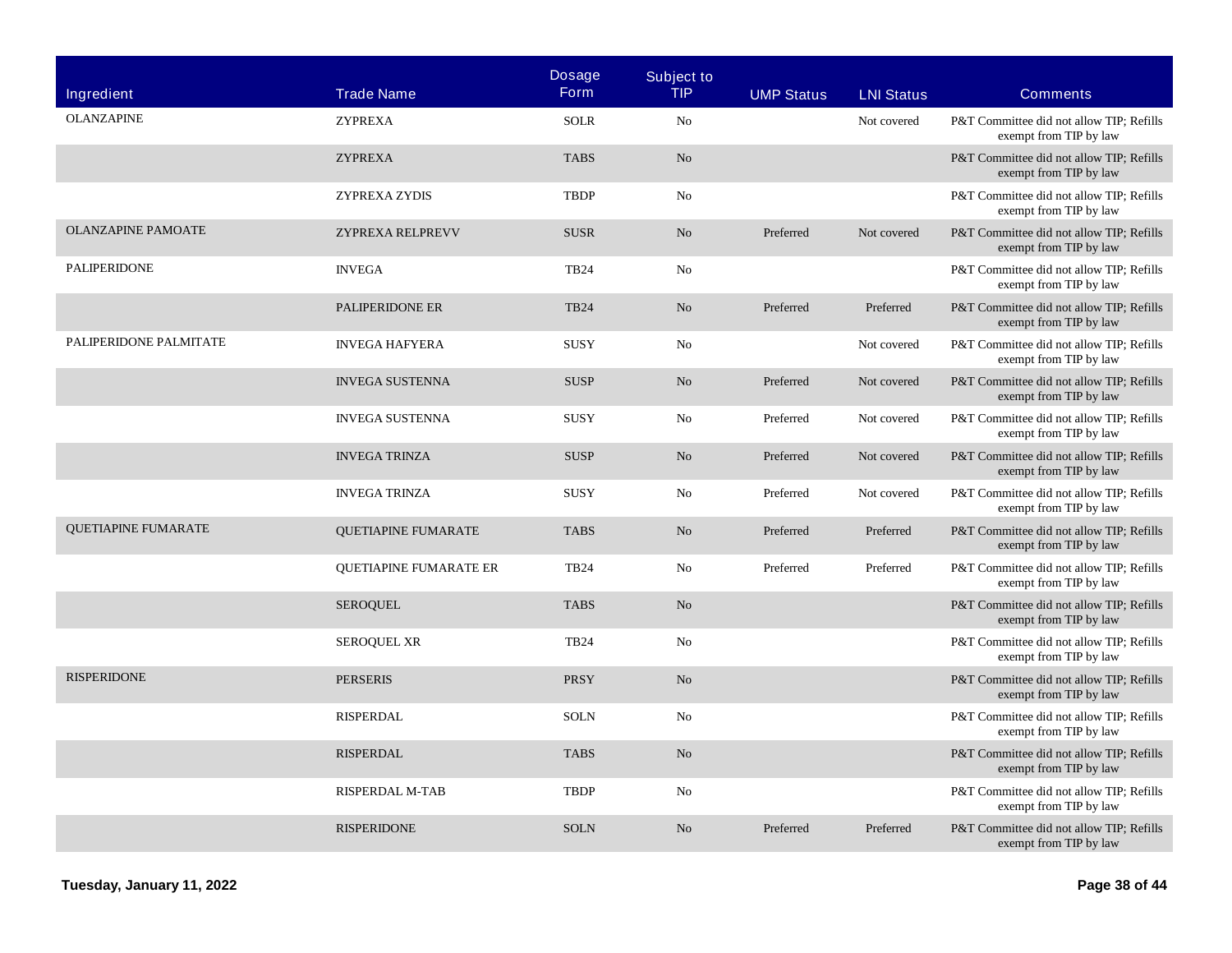| Ingredient | Trade Name | Dosage Form | Subject to TIP | UMP Status | LNI Status | Comments |
|---|---|---|---|---|---|---|
| OLANZAPINE | ZYPREXA | SOLR | No | | Not covered | P&T Committee did not allow TIP; Refills exempt from TIP by law |
| | ZYPREXA | TABS | No | | | P&T Committee did not allow TIP; Refills exempt from TIP by law |
| | ZYPREXA ZYDIS | TBDP | No | | | P&T Committee did not allow TIP; Refills exempt from TIP by law |
| OLANZAPINE PAMOATE | ZYPREXA RELPREVV | SUSR | No | Preferred | Not covered | P&T Committee did not allow TIP; Refills exempt from TIP by law |
| PALIPERIDONE | INVEGA | TB24 | No | | | P&T Committee did not allow TIP; Refills exempt from TIP by law |
| | PALIPERIDONE ER | TB24 | No | Preferred | Preferred | P&T Committee did not allow TIP; Refills exempt from TIP by law |
| PALIPERIDONE PALMITATE | INVEGA HAFYERA | SUSY | No | | Not covered | P&T Committee did not allow TIP; Refills exempt from TIP by law |
| | INVEGA SUSTENNA | SUSP | No | Preferred | Not covered | P&T Committee did not allow TIP; Refills exempt from TIP by law |
| | INVEGA SUSTENNA | SUSY | No | Preferred | Not covered | P&T Committee did not allow TIP; Refills exempt from TIP by law |
| | INVEGA TRINZA | SUSP | No | Preferred | Not covered | P&T Committee did not allow TIP; Refills exempt from TIP by law |
| | INVEGA TRINZA | SUSY | No | Preferred | Not covered | P&T Committee did not allow TIP; Refills exempt from TIP by law |
| QUETIAPINE FUMARATE | QUETIAPINE FUMARATE | TABS | No | Preferred | Preferred | P&T Committee did not allow TIP; Refills exempt from TIP by law |
| | QUETIAPINE FUMARATE ER | TB24 | No | Preferred | Preferred | P&T Committee did not allow TIP; Refills exempt from TIP by law |
| | SEROQUEL | TABS | No | | | P&T Committee did not allow TIP; Refills exempt from TIP by law |
| | SEROQUEL XR | TB24 | No | | | P&T Committee did not allow TIP; Refills exempt from TIP by law |
| RISPERIDONE | PERSERIS | PRSY | No | | | P&T Committee did not allow TIP; Refills exempt from TIP by law |
| | RISPERDAL | SOLN | No | | | P&T Committee did not allow TIP; Refills exempt from TIP by law |
| | RISPERDAL | TABS | No | | | P&T Committee did not allow TIP; Refills exempt from TIP by law |
| | RISPERDAL M-TAB | TBDP | No | | | P&T Committee did not allow TIP; Refills exempt from TIP by law |
| | RISPERIDONE | SOLN | No | Preferred | Preferred | P&T Committee did not allow TIP; Refills exempt from TIP by law |

Tuesday, January 11, 2022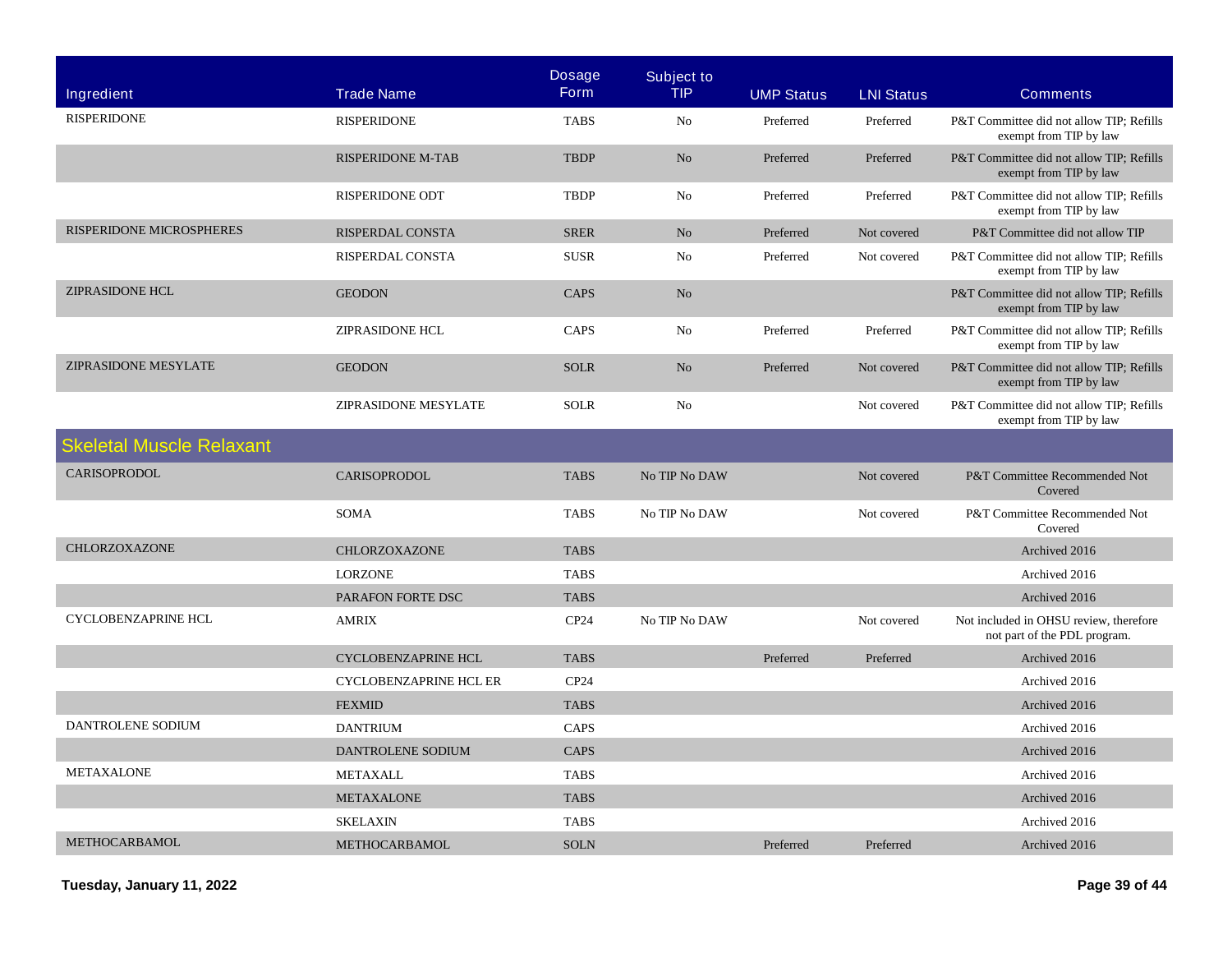| Ingredient | Trade Name | Dosage Form | Subject to TIP | UMP Status | LNI Status | Comments |
|---|---|---|---|---|---|---|
| RISPERIDONE | RISPERIDONE | TABS | No | Preferred | Preferred | P&T Committee did not allow TIP; Refills exempt from TIP by law |
| | RISPERIDONE M-TAB | TBDP | No | Preferred | Preferred | P&T Committee did not allow TIP; Refills exempt from TIP by law |
| | RISPERIDONE ODT | TBDP | No | Preferred | Preferred | P&T Committee did not allow TIP; Refills exempt from TIP by law |
| RISPERIDONE MICROSPHERES | RISPERDAL CONSTA | SRER | No | Preferred | Not covered | P&T Committee did not allow TIP |
| | RISPERDAL CONSTA | SUSR | No | Preferred | Not covered | P&T Committee did not allow TIP; Refills exempt from TIP by law |
| ZIPRASIDONE HCL | GEODON | CAPS | No | | | P&T Committee did not allow TIP; Refills exempt from TIP by law |
| | ZIPRASIDONE HCL | CAPS | No | Preferred | Preferred | P&T Committee did not allow TIP; Refills exempt from TIP by law |
| ZIPRASIDONE MESYLATE | GEODON | SOLR | No | Preferred | Not covered | P&T Committee did not allow TIP; Refills exempt from TIP by law |
| | ZIPRASIDONE MESYLATE | SOLR | No | | Not covered | P&T Committee did not allow TIP; Refills exempt from TIP by law |
| **Skeletal Muscle Relaxant** | | | | | | |
| CARISOPRODOL | CARISOPRODOL | TABS | No TIP No DAW | | Not covered | P&T Committee Recommended Not Covered |
| | SOMA | TABS | No TIP No DAW | | Not covered | P&T Committee Recommended Not Covered |
| CHLORZOXAZONE | CHLORZOXAZONE | TABS | | | | Archived 2016 |
| | LORZONE | TABS | | | | Archived 2016 |
| | PARAFON FORTE DSC | TABS | | | | Archived 2016 |
| CYCLOBENZAPRINE HCL | AMRIX | CP24 | No TIP No DAW | | Not covered | Not included in OHSU review, therefore not part of the PDL program. |
| | CYCLOBENZAPRINE HCL | TABS | | Preferred | Preferred | Archived 2016 |
| | CYCLOBENZAPRINE HCL ER | CP24 | | | | Archived 2016 |
| | FEXMID | TABS | | | | Archived 2016 |
| DANTROLENE SODIUM | DANTRIUM | CAPS | | | | Archived 2016 |
| | DANTROLENE SODIUM | CAPS | | | | Archived 2016 |
| METAXALONE | METAXALL | TABS | | | | Archived 2016 |
| | METAXALONE | TABS | | | | Archived 2016 |
| | SKELAXIN | TABS | | | | Archived 2016 |
| METHOCARBAMOL | METHOCARBAMOL | SOLN | | Preferred | Preferred | Archived 2016 |

**Tuesday, January 11, 2022**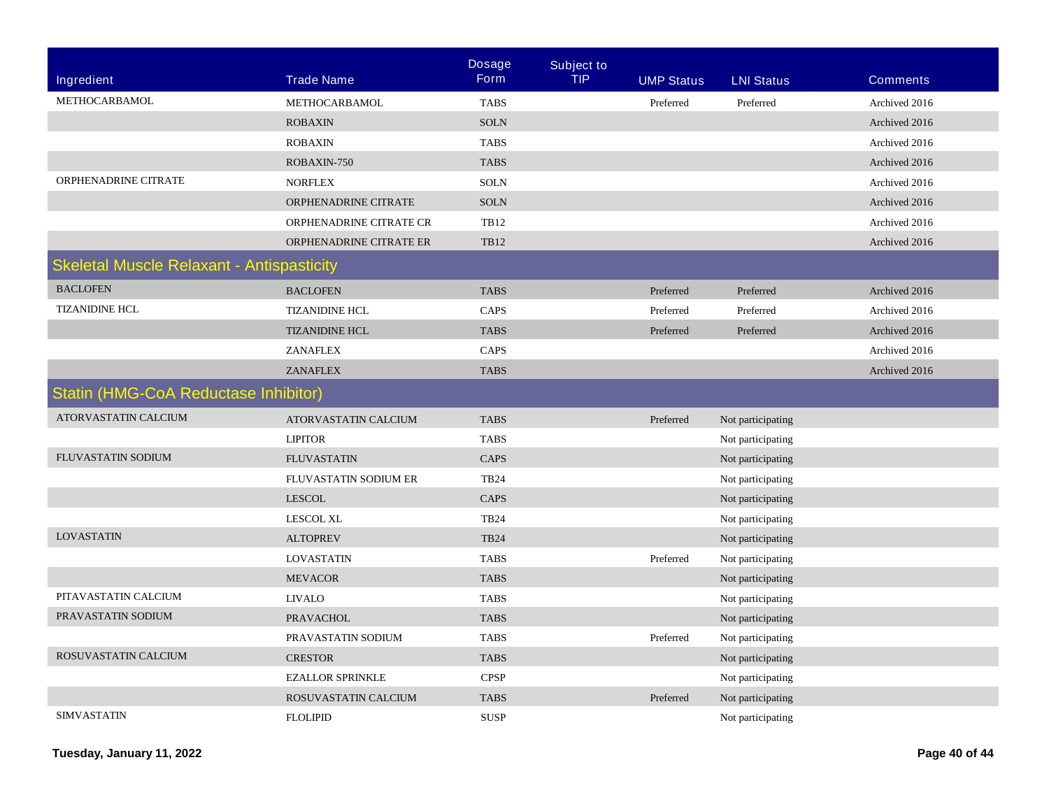| Ingredient | Trade Name | Dosage Form | Subject to TIP | UMP Status | LNI Status | Comments |
|---|---|---|---|---|---|---|
| METHOCARBAMOL | METHOCARBAMOL | TABS | | Preferred | Preferred | Archived 2016 |
| | ROBAXIN | SOLN | | | | Archived 2016 |
| | ROBAXIN | TABS | | | | Archived 2016 |
| | ROBAXIN-750 | TABS | | | | Archived 2016 |
| ORPHENADRINE CITRATE | NORFLEX | SOLN | | | | Archived 2016 |
| | ORPHENADRINE CITRATE | SOLN | | | | Archived 2016 |
| | ORPHENADRINE CITRATE CR | TB12 | | | | Archived 2016 |
| | ORPHENADRINE CITRATE ER | TB12 | | | | Archived 2016 |
| **Skeletal Muscle Relaxant - Antispasticity** | | | | | | |
| BACLOFEN | BACLOFEN | TABS | | Preferred | Preferred | Archived 2016 |
| TIZANIDINE HCL | TIZANIDINE HCL | CAPS | | Preferred | Preferred | Archived 2016 |
| | TIZANIDINE HCL | TABS | | Preferred | Preferred | Archived 2016 |
| | ZANAFLEX | CAPS | | | | Archived 2016 |
| | ZANAFLEX | TABS | | | | Archived 2016 |
| **Statin (HMG-CoA Reductase Inhibitor)** | | | | | | |
| ATORVASTATIN CALCIUM | ATORVASTATIN CALCIUM | TABS | | Preferred | Not participating | |
| | LIPITOR | TABS | | | Not participating | |
| FLUVASTATIN SODIUM | FLUVASTATIN | CAPS | | | Not participating | |
| | FLUVASTATIN SODIUM ER | TB24 | | | Not participating | |
| | LESCOL | CAPS | | | Not participating | |
| | LESCOL XL | TB24 | | | Not participating | |
| LOVASTATIN | ALTOPREV | TB24 | | | Not participating | |
| | LOVASTATIN | TABS | | Preferred | Not participating | |
| | MEVACOR | TABS | | | Not participating | |
| PITAVASTATIN CALCIUM | LIVALO | TABS | | | Not participating | |
| PRAVASTATIN SODIUM | PRAVACHOL | TABS | | | Not participating | |
| | PRAVASTATIN SODIUM | TABS | | Preferred | Not participating | |
| ROSUVASTATIN CALCIUM | CRESTOR | TABS | | | Not participating | |
| | EZALLOR SPRINKLE | CPSP | | | Not participating | |
| | ROSUVASTATIN CALCIUM | TABS | | Preferred | Not participating | |
| SIMVASTATIN | FLOLIPID | SUSP | | | Not participating | |

**Tuesday, January 11, 2022**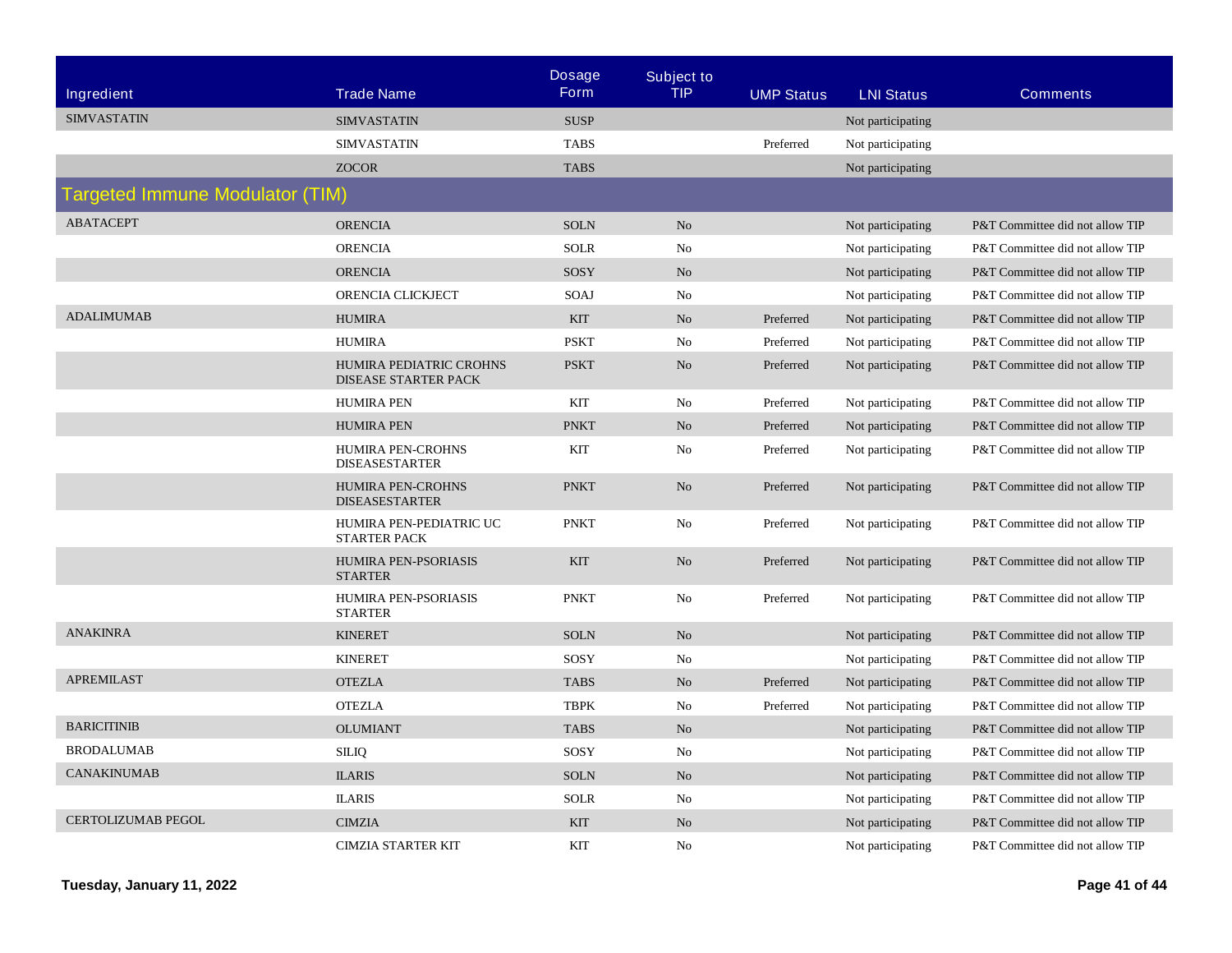| Ingredient | Trade Name | Dosage Form | Subject to TIP | UMP Status | LNI Status | Comments |
|---|---|---|---|---|---|---|
| SIMVASTATIN | SIMVASTATIN | SUSP | | | Not participating | |
| | SIMVASTATIN | TABS | | Preferred | Not participating | |
| | ZOCOR | TABS | | | Not participating | |

## Targeted Immune Modulator (TIM)

| Ingredient | Trade Name | Dosage Form | Subject to TIP | UMP Status | LNI Status | Comments |
|---|---|---|---|---|---|---|
| ABATACEPT | ORENCIA | SOLN | No | | Not participating | P&T Committee did not allow TIP |
| | ORENCIA | SOLR | No | | Not participating | P&T Committee did not allow TIP |
| | ORENCIA | SOSY | No | | Not participating | P&T Committee did not allow TIP |
| | ORENCIA CLICKJECT | SOAJ | No | | Not participating | P&T Committee did not allow TIP |
| ADALIMUMAB | HUMIRA | KIT | No | Preferred | Not participating | P&T Committee did not allow TIP |
| | HUMIRA | PSKT | No | Preferred | Not participating | P&T Committee did not allow TIP |
| | HUMIRA PEDIATRIC CROHNS DISEASE STARTER PACK | PSKT | No | Preferred | Not participating | P&T Committee did not allow TIP |
| | HUMIRA PEN | KIT | No | Preferred | Not participating | P&T Committee did not allow TIP |
| | HUMIRA PEN | PNKT | No | Preferred | Not participating | P&T Committee did not allow TIP |
| | HUMIRA PEN-CROHNS DISEASESTARTER | KIT | No | Preferred | Not participating | P&T Committee did not allow TIP |
| | HUMIRA PEN-CROHNS DISEASESTARTER | PNKT | No | Preferred | Not participating | P&T Committee did not allow TIP |
| | HUMIRA PEN-PEDIATRIC UC STARTER PACK | PNKT | No | Preferred | Not participating | P&T Committee did not allow TIP |
| | HUMIRA PEN-PSORIASIS STARTER | KIT | No | Preferred | Not participating | P&T Committee did not allow TIP |
| | HUMIRA PEN-PSORIASIS STARTER | PNKT | No | Preferred | Not participating | P&T Committee did not allow TIP |
| ANAKINRA | KINERET | SOLN | No | | Not participating | P&T Committee did not allow TIP |
| | KINERET | SOSY | No | | Not participating | P&T Committee did not allow TIP |
| APREMILAST | OTEZLA | TABS | No | Preferred | Not participating | P&T Committee did not allow TIP |
| | OTEZLA | TBPK | No | Preferred | Not participating | P&T Committee did not allow TIP |
| BARICITINIB | OLUMIANT | TABS | No | | Not participating | P&T Committee did not allow TIP |
| BRODALUMAB | SILIQ | SOSY | No | | Not participating | P&T Committee did not allow TIP |
| CANAKINUMAB | ILARIS | SOLN | No | | Not participating | P&T Committee did not allow TIP |
| | ILARIS | SOLR | No | | Not participating | P&T Committee did not allow TIP |
| CERTOLIZUMAB PEGOL | CIMZIA | KIT | No | | Not participating | P&T Committee did not allow TIP |
| | CIMZIA STARTER KIT | KIT | No | | Not participating | P&T Committee did not allow TIP |

**Tuesday, January 11, 2022**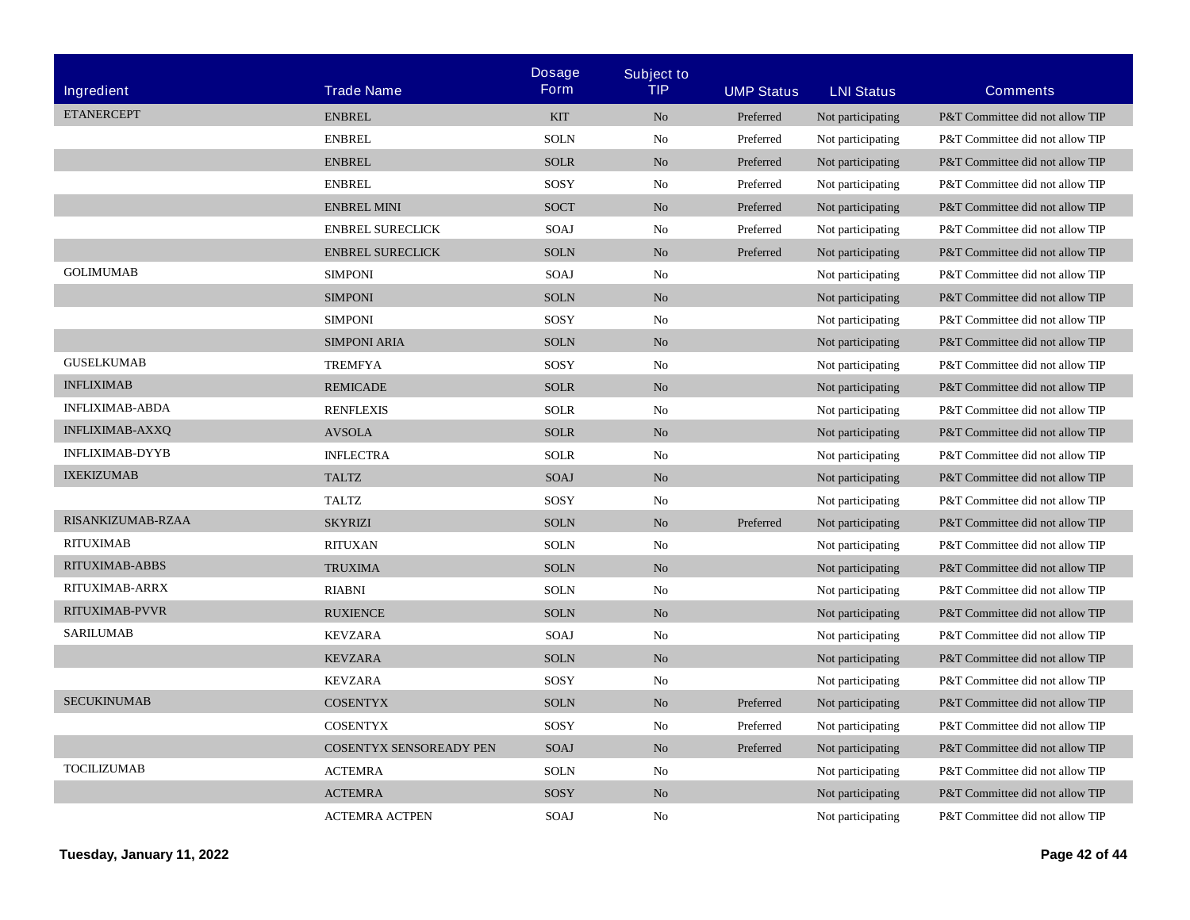| Ingredient | Trade Name | Dosage Form | Subject to TIP | UMP Status | LNI Status | Comments |
|---|---|---|---|---|---|---|
| ETANERCEPT | ENBREL | KIT | No | Preferred | Not participating | P&T Committee did not allow TIP |
| | ENBREL | SOLN | No | Preferred | Not participating | P&T Committee did not allow TIP |
| | ENBREL | SOLR | No | Preferred | Not participating | P&T Committee did not allow TIP |
| | ENBREL | SOSY | No | Preferred | Not participating | P&T Committee did not allow TIP |
| | ENBREL MINI | SOCT | No | Preferred | Not participating | P&T Committee did not allow TIP |
| | ENBREL SURECLICK | SOAJ | No | Preferred | Not participating | P&T Committee did not allow TIP |
| | ENBREL SURECLICK | SOLN | No | Preferred | Not participating | P&T Committee did not allow TIP |
| GOLIMUMAB | SIMPONI | SOAJ | No | | Not participating | P&T Committee did not allow TIP |
| | SIMPONI | SOLN | No | | Not participating | P&T Committee did not allow TIP |
| | SIMPONI | SOSY | No | | Not participating | P&T Committee did not allow TIP |
| | SIMPONI ARIA | SOLN | No | | Not participating | P&T Committee did not allow TIP |
| GUSELKUMAB | TREMFYA | SOSY | No | | Not participating | P&T Committee did not allow TIP |
| INFLIXIMAB | REMICADE | SOLR | No | | Not participating | P&T Committee did not allow TIP |
| INFLIXIMAB-ABDA | RENFLEXIS | SOLR | No | | Not participating | P&T Committee did not allow TIP |
| INFLIXIMAB-AXXQ | AVSOLA | SOLR | No | | Not participating | P&T Committee did not allow TIP |
| INFLIXIMAB-DYYB | INFLECTRA | SOLR | No | | Not participating | P&T Committee did not allow TIP |
| IXEKIZUMAB | TALTZ | SOAJ | No | | Not participating | P&T Committee did not allow TIP |
| | TALTZ | SOSY | No | | Not participating | P&T Committee did not allow TIP |
| RISANKIZUMAB-RZAA | SKYRIZI | SOLN | No | Preferred | Not participating | P&T Committee did not allow TIP |
| RITUXIMAB | RITUXAN | SOLN | No | | Not participating | P&T Committee did not allow TIP |
| RITUXIMAB-ABBS | TRUXIMA | SOLN | No | | Not participating | P&T Committee did not allow TIP |
| RITUXIMAB-ARRX | RIABNI | SOLN | No | | Not participating | P&T Committee did not allow TIP |
| RITUXIMAB-PVVR | RUXIENCE | SOLN | No | | Not participating | P&T Committee did not allow TIP |
| SARILUMAB | KEVZARA | SOAJ | No | | Not participating | P&T Committee did not allow TIP |
| | KEVZARA | SOLN | No | | Not participating | P&T Committee did not allow TIP |
| | KEVZARA | SOSY | No | | Not participating | P&T Committee did not allow TIP |
| SECUKINUMAB | COSENTYX | SOLN | No | Preferred | Not participating | P&T Committee did not allow TIP |
| | COSENTYX | SOSY | No | Preferred | Not participating | P&T Committee did not allow TIP |
| | COSENTYX SENSOREADY PEN | SOAJ | No | Preferred | Not participating | P&T Committee did not allow TIP |
| TOCILIZUMAB | ACTEMRA | SOLN | No | | Not participating | P&T Committee did not allow TIP |
| | ACTEMRA | SOSY | No | | Not participating | P&T Committee did not allow TIP |
| | ACTEMRA ACTPEN | SOAJ | No | | Not participating | P&T Committee did not allow TIP |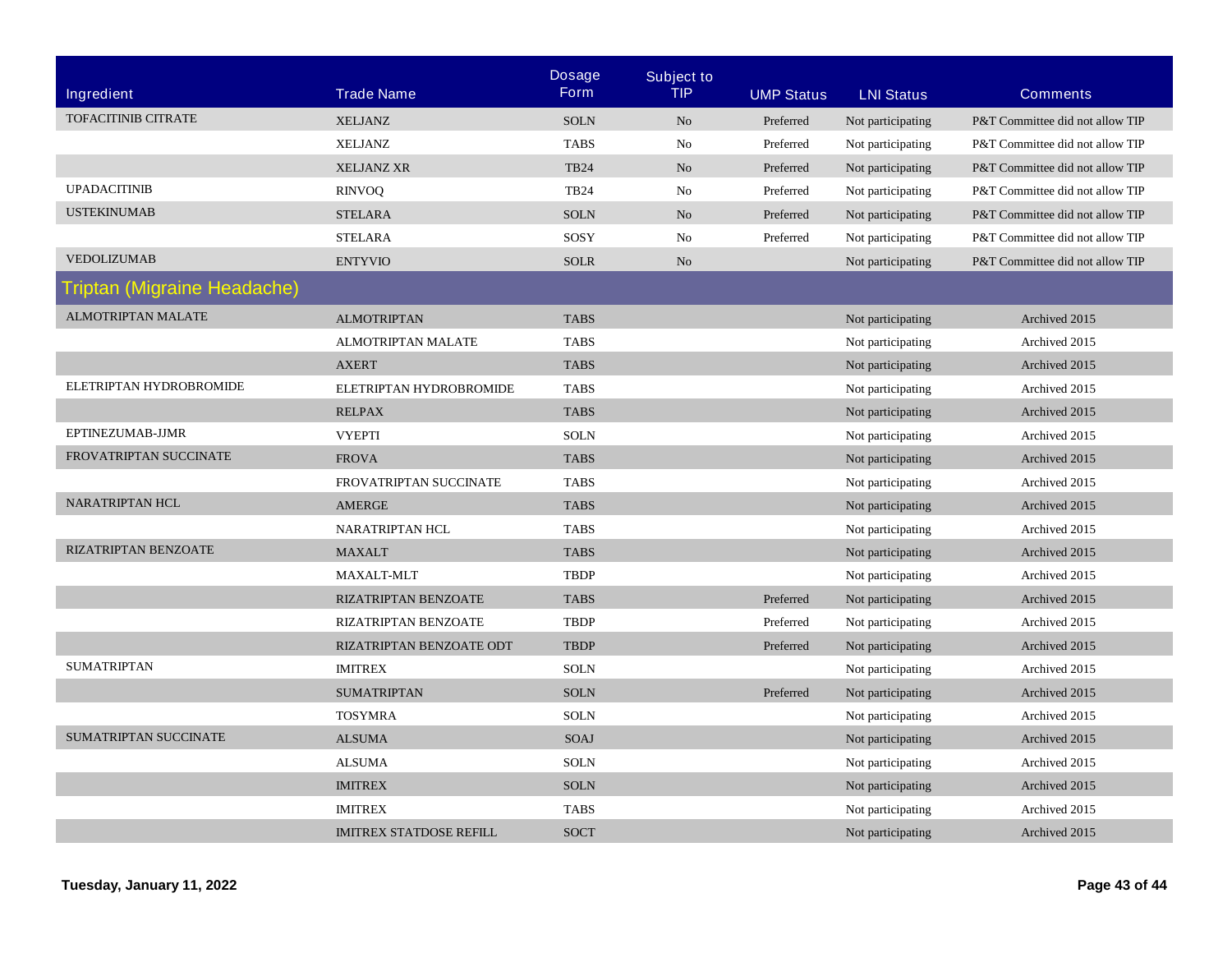| Ingredient | Trade Name | Dosage Form | Subject to TIP | UMP Status | LNI Status | Comments |
|---|---|---|---|---|---|---|
| TOFACITINIB CITRATE | XELJANZ | SOLN | No | Preferred | Not participating | P&T Committee did not allow TIP |
| | XELJANZ | TABS | No | Preferred | Not participating | P&T Committee did not allow TIP |
| | XELJANZ XR | TB24 | No | Preferred | Not participating | P&T Committee did not allow TIP |
| UPADACITINIB | RINVOQ | TB24 | No | Preferred | Not participating | P&T Committee did not allow TIP |
| USTEKINUMAB | STELARA | SOLN | No | Preferred | Not participating | P&T Committee did not allow TIP |
| | STELARA | SOSY | No | Preferred | Not participating | P&T Committee did not allow TIP |
| VEDOLIZUMAB | ENTYVIO | SOLR | No | | Not participating | P&T Committee did not allow TIP |
| **Triptan (Migraine Headache)** | | | | | | |
| ALMOTRIPTAN MALATE | ALMOTRIPTAN | TABS | | | Not participating | Archived 2015 |
| | ALMOTRIPTAN MALATE | TABS | | | Not participating | Archived 2015 |
| | AXERT | TABS | | | Not participating | Archived 2015 |
| ELETRIPTAN HYDROBROMIDE | ELETRIPTAN HYDROBROMIDE | TABS | | | Not participating | Archived 2015 |
| | RELPAX | TABS | | | Not participating | Archived 2015 |
| EPTINEZUMAB-JJMR | VYEPTI | SOLN | | | Not participating | Archived 2015 |
| FROVATRIPTAN SUCCINATE | FROVA | TABS | | | Not participating | Archived 2015 |
| | FROVATRIPTAN SUCCINATE | TABS | | | Not participating | Archived 2015 |
| NARATRIPTAN HCL | AMERGE | TABS | | | Not participating | Archived 2015 |
| | NARATRIPTAN HCL | TABS | | | Not participating | Archived 2015 |
| RIZATRIPTAN BENZOATE | MAXALT | TABS | | | Not participating | Archived 2015 |
| | MAXALT-MLT | TBDP | | | Not participating | Archived 2015 |
| | RIZATRIPTAN BENZOATE | TABS | | Preferred | Not participating | Archived 2015 |
| | RIZATRIPTAN BENZOATE | TBDP | | Preferred | Not participating | Archived 2015 |
| | RIZATRIPTAN BENZOATE ODT | TBDP | | Preferred | Not participating | Archived 2015 |
| SUMATRIPTAN | IMITREX | SOLN | | | Not participating | Archived 2015 |
| | SUMATRIPTAN | SOLN | | Preferred | Not participating | Archived 2015 |
| | TOSYMRA | SOLN | | | Not participating | Archived 2015 |
| SUMATRIPTAN SUCCINATE | ALSUMA | SOAJ | | | Not participating | Archived 2015 |
| | ALSUMA | SOLN | | | Not participating | Archived 2015 |
| | IMITREX | SOLN | | | Not participating | Archived 2015 |
| | IMITREX | TABS | | | Not participating | Archived 2015 |
| | IMITREX STATDOSE REFILL | SOCT | | | Not participating | Archived 2015 |

**Tuesday, January 11, 2022**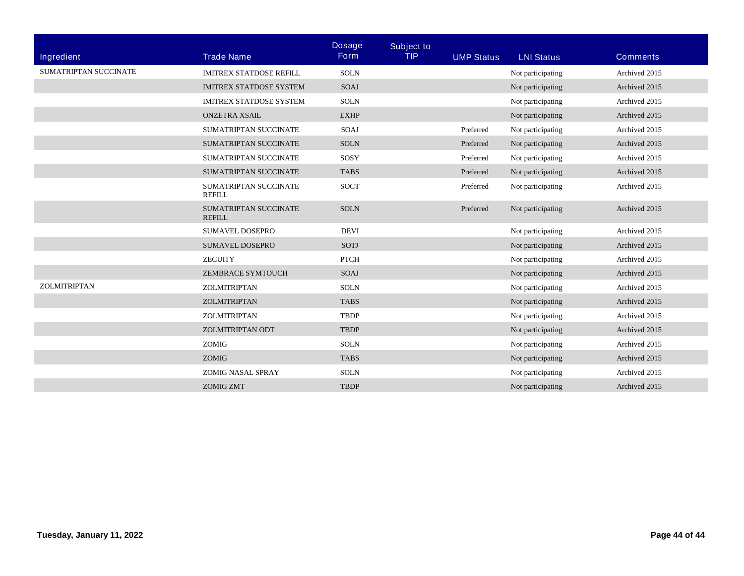| Ingredient | Trade Name | Dosage Form | Subject to TIP | UMP Status | LNI Status | Comments |
|---|---|---|---|---|---|---|
| SUMATRIPTAN SUCCINATE | IMITREX STATDOSE REFILL | SOLN | | | Not participating | Archived 2015 |
| | IMITREX STATDOSE SYSTEM | SOAJ | | | Not participating | Archived 2015 |
| | IMITREX STATDOSE SYSTEM | SOLN | | | Not participating | Archived 2015 |
| | ONZETRA XSAIL | EXHP | | | Not participating | Archived 2015 |
| | SUMATRIPTAN SUCCINATE | SOAJ | | Preferred | Not participating | Archived 2015 |
| | SUMATRIPTAN SUCCINATE | SOLN | | Preferred | Not participating | Archived 2015 |
| | SUMATRIPTAN SUCCINATE | SOSY | | Preferred | Not participating | Archived 2015 |
| | SUMATRIPTAN SUCCINATE | TABS | | Preferred | Not participating | Archived 2015 |
| | SUMATRIPTAN SUCCINATE REFILL | SOCT | | Preferred | Not participating | Archived 2015 |
| | SUMATRIPTAN SUCCINATE REFILL | SOLN | | Preferred | Not participating | Archived 2015 |
| | SUMAVEL DOSEPRO | DEVI | | | Not participating | Archived 2015 |
| | SUMAVEL DOSEPRO | SOTJ | | | Not participating | Archived 2015 |
| | ZECUITY | PTCH | | | Not participating | Archived 2015 |
| | ZEMBRACE SYMTOUCH | SOAJ | | | Not participating | Archived 2015 |
| ZOLMITRIPTAN | ZOLMITRIPTAN | SOLN | | | Not participating | Archived 2015 |
| | ZOLMITRIPTAN | TABS | | | Not participating | Archived 2015 |
| | ZOLMITRIPTAN | TBDP | | | Not participating | Archived 2015 |
| | ZOLMITRIPTAN ODT | TBDP | | | Not participating | Archived 2015 |
| | ZOMIG | SOLN | | | Not participating | Archived 2015 |
| | ZOMIG | TABS | | | Not participating | Archived 2015 |
| | ZOMIG NASAL SPRAY | SOLN | | | Not participating | Archived 2015 |
| | ZOMIG ZMT | TBDP | | | Not participating | Archived 2015 |

**Tuesday, January 11, 2022**